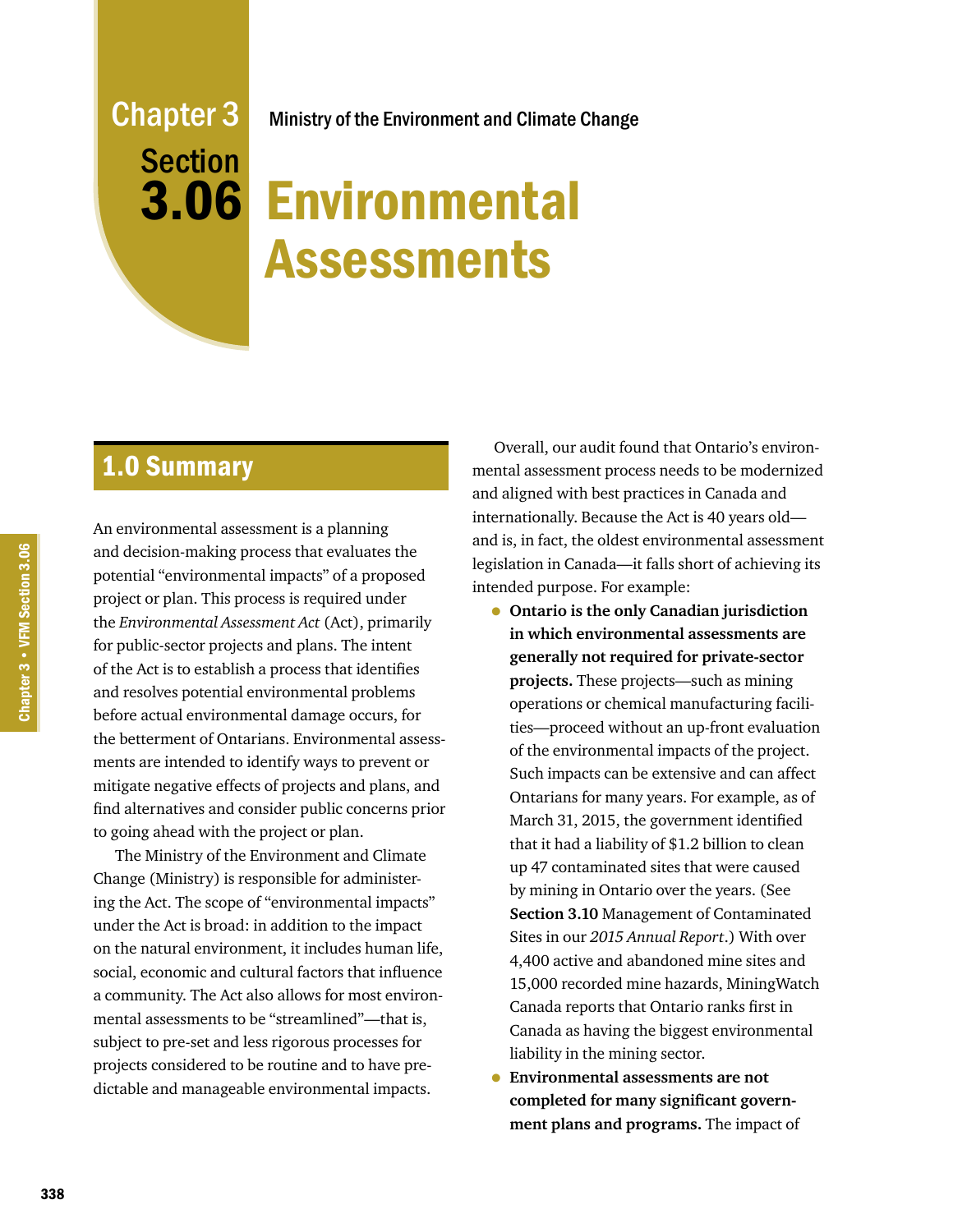# Chapter 3 Section 3.06

Ministry of the Environment and Climate Change

# Environmental Assessments

## 1.0 Summary

An environmental assessment is a planning and decision-making process that evaluates the potential "environmental impacts" of a proposed project or plan. This process is required under the *Environmental Assessment Act* (Act), primarily for public-sector projects and plans. The intent of the Act is to establish a process that identifies and resolves potential environmental problems before actual environmental damage occurs, for the betterment of Ontarians. Environmental assessments are intended to identify ways to prevent or mitigate negative effects of projects and plans, and find alternatives and consider public concerns prior to going ahead with the project or plan.

The Ministry of the Environment and Climate Change (Ministry) is responsible for administering the Act. The scope of "environmental impacts" under the Act is broad: in addition to the impact on the natural environment, it includes human life, social, economic and cultural factors that influence a community. The Act also allows for most environmental assessments to be "streamlined"—that is, subject to pre-set and less rigorous processes for projects considered to be routine and to have predictable and manageable environmental impacts.

Overall, our audit found that Ontario's environmental assessment process needs to be modernized and aligned with best practices in Canada and internationally. Because the Act is 40 years old—and is, in fact, the oldest environmental assessment legislation in Canada—it falls short of achieving its intended purpose. For example:

- **Ontario is the only Canadian jurisdiction in which environmental assessments are generally not required for private-sector projects.** These projects—such as mining operations or chemical manufacturing facilities—proceed without an up-front evaluation of the environmental impacts of the project. Such impacts can be extensive and can affect Ontarians for many years. For example, as of March 31, 2015, the government identified that it had a liability of $1.2 billion to clean up 47 contaminated sites that were caused by mining in Ontario over the years. (See **Section 3.10** Management of Contaminated Sites in our *2015 Annual Report*.) With over 4,400 active and abandoned mine sites and 15,000 recorded mine hazards, MiningWatch Canada reports that Ontario ranks first in Canada as having the biggest environmental liability in the mining sector.
- **Environmental assessments are not completed for many significant government plans and programs.** The impact of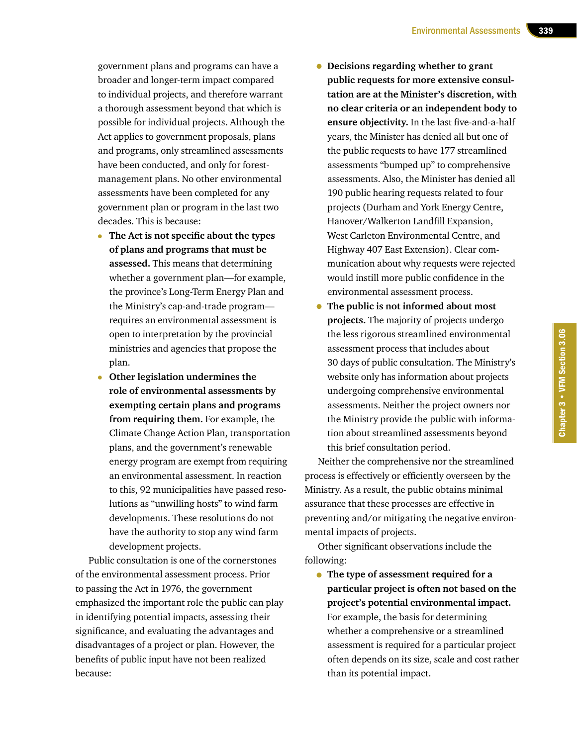government plans and programs can have a broader and longer-term impact compared to individual projects, and therefore warrant a thorough assessment beyond that which is possible for individual projects. Although the Act applies to government proposals, plans and programs, only streamlined assessments have been conducted, and only for forest-management plans. No other environmental assessments have been completed for any government plan or program in the last two decades. This is because:

- **The Act is not specific about the types of plans and programs that must be assessed.** This means that determining whether a government plan—for example, the province's Long-Term Energy Plan and the Ministry's cap-and-trade program—requires an environmental assessment is open to interpretation by the provincial ministries and agencies that propose the plan.
- **Other legislation undermines the role of environmental assessments by exempting certain plans and programs from requiring them.** For example, the Climate Change Action Plan, transportation plans, and the government's renewable energy program are exempt from requiring an environmental assessment. In reaction to this, 92 municipalities have passed resolutions as "unwilling hosts" to wind farm developments. These resolutions do not have the authority to stop any wind farm development projects.

Public consultation is one of the cornerstones of the environmental assessment process. Prior to passing the Act in 1976, the government emphasized the important role the public can play in identifying potential impacts, assessing their significance, and evaluating the advantages and disadvantages of a project or plan. However, the benefits of public input have not been realized because:

- **Decisions regarding whether to grant public requests for more extensive consultation are at the Minister's discretion, with no clear criteria or an independent body to ensure objectivity.** In the last five-and-a-half years, the Minister has denied all but one of the public requests to have 177 streamlined assessments "bumped up" to comprehensive assessments. Also, the Minister has denied all 190 public hearing requests related to four projects (Durham and York Energy Centre, Hanover/Walkerton Landfill Expansion, West Carleton Environmental Centre, and Highway 407 East Extension). Clear communication about why requests were rejected would instill more public confidence in the environmental assessment process.
- **The public is not informed about most projects.** The majority of projects undergo the less rigorous streamlined environmental assessment process that includes about 30 days of public consultation. The Ministry's website only has information about projects undergoing comprehensive environmental assessments. Neither the project owners nor the Ministry provide the public with information about streamlined assessments beyond this brief consultation period.

Neither the comprehensive nor the streamlined process is effectively or efficiently overseen by the Ministry. As a result, the public obtains minimal assurance that these processes are effective in preventing and/or mitigating the negative environmental impacts of projects.

Other significant observations include the following:

- **The type of assessment required for a particular project is often not based on the project's potential environmental impact.** For example, the basis for determining whether a comprehensive or a streamlined assessment is required for a particular project often depends on its size, scale and cost rather than its potential impact.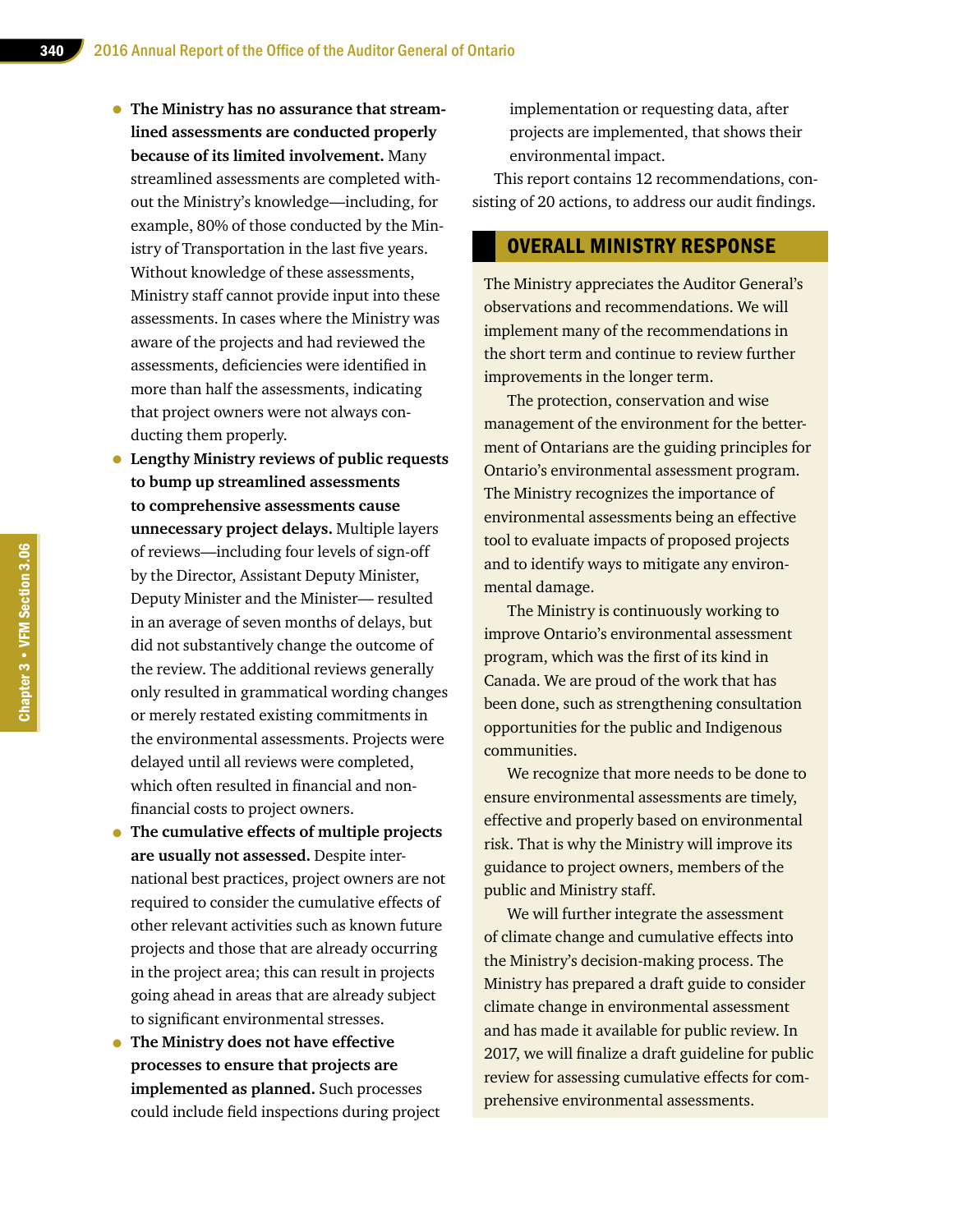- **The Ministry has no assurance that streamlined assessments are conducted properly because of its limited involvement.** Many streamlined assessments are completed without the Ministry's knowledge—including, for example, 80% of those conducted by the Ministry of Transportation in the last five years. Without knowledge of these assessments, Ministry staff cannot provide input into these assessments. In cases where the Ministry was aware of the projects and had reviewed the assessments, deficiencies were identified in more than half the assessments, indicating that project owners were not always conducting them properly.
- **Lengthy Ministry reviews of public requests to bump up streamlined assessments to comprehensive assessments cause unnecessary project delays.** Multiple layers of reviews—including four levels of sign-off by the Director, Assistant Deputy Minister, Deputy Minister and the Minister— resulted in an average of seven months of delays, but did not substantively change the outcome of the review. The additional reviews generally only resulted in grammatical wording changes or merely restated existing commitments in the environmental assessments. Projects were delayed until all reviews were completed, which often resulted in financial and non-financial costs to project owners.
- **The cumulative effects of multiple projects are usually not assessed.** Despite international best practices, project owners are not required to consider the cumulative effects of other relevant activities such as known future projects and those that are already occurring in the project area; this can result in projects going ahead in areas that are already subject to significant environmental stresses.
- **The Ministry does not have effective processes to ensure that projects are implemented as planned.** Such processes could include field inspections during project implementation or requesting data, after projects are implemented, that shows their environmental impact.

This report contains 12 recommendations, consisting of 20 actions, to address our audit findings.

## OVERALL MINISTRY RESPONSE

The Ministry appreciates the Auditor General's observations and recommendations. We will implement many of the recommendations in the short term and continue to review further improvements in the longer term.

The protection, conservation and wise management of the environment for the betterment of Ontarians are the guiding principles for Ontario's environmental assessment program. The Ministry recognizes the importance of environmental assessments being an effective tool to evaluate impacts of proposed projects and to identify ways to mitigate any environmental damage.

The Ministry is continuously working to improve Ontario's environmental assessment program, which was the first of its kind in Canada. We are proud of the work that has been done, such as strengthening consultation opportunities for the public and Indigenous communities.

We recognize that more needs to be done to ensure environmental assessments are timely, effective and properly based on environmental risk. That is why the Ministry will improve its guidance to project owners, members of the public and Ministry staff.

We will further integrate the assessment of climate change and cumulative effects into the Ministry's decision-making process. The Ministry has prepared a draft guide to consider climate change in environmental assessment and has made it available for public review. In 2017, we will finalize a draft guideline for public review for assessing cumulative effects for comprehensive environmental assessments.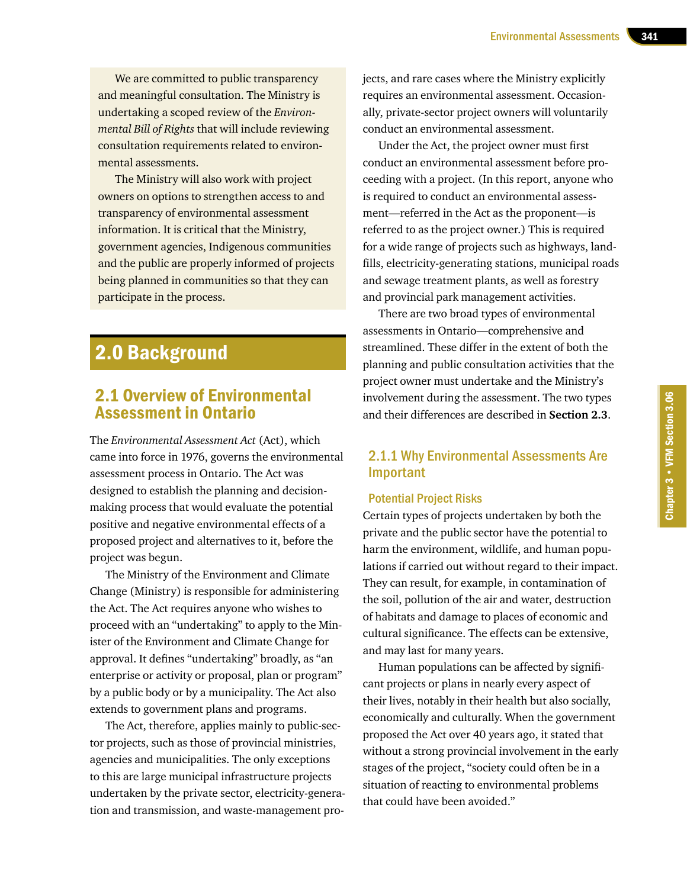We are committed to public transparency and meaningful consultation. The Ministry is undertaking a scoped review of the *Environmental Bill of Rights* that will include reviewing consultation requirements related to environmental assessments.

The Ministry will also work with project owners on options to strengthen access to and transparency of environmental assessment information. It is critical that the Ministry, government agencies, Indigenous communities and the public are properly informed of projects being planned in communities so that they can participate in the process.

## 2.0 Background

### 2.1 Overview of Environmental Assessment in Ontario

The *Environmental Assessment Act* (Act), which came into force in 1976, governs the environmental assessment process in Ontario. The Act was designed to establish the planning and decision-making process that would evaluate the potential positive and negative environmental effects of a proposed project and alternatives to it, before the project was begun.

The Ministry of the Environment and Climate Change (Ministry) is responsible for administering the Act. The Act requires anyone who wishes to proceed with an "undertaking" to apply to the Minister of the Environment and Climate Change for approval. It defines "undertaking" broadly, as "an enterprise or activity or proposal, plan or program" by a public body or by a municipality. The Act also extends to government plans and programs.

The Act, therefore, applies mainly to public-sector projects, such as those of provincial ministries, agencies and municipalities. The only exceptions to this are large municipal infrastructure projects undertaken by the private sector, electricity-generation and transmission, and waste-management projects, and rare cases where the Ministry explicitly requires an environmental assessment. Occasionally, private-sector project owners will voluntarily conduct an environmental assessment.

Under the Act, the project owner must first conduct an environmental assessment before proceeding with a project. (In this report, anyone who is required to conduct an environmental assessment—referred in the Act as the proponent—is referred to as the project owner.) This is required for a wide range of projects such as highways, landfills, electricity-generating stations, municipal roads and sewage treatment plants, as well as forestry and provincial park management activities.

There are two broad types of environmental assessments in Ontario—comprehensive and streamlined. These differ in the extent of both the planning and public consultation activities that the project owner must undertake and the Ministry's involvement during the assessment. The two types and their differences are described in **Section 2.3**.

#### 2.1.1 Why Environmental Assessments Are Important

##### Potential Project Risks

Certain types of projects undertaken by both the private and the public sector have the potential to harm the environment, wildlife, and human populations if carried out without regard to their impact. They can result, for example, in contamination of the soil, pollution of the air and water, destruction of habitats and damage to places of economic and cultural significance. The effects can be extensive, and may last for many years.

Human populations can be affected by significant projects or plans in nearly every aspect of their lives, notably in their health but also socially, economically and culturally. When the government proposed the Act over 40 years ago, it stated that without a strong provincial involvement in the early stages of the project, "society could often be in a situation of reacting to environmental problems that could have been avoided."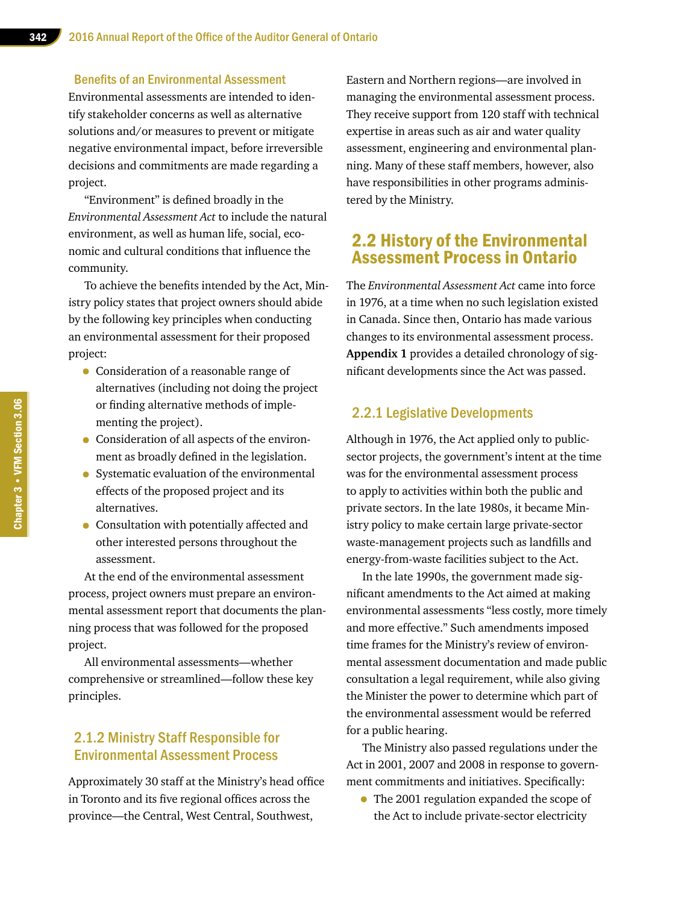#### Benefits of an Environmental Assessment

Environmental assessments are intended to identify stakeholder concerns as well as alternative solutions and/or measures to prevent or mitigate negative environmental impact, before irreversible decisions and commitments are made regarding a project.

"Environment" is defined broadly in the *Environmental Assessment Act* to include the natural environment, as well as human life, social, economic and cultural conditions that influence the community.

To achieve the benefits intended by the Act, Ministry policy states that project owners should abide by the following key principles when conducting an environmental assessment for their proposed project:

- Consideration of a reasonable range of alternatives (including not doing the project or finding alternative methods of implementing the project).
- Consideration of all aspects of the environment as broadly defined in the legislation.
- Systematic evaluation of the environmental effects of the proposed project and its alternatives.
- Consultation with potentially affected and other interested persons throughout the assessment.

At the end of the environmental assessment process, project owners must prepare an environmental assessment report that documents the planning process that was followed for the proposed project.

All environmental assessments—whether comprehensive or streamlined—follow these key principles.

### 2.1.2 Ministry Staff Responsible for Environmental Assessment Process

Approximately 30 staff at the Ministry's head office in Toronto and its five regional offices across the province—the Central, West Central, Southwest, Eastern and Northern regions—are involved in managing the environmental assessment process. They receive support from 120 staff with technical expertise in areas such as air and water quality assessment, engineering and environmental planning. Many of these staff members, however, also have responsibilities in other programs administered by the Ministry.

## 2.2 History of the Environmental Assessment Process in Ontario

The *Environmental Assessment Act* came into force in 1976, at a time when no such legislation existed in Canada. Since then, Ontario has made various changes to its environmental assessment process. **Appendix 1** provides a detailed chronology of significant developments since the Act was passed.

### 2.2.1 Legislative Developments

Although in 1976, the Act applied only to public-sector projects, the government's intent at the time was for the environmental assessment process to apply to activities within both the public and private sectors. In the late 1980s, it became Ministry policy to make certain large private-sector waste-management projects such as landfills and energy-from-waste facilities subject to the Act.

In the late 1990s, the government made significant amendments to the Act aimed at making environmental assessments "less costly, more timely and more effective." Such amendments imposed time frames for the Ministry's review of environmental assessment documentation and made public consultation a legal requirement, while also giving the Minister the power to determine which part of the environmental assessment would be referred for a public hearing.

The Ministry also passed regulations under the Act in 2001, 2007 and 2008 in response to government commitments and initiatives. Specifically:

- The 2001 regulation expanded the scope of the Act to include private-sector electricity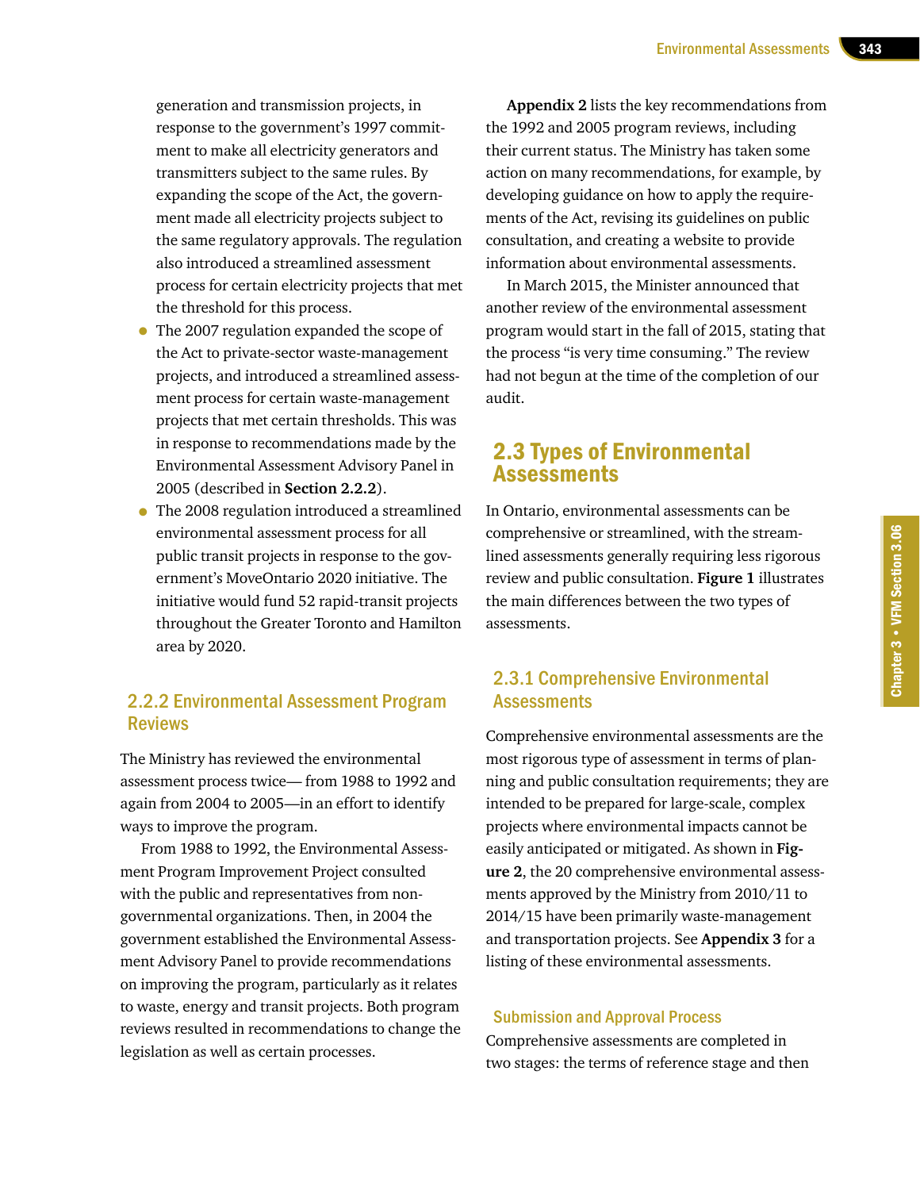generation and transmission projects, in response to the government's 1997 commitment to make all electricity generators and transmitters subject to the same rules. By expanding the scope of the Act, the government made all electricity projects subject to the same regulatory approvals. The regulation also introduced a streamlined assessment process for certain electricity projects that met the threshold for this process.

- The 2007 regulation expanded the scope of the Act to private-sector waste-management projects, and introduced a streamlined assessment process for certain waste-management projects that met certain thresholds. This was in response to recommendations made by the Environmental Assessment Advisory Panel in 2005 (described in **Section 2.2.2**).
- The 2008 regulation introduced a streamlined environmental assessment process for all public transit projects in response to the government's MoveOntario 2020 initiative. The initiative would fund 52 rapid-transit projects throughout the Greater Toronto and Hamilton area by 2020.

### 2.2.2 Environmental Assessment Program Reviews

The Ministry has reviewed the environmental assessment process twice— from 1988 to 1992 and again from 2004 to 2005—in an effort to identify ways to improve the program.

From 1988 to 1992, the Environmental Assessment Program Improvement Project consulted with the public and representatives from non-governmental organizations. Then, in 2004 the government established the Environmental Assessment Advisory Panel to provide recommendations on improving the program, particularly as it relates to waste, energy and transit projects. Both program reviews resulted in recommendations to change the legislation as well as certain processes.

**Appendix 2** lists the key recommendations from the 1992 and 2005 program reviews, including their current status. The Ministry has taken some action on many recommendations, for example, by developing guidance on how to apply the requirements of the Act, revising its guidelines on public consultation, and creating a website to provide information about environmental assessments.

In March 2015, the Minister announced that another review of the environmental assessment program would start in the fall of 2015, stating that the process "is very time consuming." The review had not begun at the time of the completion of our audit.

## 2.3 Types of Environmental Assessments

In Ontario, environmental assessments can be comprehensive or streamlined, with the streamlined assessments generally requiring less rigorous review and public consultation. **Figure 1** illustrates the main differences between the two types of assessments.

### 2.3.1 Comprehensive Environmental Assessments

Comprehensive environmental assessments are the most rigorous type of assessment in terms of planning and public consultation requirements; they are intended to be prepared for large-scale, complex projects where environmental impacts cannot be easily anticipated or mitigated. As shown in **Figure 2**, the 20 comprehensive environmental assessments approved by the Ministry from 2010/11 to 2014/15 have been primarily waste-management and transportation projects. See **Appendix 3** for a listing of these environmental assessments.

#### Submission and Approval Process

Comprehensive assessments are completed in two stages: the terms of reference stage and then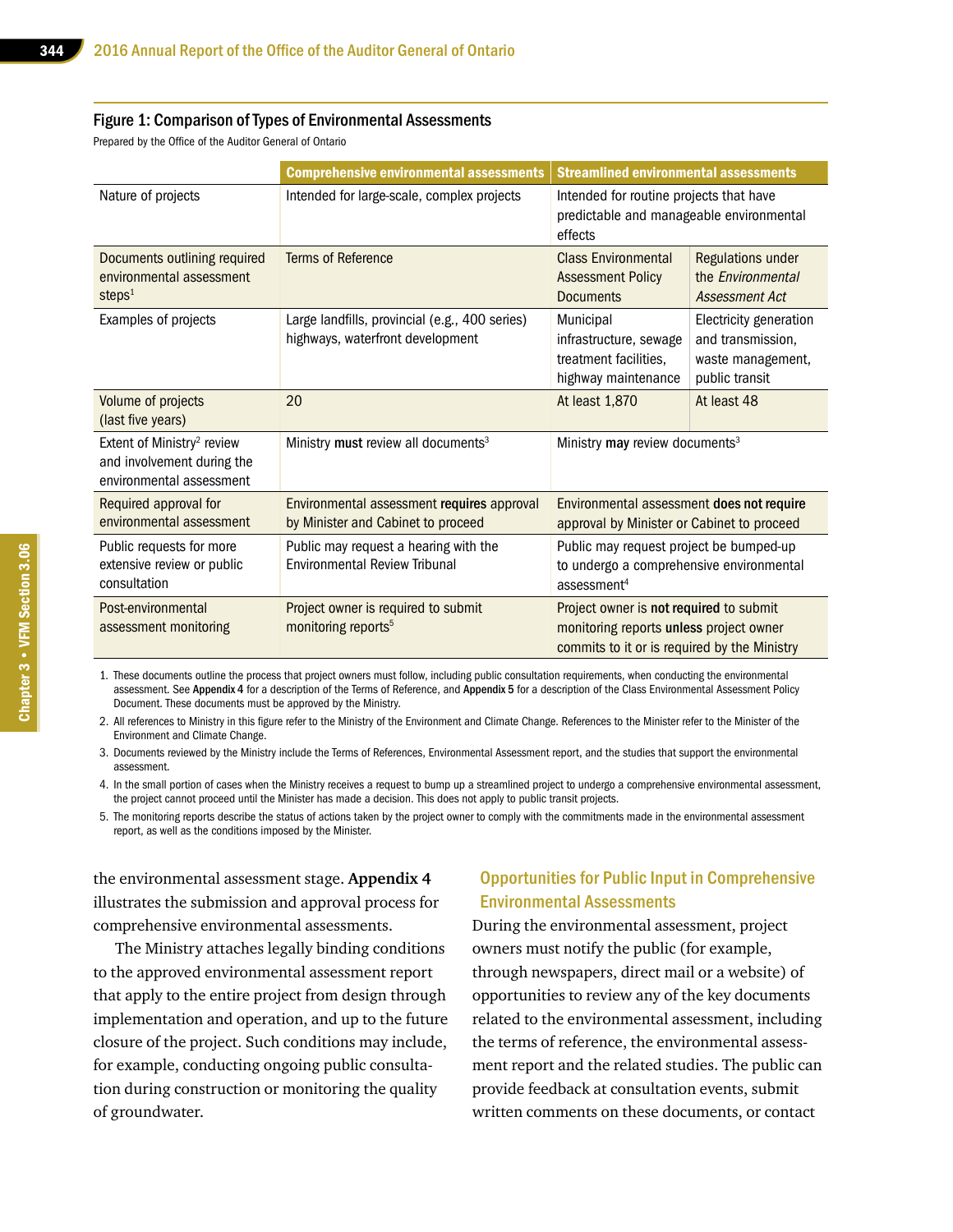### Figure 1: Comparison of Types of Environmental Assessments

Prepared by the Office of the Auditor General of Ontario

| | Comprehensive environmental assessments | Streamlined environmental assessments | |
|---|---|---|---|
| Nature of projects | Intended for large-scale, complex projects | Intended for routine projects that have predictable and manageable environmental effects | |
| Documents outlining required environmental assessment steps[1] | Terms of Reference | Class Environmental Assessment Policy Documents | Regulations under the *Environmental Assessment Act* |
| Examples of projects | Large landfills, provincial (e.g., 400 series) highways, waterfront development | Municipal infrastructure, sewage treatment facilities, highway maintenance | Electricity generation and transmission, waste management, public transit |
| Volume of projects (last five years) | 20 | At least 1,870 | At least 48 |
| Extent of Ministry[2] review and involvement during the environmental assessment | Ministry **must** review all documents[3] | Ministry **may** review documents[3] | |
| Required approval for environmental assessment | Environmental assessment **requires** approval by Minister and Cabinet to proceed | Environmental assessment **does not require** approval by Minister or Cabinet to proceed | |
| Public requests for more extensive review or public consultation | Public may request a hearing with the Environmental Review Tribunal | Public may request project be bumped-up to undergo a comprehensive environmental assessment[4] | |
| Post-environmental assessment monitoring | Project owner is required to submit monitoring reports[5] | Project owner is **not required** to submit monitoring reports **unless** project owner commits to it or is required by the Ministry | |

1. These documents outline the process that project owners must follow, including public consultation requirements, when conducting the environmental assessment. See **Appendix 4** for a description of the Terms of Reference, and **Appendix 5** for a description of the Class Environmental Assessment Policy Document. These documents must be approved by the Ministry.
2. All references to Ministry in this figure refer to the Ministry of the Environment and Climate Change. References to the Minister refer to the Minister of the Environment and Climate Change.
3. Documents reviewed by the Ministry include the Terms of References, Environmental Assessment report, and the studies that support the environmental assessment.
4. In the small portion of cases when the Ministry receives a request to bump up a streamlined project to undergo a comprehensive environmental assessment, the project cannot proceed until the Minister has made a decision. This does not apply to public transit projects.
5. The monitoring reports describe the status of actions taken by the project owner to comply with the commitments made in the environmental assessment report, as well as the conditions imposed by the Minister.

the environmental assessment stage. **Appendix 4** illustrates the submission and approval process for comprehensive environmental assessments.

The Ministry attaches legally binding conditions to the approved environmental assessment report that apply to the entire project from design through implementation and operation, and up to the future closure of the project. Such conditions may include, for example, conducting ongoing public consultation during construction or monitoring the quality of groundwater.

### Opportunities for Public Input in Comprehensive Environmental Assessments

During the environmental assessment, project owners must notify the public (for example, through newspapers, direct mail or a website) of opportunities to review any of the key documents related to the environmental assessment, including the terms of reference, the environmental assessment report and the related studies. The public can provide feedback at consultation events, submit written comments on these documents, or contact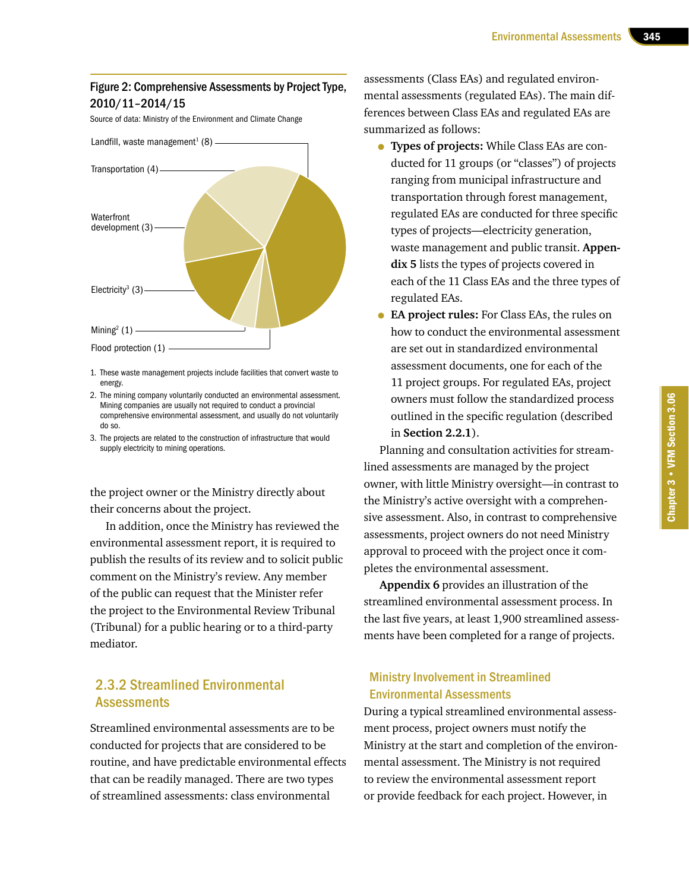**Figure 2: Comprehensive Assessments by Project Type, 2010/11–2014/15**

Source of data: Ministry of the Environment and Climate Change

Landfill, waste management[1] (8)

Transportation (4)

Waterfront development (3)

Electricity[3] (3)

Mining[2] (1)

Flood protection (1)

1. These waste management projects include facilities that convert waste to energy.
2. The mining company voluntarily conducted an environmental assessment. Mining companies are usually not required to conduct a provincial comprehensive environmental assessment, and usually do not voluntarily do so.
3. The projects are related to the construction of infrastructure that would supply electricity to mining operations.

the project owner or the Ministry directly about their concerns about the project.

In addition, once the Ministry has reviewed the environmental assessment report, it is required to publish the results of its review and to solicit public comment on the Ministry's review. Any member of the public can request that the Minister refer the project to the Environmental Review Tribunal (Tribunal) for a public hearing or to a third-party mediator.

### 2.3.2 Streamlined Environmental Assessments

Streamlined environmental assessments are to be conducted for projects that are considered to be routine, and have predictable environmental effects that can be readily managed. There are two types of streamlined assessments: class environmental assessments (Class EAs) and regulated environmental assessments (regulated EAs). The main differences between Class EAs and regulated EAs are summarized as follows:

- **Types of projects:** While Class EAs are conducted for 11 groups (or "classes") of projects ranging from municipal infrastructure and transportation through forest management, regulated EAs are conducted for three specific types of projects—electricity generation, waste management and public transit. **Appendix 5** lists the types of projects covered in each of the 11 Class EAs and the three types of regulated EAs.
- **EA project rules:** For Class EAs, the rules on how to conduct the environmental assessment are set out in standardized environmental assessment documents, one for each of the 11 project groups. For regulated EAs, project owners must follow the standardized process outlined in the specific regulation (described in **Section 2.2.1**).

Planning and consultation activities for streamlined assessments are managed by the project owner, with little Ministry oversight—in contrast to the Ministry's active oversight with a comprehensive assessment. Also, in contrast to comprehensive assessments, project owners do not need Ministry approval to proceed with the project once it completes the environmental assessment.

**Appendix 6** provides an illustration of the streamlined environmental assessment process. In the last five years, at least 1,900 streamlined assessments have been completed for a range of projects.

#### Ministry Involvement in Streamlined Environmental Assessments

During a typical streamlined environmental assessment process, project owners must notify the Ministry at the start and completion of the environmental assessment. The Ministry is not required to review the environmental assessment report or provide feedback for each project. However, in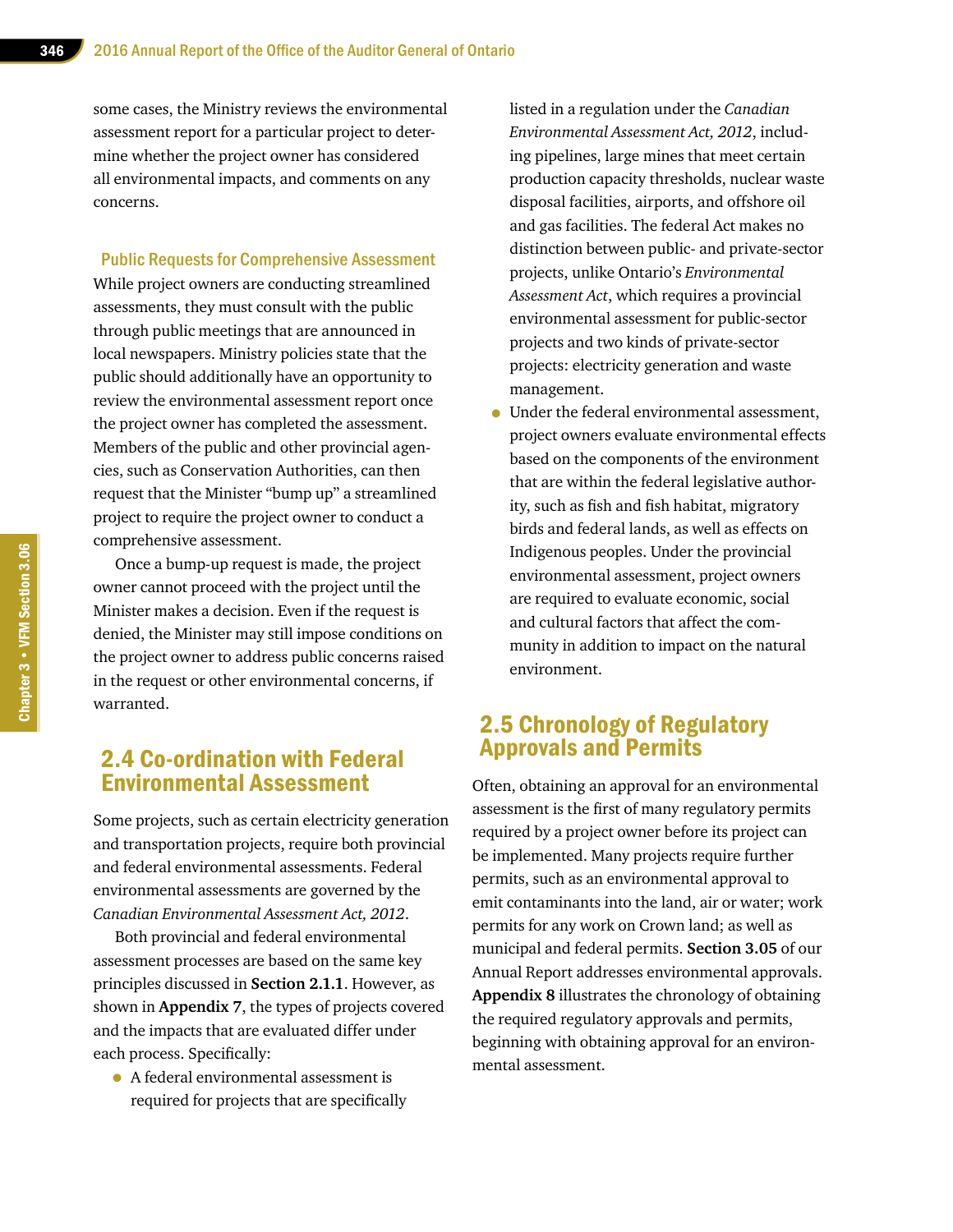some cases, the Ministry reviews the environmental assessment report for a particular project to determine whether the project owner has considered all environmental impacts, and comments on any concerns.

### Public Requests for Comprehensive Assessment

While project owners are conducting streamlined assessments, they must consult with the public through public meetings that are announced in local newspapers. Ministry policies state that the public should additionally have an opportunity to review the environmental assessment report once the project owner has completed the assessment. Members of the public and other provincial agencies, such as Conservation Authorities, can then request that the Minister "bump up" a streamlined project to require the project owner to conduct a comprehensive assessment.

Once a bump-up request is made, the project owner cannot proceed with the project until the Minister makes a decision. Even if the request is denied, the Minister may still impose conditions on the project owner to address public concerns raised in the request or other environmental concerns, if warranted.

## 2.4 Co-ordination with Federal Environmental Assessment

Some projects, such as certain electricity generation and transportation projects, require both provincial and federal environmental assessments. Federal environmental assessments are governed by the *Canadian Environmental Assessment Act, 2012*.

Both provincial and federal environmental assessment processes are based on the same key principles discussed in **Section 2.1.1**. However, as shown in **Appendix 7**, the types of projects covered and the impacts that are evaluated differ under each process. Specifically:

- A federal environmental assessment is required for projects that are specifically listed in a regulation under the *Canadian Environmental Assessment Act, 2012*, including pipelines, large mines that meet certain production capacity thresholds, nuclear waste disposal facilities, airports, and offshore oil and gas facilities. The federal Act makes no distinction between public- and private-sector projects, unlike Ontario's *Environmental Assessment Act*, which requires a provincial environmental assessment for public-sector projects and two kinds of private-sector projects: electricity generation and waste management.
- Under the federal environmental assessment, project owners evaluate environmental effects based on the components of the environment that are within the federal legislative authority, such as fish and fish habitat, migratory birds and federal lands, as well as effects on Indigenous peoples. Under the provincial environmental assessment, project owners are required to evaluate economic, social and cultural factors that affect the community in addition to impact on the natural environment.

## 2.5 Chronology of Regulatory Approvals and Permits

Often, obtaining an approval for an environmental assessment is the first of many regulatory permits required by a project owner before its project can be implemented. Many projects require further permits, such as an environmental approval to emit contaminants into the land, air or water; work permits for any work on Crown land; as well as municipal and federal permits. **Section 3.05** of our Annual Report addresses environmental approvals. **Appendix 8** illustrates the chronology of obtaining the required regulatory approvals and permits, beginning with obtaining approval for an environmental assessment.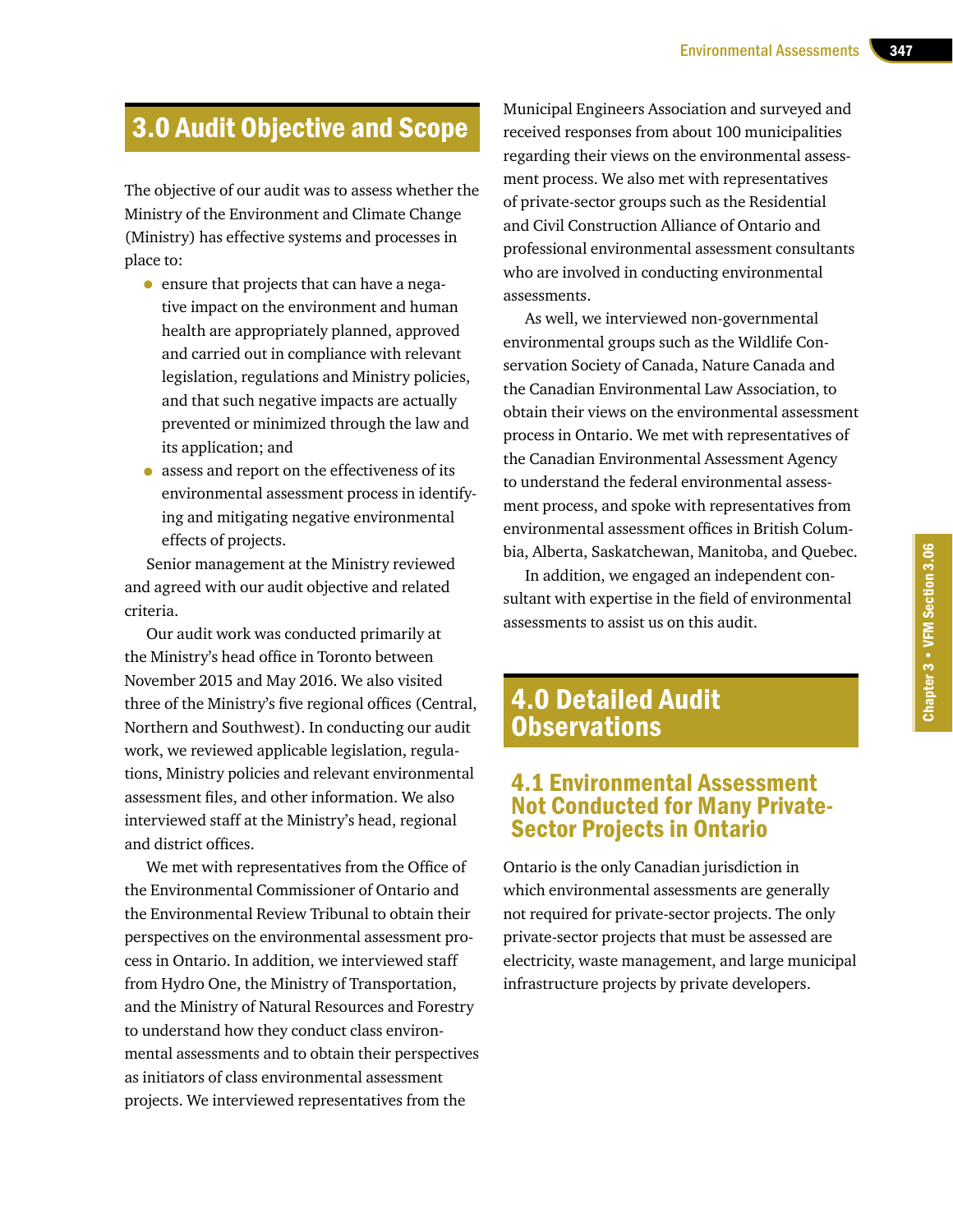## 3.0 Audit Objective and Scope

The objective of our audit was to assess whether the Ministry of the Environment and Climate Change (Ministry) has effective systems and processes in place to:

- ensure that projects that can have a negative impact on the environment and human health are appropriately planned, approved and carried out in compliance with relevant legislation, regulations and Ministry policies, and that such negative impacts are actually prevented or minimized through the law and its application; and
- assess and report on the effectiveness of its environmental assessment process in identifying and mitigating negative environmental effects of projects.

Senior management at the Ministry reviewed and agreed with our audit objective and related criteria.

Our audit work was conducted primarily at the Ministry's head office in Toronto between November 2015 and May 2016. We also visited three of the Ministry's five regional offices (Central, Northern and Southwest). In conducting our audit work, we reviewed applicable legislation, regulations, Ministry policies and relevant environmental assessment files, and other information. We also interviewed staff at the Ministry's head, regional and district offices.

We met with representatives from the Office of the Environmental Commissioner of Ontario and the Environmental Review Tribunal to obtain their perspectives on the environmental assessment process in Ontario. In addition, we interviewed staff from Hydro One, the Ministry of Transportation, and the Ministry of Natural Resources and Forestry to understand how they conduct class environmental assessments and to obtain their perspectives as initiators of class environmental assessment projects. We interviewed representatives from the Municipal Engineers Association and surveyed and received responses from about 100 municipalities regarding their views on the environmental assessment process. We also met with representatives of private-sector groups such as the Residential and Civil Construction Alliance of Ontario and professional environmental assessment consultants who are involved in conducting environmental assessments.

As well, we interviewed non-governmental environmental groups such as the Wildlife Conservation Society of Canada, Nature Canada and the Canadian Environmental Law Association, to obtain their views on the environmental assessment process in Ontario. We met with representatives of the Canadian Environmental Assessment Agency to understand the federal environmental assessment process, and spoke with representatives from environmental assessment offices in British Columbia, Alberta, Saskatchewan, Manitoba, and Quebec.

In addition, we engaged an independent consultant with expertise in the field of environmental assessments to assist us on this audit.

## 4.0 Detailed Audit Observations

### 4.1 Environmental Assessment Not Conducted for Many Private-Sector Projects in Ontario

Ontario is the only Canadian jurisdiction in which environmental assessments are generally not required for private-sector projects. The only private-sector projects that must be assessed are electricity, waste management, and large municipal infrastructure projects by private developers.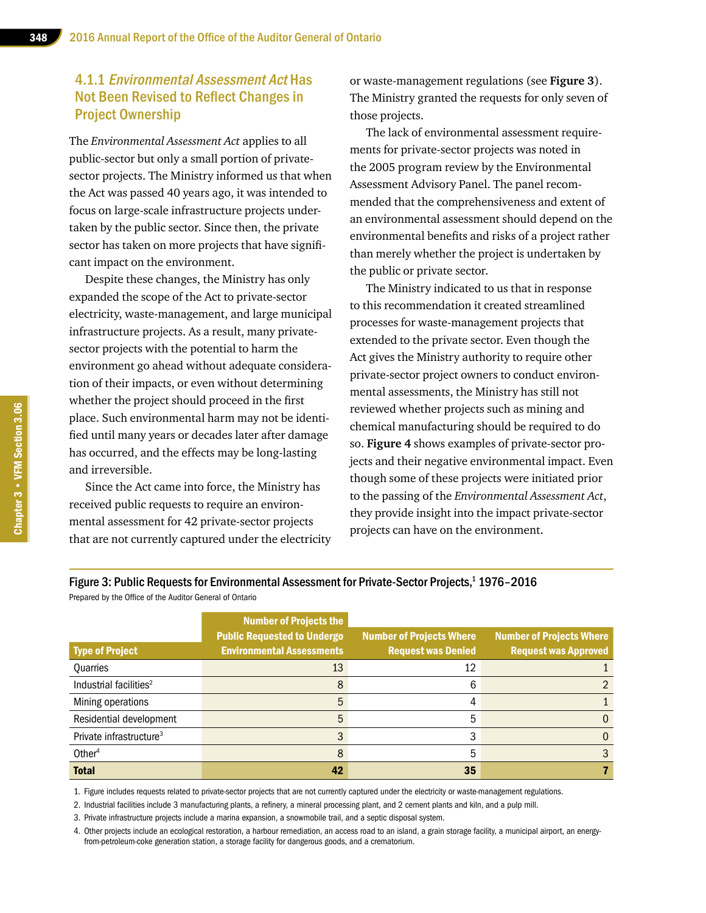### 4.1.1 *Environmental Assessment Act* Has Not Been Revised to Reflect Changes in Project Ownership

The *Environmental Assessment Act* applies to all public-sector but only a small portion of private-sector projects. The Ministry informed us that when the Act was passed 40 years ago, it was intended to focus on large-scale infrastructure projects undertaken by the public sector. Since then, the private sector has taken on more projects that have significant impact on the environment.

Despite these changes, the Ministry has only expanded the scope of the Act to private-sector electricity, waste-management, and large municipal infrastructure projects. As a result, many private-sector projects with the potential to harm the environment go ahead without adequate consideration of their impacts, or even without determining whether the project should proceed in the first place. Such environmental harm may not be identified until many years or decades later after damage has occurred, and the effects may be long-lasting and irreversible.

Since the Act came into force, the Ministry has received public requests to require an environmental assessment for 42 private-sector projects that are not currently captured under the electricity or waste-management regulations (see **Figure 3**). The Ministry granted the requests for only seven of those projects.

The lack of environmental assessment requirements for private-sector projects was noted in the 2005 program review by the Environmental Assessment Advisory Panel. The panel recommended that the comprehensiveness and extent of an environmental assessment should depend on the environmental benefits and risks of a project rather than merely whether the project is undertaken by the public or private sector.

The Ministry indicated to us that in response to this recommendation it created streamlined processes for waste-management projects that extended to the private sector. Even though the Act gives the Ministry authority to require other private-sector project owners to conduct environmental assessments, the Ministry has still not reviewed whether projects such as mining and chemical manufacturing should be required to do so. **Figure 4** shows examples of private-sector projects and their negative environmental impact. Even though some of these projects were initiated prior to the passing of the *Environmental Assessment Act*, they provide insight into the impact private-sector projects can have on the environment.

**Figure 3: Public Requests for Environmental Assessment for Private-Sector Projects,[1] 1976–2016**

Prepared by the Office of the Auditor General of Ontario

| Type of Project | Number of Projects the Public Requested to Undergo Environmental Assessments | Number of Projects Where Request was Denied | Number of Projects Where Request was Approved |
|---|---|---|---|
| Quarries | 13 | 12 | 1 |
| Industrial facilities[2] | 8 | 6 | 2 |
| Mining operations | 5 | 4 | 1 |
| Residential development | 5 | 5 | 0 |
| Private infrastructure[3] | 3 | 3 | 0 |
| Other[4] | 8 | 5 | 3 |
| **Total** | **42** | **35** | **7** |

1. Figure includes requests related to private-sector projects that are not currently captured under the electricity or waste-management regulations.
2. Industrial facilities include 3 manufacturing plants, a refinery, a mineral processing plant, and 2 cement plants and kiln, and a pulp mill.
3. Private infrastructure projects include a marina expansion, a snowmobile trail, and a septic disposal system.
4. Other projects include an ecological restoration, a harbour remediation, an access road to an island, a grain storage facility, a municipal airport, an energy-from-petroleum-coke generation station, a storage facility for dangerous goods, and a crematorium.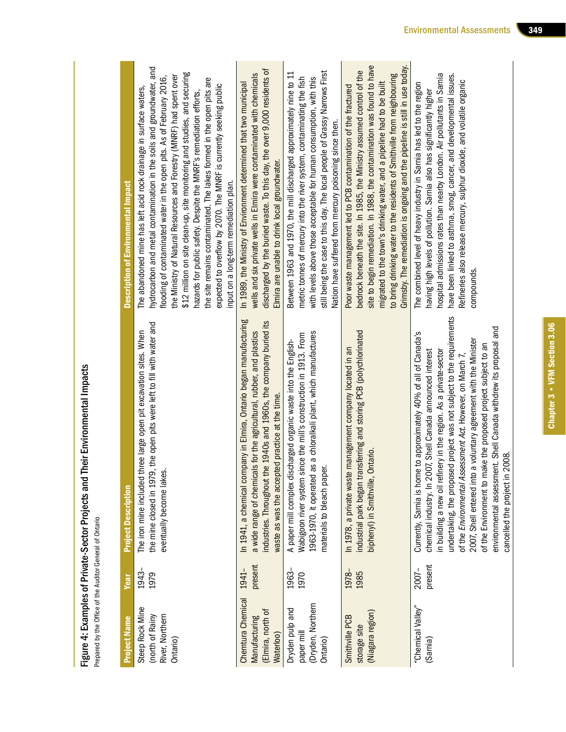## Figure 4: Examples of Private-Sector Projects and Their Environmental Impacts

Prepared by the Office of the Auditor General of Ontario

| Project Name | Year | Project Description | Description of Environmental Impact |
| --- | --- | --- | --- |
| Steep Rock Mine (north of Rainy River, Northern Ontario) | 1943–1979 | The iron mine included three large open pit excavation sites. When the mine closed in 1979, the open pits were left to fill with water and eventually become lakes. | The abandoned mine has left acid rock drainage in surface waters, hydrocarbon and metal contamination in the soils and groundwater, and flooding of contaminated water in the open pits. As of February 2016, the Ministry of Natural Resources and Forestry (MNRF) had spent over $12 million on site clean-up, site monitoring and studies, and securing hazards for public safety. Despite the MNRF's remediation efforts, the site remains contaminated. The lakes formed in the open pits are expected to overflow by 2070. The MNRF is currently seeking public input on a long-term remediation plan. |
| Chemtura Chemical Manufacturing (Elmira, north of Waterloo) | 1941–present | In 1941, a chemical company in Elmira, Ontario began manufacturing a wide range of chemicals for the agricultural, rubber, and plastics industries. Throughout the 1940s and 1960s, the company buried its waste as was the accepted practice at the time. | In 1989, the Ministry of Environment determined that two municipal wells and six private wells in Elmira were contaminated with chemicals discharged by the buried waste. To this day, the over 9,000 residents of Elmira are unable to drink local groundwater. |
| Dryden pulp and paper mill (Dryden, Northern Ontario) | 1963–1970 | A paper mill complex discharged organic waste into the English-Wabigoon river system since the mill's construction in 1913. From 1963-1970, it operated as a chloralkali plant, which manufactures materials to bleach paper. | Between 1963 and 1970, the mill discharged approximately nine to 11 metric tonnes of mercury into the river system, contaminating the fish with levels above those acceptable for human consumption, with this still being the case to this day. The local people of Grassy Narrows First Nation have suffered from mercury poisoning since then. |
| Smithville PCB storage site (Niagara region) | 1978–1985 | In 1978, a private waste management company located in an industrial park began transferring and storing PCB (polychlorinated biphenyl) in Smithville, Ontario. | Poor waste management led to PCB contamination of the fractured bedrock beneath the site. In 1985, the Ministry assumed control of the site to begin remediation. In 1988, the contamination was found to have migrated to the town's drinking water, and a pipeline had to be built to bring drinking water to the residents of Smithville from neighbouring Grimsby. The remediation is ongoing and the pipeline is still in use today. |
| "Chemical Valley" (Sarnia) | 2007–present | Currently, Sarnia is home to approximately 40% of all of Canada's chemical industry. In 2007, Shell Canada announced interest in building a new oil refinery in the region. As a private-sector undertaking, the proposed project was not subject to the requirements of the *Environmental Assessment Act*. However, on March 7, 2007, Shell entered into a voluntary agreement with the Minister of the Environment to make the proposed project subject to an environmental assessment. Shell Canada withdrew its proposal and cancelled the project in 2008. | The combined level of heavy industry in Sarnia has led to the region having high levels of pollution. Sarnia also has significantly higher hospital admissions rates than nearby London. Air pollutants in Sarnia have been linked to asthma, smog, cancer, and developmental issues. Refineries also release mercury, sulphur dioxide, and volatile organic compounds. |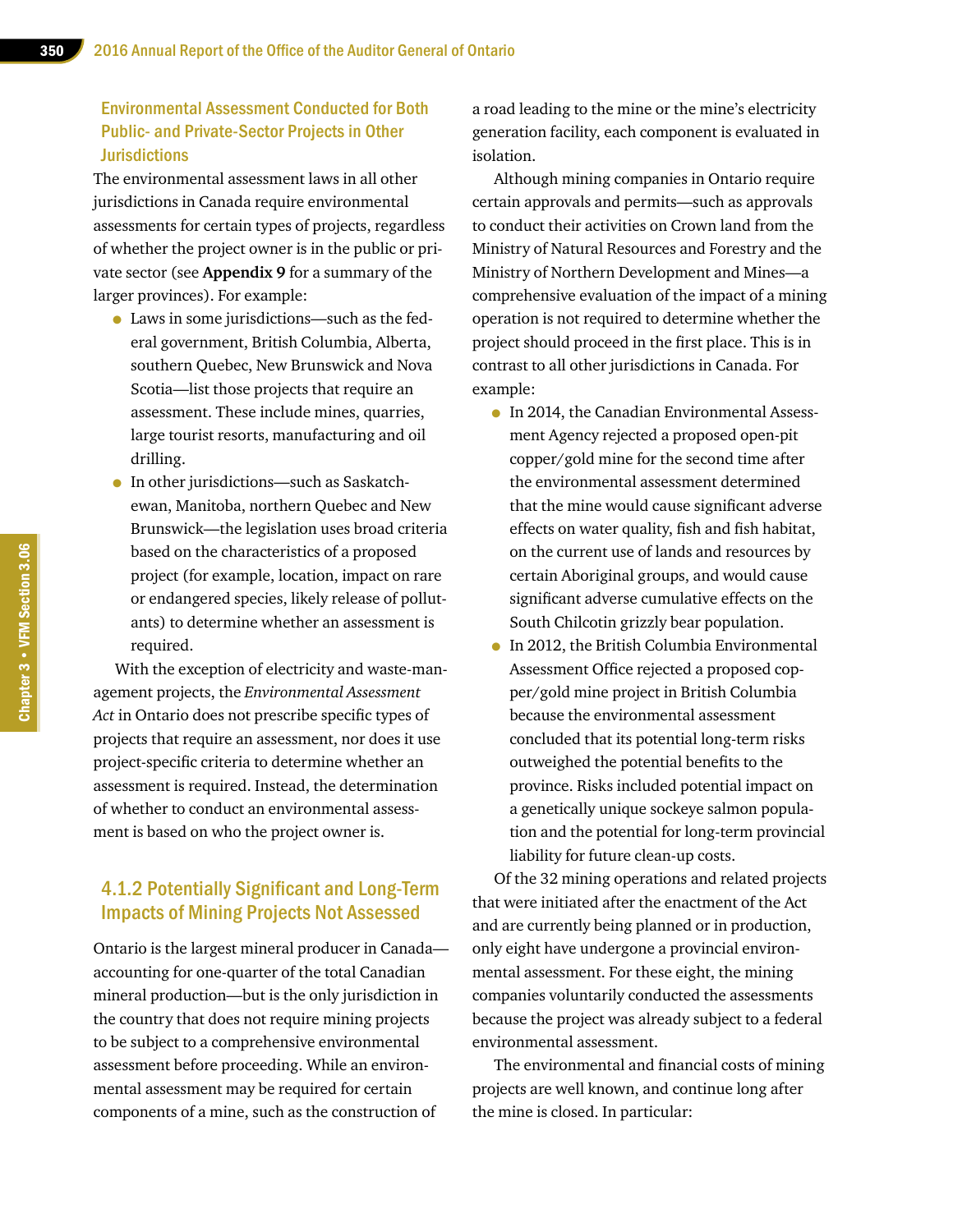### Environmental Assessment Conducted for Both Public- and Private-Sector Projects in Other Jurisdictions

The environmental assessment laws in all other jurisdictions in Canada require environmental assessments for certain types of projects, regardless of whether the project owner is in the public or private sector (see **Appendix 9** for a summary of the larger provinces). For example:

- Laws in some jurisdictions—such as the federal government, British Columbia, Alberta, southern Quebec, New Brunswick and Nova Scotia—list those projects that require an assessment. These include mines, quarries, large tourist resorts, manufacturing and oil drilling.
- In other jurisdictions—such as Saskatchewan, Manitoba, northern Quebec and New Brunswick—the legislation uses broad criteria based on the characteristics of a proposed project (for example, location, impact on rare or endangered species, likely release of pollutants) to determine whether an assessment is required.

With the exception of electricity and waste-management projects, the *Environmental Assessment Act* in Ontario does not prescribe specific types of projects that require an assessment, nor does it use project-specific criteria to determine whether an assessment is required. Instead, the determination of whether to conduct an environmental assessment is based on who the project owner is.

## 4.1.2 Potentially Significant and Long-Term Impacts of Mining Projects Not Assessed

Ontario is the largest mineral producer in Canada—accounting for one-quarter of the total Canadian mineral production—but is the only jurisdiction in the country that does not require mining projects to be subject to a comprehensive environmental assessment before proceeding. While an environmental assessment may be required for certain components of a mine, such as the construction of a road leading to the mine or the mine's electricity generation facility, each component is evaluated in isolation.

Although mining companies in Ontario require certain approvals and permits—such as approvals to conduct their activities on Crown land from the Ministry of Natural Resources and Forestry and the Ministry of Northern Development and Mines—a comprehensive evaluation of the impact of a mining operation is not required to determine whether the project should proceed in the first place. This is in contrast to all other jurisdictions in Canada. For example:

- In 2014, the Canadian Environmental Assessment Agency rejected a proposed open-pit copper/gold mine for the second time after the environmental assessment determined that the mine would cause significant adverse effects on water quality, fish and fish habitat, on the current use of lands and resources by certain Aboriginal groups, and would cause significant adverse cumulative effects on the South Chilcotin grizzly bear population.
- In 2012, the British Columbia Environmental Assessment Office rejected a proposed copper/gold mine project in British Columbia because the environmental assessment concluded that its potential long-term risks outweighed the potential benefits to the province. Risks included potential impact on a genetically unique sockeye salmon population and the potential for long-term provincial liability for future clean-up costs.

Of the 32 mining operations and related projects that were initiated after the enactment of the Act and are currently being planned or in production, only eight have undergone a provincial environmental assessment. For these eight, the mining companies voluntarily conducted the assessments because the project was already subject to a federal environmental assessment.

The environmental and financial costs of mining projects are well known, and continue long after the mine is closed. In particular: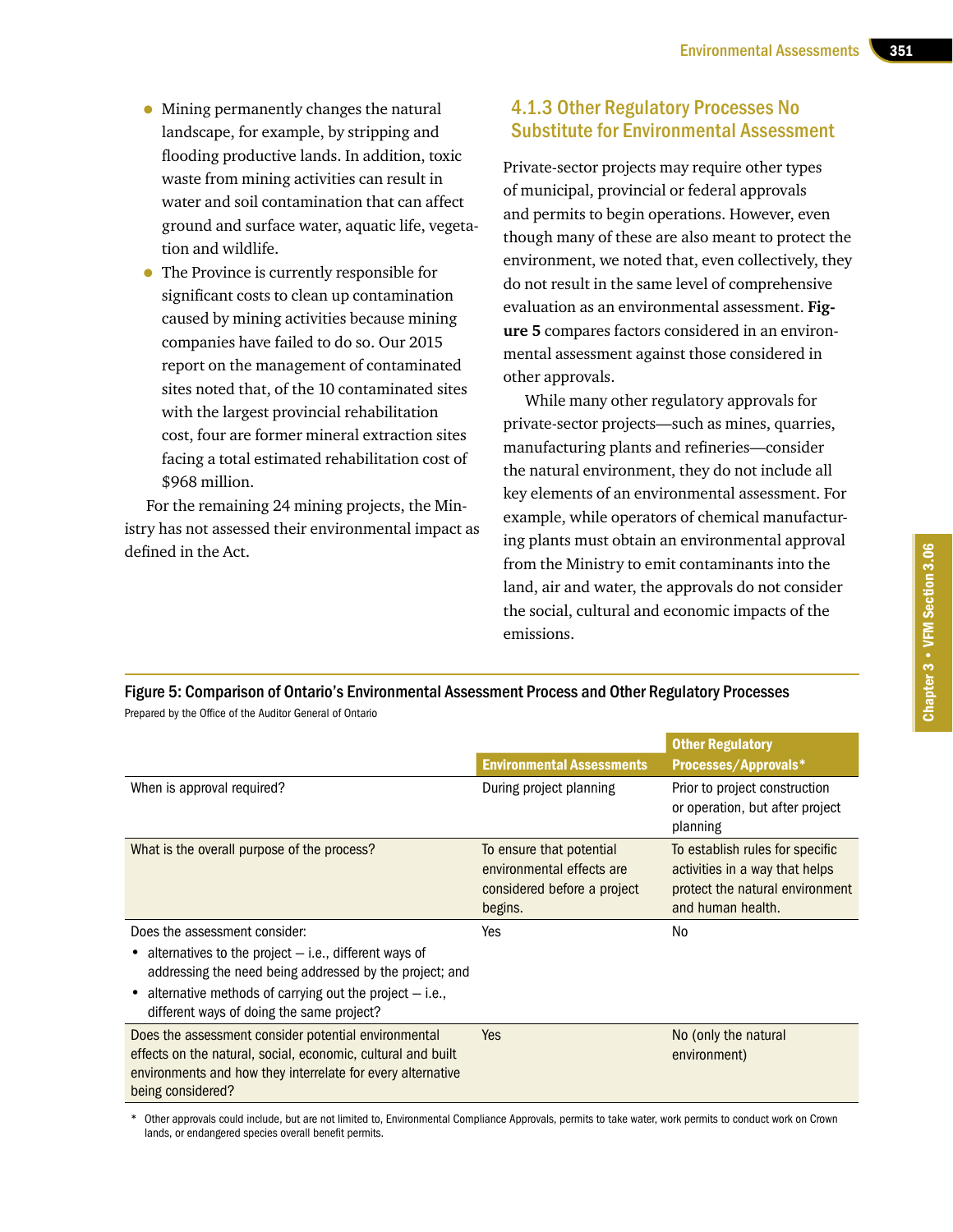- Mining permanently changes the natural landscape, for example, by stripping and flooding productive lands. In addition, toxic waste from mining activities can result in water and soil contamination that can affect ground and surface water, aquatic life, vegetation and wildlife.
- The Province is currently responsible for significant costs to clean up contamination caused by mining activities because mining companies have failed to do so. Our 2015 report on the management of contaminated sites noted that, of the 10 contaminated sites with the largest provincial rehabilitation cost, four are former mineral extraction sites facing a total estimated rehabilitation cost of $968 million.

For the remaining 24 mining projects, the Ministry has not assessed their environmental impact as defined in the Act.

### 4.1.3 Other Regulatory Processes No Substitute for Environmental Assessment

Private-sector projects may require other types of municipal, provincial or federal approvals and permits to begin operations. However, even though many of these are also meant to protect the environment, we noted that, even collectively, they do not result in the same level of comprehensive evaluation as an environmental assessment. **Figure 5** compares factors considered in an environmental assessment against those considered in other approvals.

While many other regulatory approvals for private-sector projects—such as mines, quarries, manufacturing plants and refineries—consider the natural environment, they do not include all key elements of an environmental assessment. For example, while operators of chemical manufacturing plants must obtain an environmental approval from the Ministry to emit contaminants into the land, air and water, the approvals do not consider the social, cultural and economic impacts of the emissions.

**Figure 5: Comparison of Ontario's Environmental Assessment Process and Other Regulatory Processes**

Prepared by the Office of the Auditor General of Ontario

| | Environmental Assessments | Other Regulatory Processes/Approvals* |
|---|---|---|
| When is approval required? | During project planning | Prior to project construction or operation, but after project planning |
| What is the overall purpose of the process? | To ensure that potential environmental effects are considered before a project begins. | To establish rules for specific activities in a way that helps protect the natural environment and human health. |
| Does the assessment consider: <br>• alternatives to the project — i.e., different ways of addressing the need being addressed by the project; and <br>• alternative methods of carrying out the project — i.e., different ways of doing the same project? | Yes | No |
| Does the assessment consider potential environmental effects on the natural, social, economic, cultural and built environments and how they interrelate for every alternative being considered? | Yes | No (only the natural environment) |

\* Other approvals could include, but are not limited to, Environmental Compliance Approvals, permits to take water, work permits to conduct work on Crown lands, or endangered species overall benefit permits.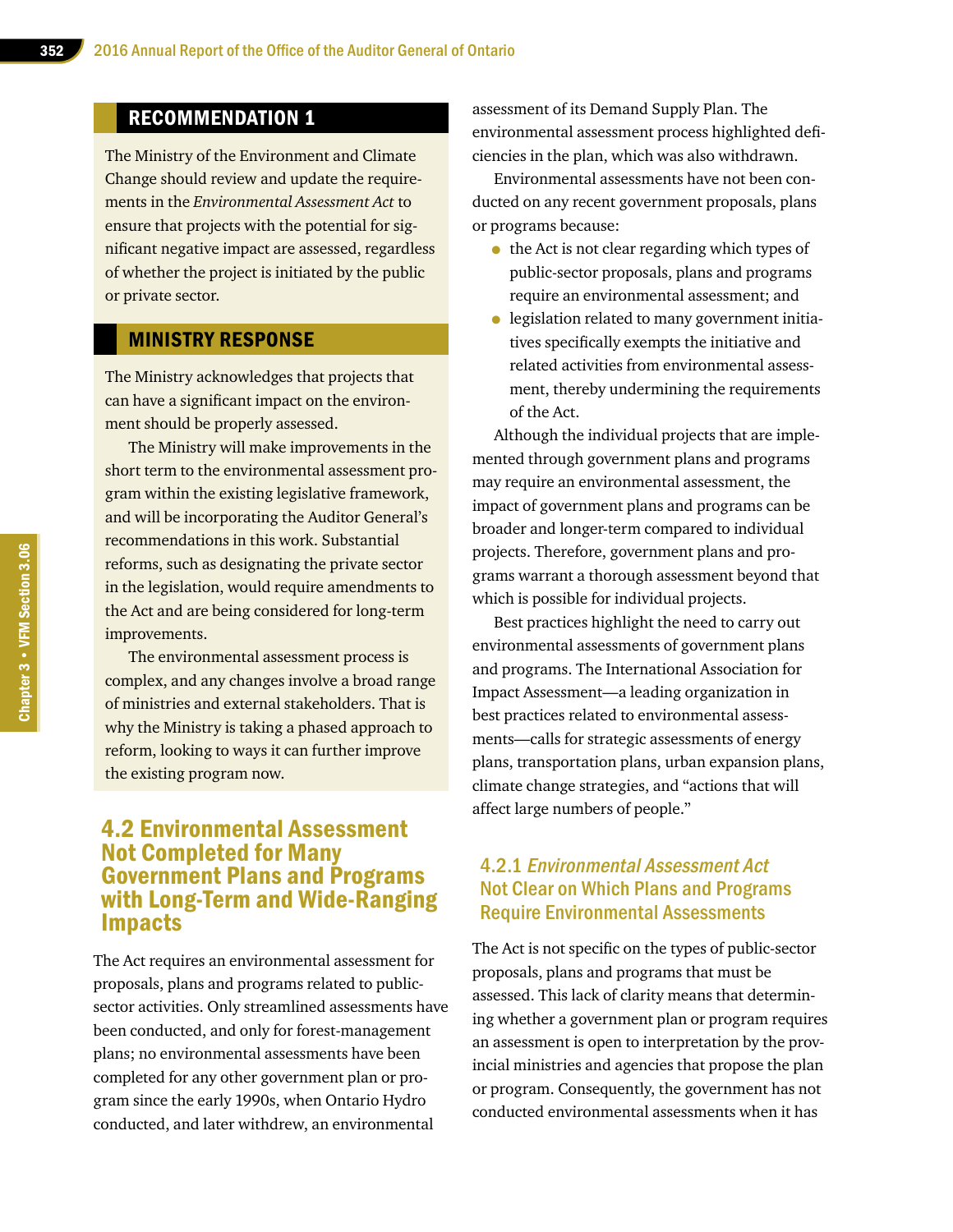## RECOMMENDATION 1

The Ministry of the Environment and Climate Change should review and update the requirements in the *Environmental Assessment Act* to ensure that projects with the potential for significant negative impact are assessed, regardless of whether the project is initiated by the public or private sector.

## MINISTRY RESPONSE

The Ministry acknowledges that projects that can have a significant impact on the environment should be properly assessed.

The Ministry will make improvements in the short term to the environmental assessment program within the existing legislative framework, and will be incorporating the Auditor General's recommendations in this work. Substantial reforms, such as designating the private sector in the legislation, would require amendments to the Act and are being considered for long-term improvements.

The environmental assessment process is complex, and any changes involve a broad range of ministries and external stakeholders. That is why the Ministry is taking a phased approach to reform, looking to ways it can further improve the existing program now.

## 4.2 Environmental Assessment Not Completed for Many Government Plans and Programs with Long-Term and Wide-Ranging Impacts

The Act requires an environmental assessment for proposals, plans and programs related to public-sector activities. Only streamlined assessments have been conducted, and only for forest-management plans; no environmental assessments have been completed for any other government plan or program since the early 1990s, when Ontario Hydro conducted, and later withdrew, an environmental assessment of its Demand Supply Plan. The environmental assessment process highlighted deficiencies in the plan, which was also withdrawn.

Environmental assessments have not been conducted on any recent government proposals, plans or programs because:

- the Act is not clear regarding which types of public-sector proposals, plans and programs require an environmental assessment; and
- legislation related to many government initiatives specifically exempts the initiative and related activities from environmental assessment, thereby undermining the requirements of the Act.

Although the individual projects that are implemented through government plans and programs may require an environmental assessment, the impact of government plans and programs can be broader and longer-term compared to individual projects. Therefore, government plans and programs warrant a thorough assessment beyond that which is possible for individual projects.

Best practices highlight the need to carry out environmental assessments of government plans and programs. The International Association for Impact Assessment—a leading organization in best practices related to environmental assessments—calls for strategic assessments of energy plans, transportation plans, urban expansion plans, climate change strategies, and "actions that will affect large numbers of people."

### 4.2.1 *Environmental Assessment Act* Not Clear on Which Plans and Programs Require Environmental Assessments

The Act is not specific on the types of public-sector proposals, plans and programs that must be assessed. This lack of clarity means that determining whether a government plan or program requires an assessment is open to interpretation by the provincial ministries and agencies that propose the plan or program. Consequently, the government has not conducted environmental assessments when it has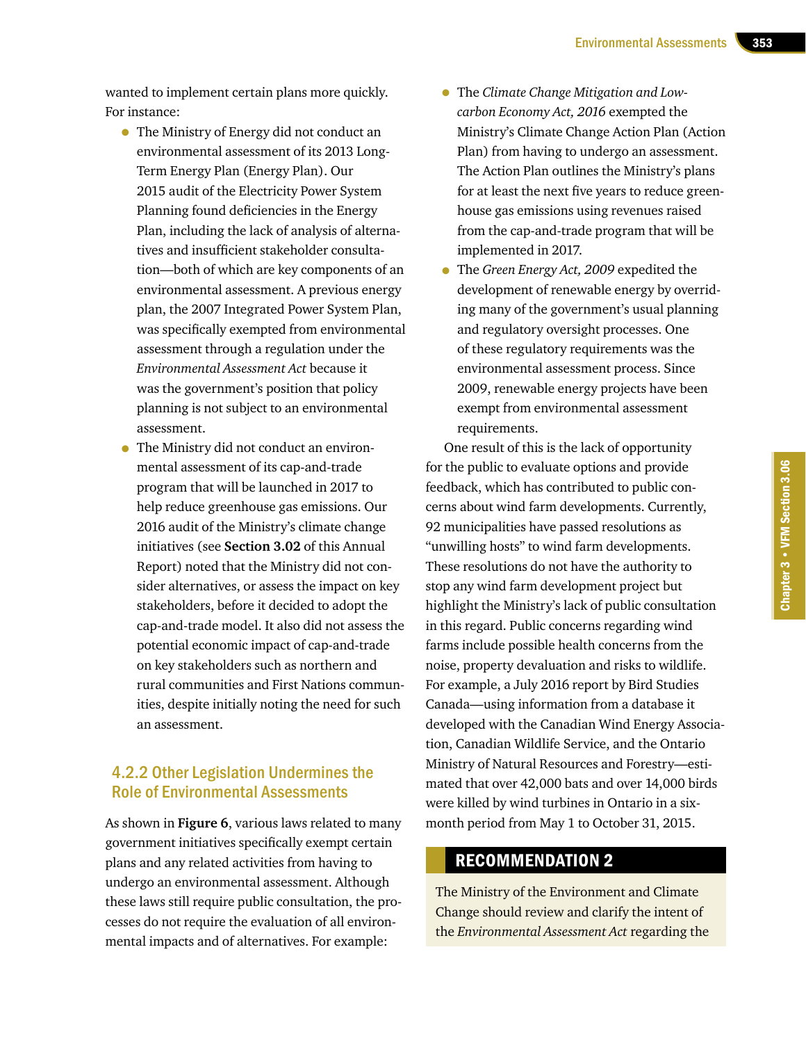wanted to implement certain plans more quickly. For instance:

- The Ministry of Energy did not conduct an environmental assessment of its 2013 Long-Term Energy Plan (Energy Plan). Our 2015 audit of the Electricity Power System Planning found deficiencies in the Energy Plan, including the lack of analysis of alternatives and insufficient stakeholder consultation—both of which are key components of an environmental assessment. A previous energy plan, the 2007 Integrated Power System Plan, was specifically exempted from environmental assessment through a regulation under the *Environmental Assessment Act* because it was the government's position that policy planning is not subject to an environmental assessment.
- The Ministry did not conduct an environmental assessment of its cap-and-trade program that will be launched in 2017 to help reduce greenhouse gas emissions. Our 2016 audit of the Ministry's climate change initiatives (see **Section 3.02** of this Annual Report) noted that the Ministry did not consider alternatives, or assess the impact on key stakeholders, before it decided to adopt the cap-and-trade model. It also did not assess the potential economic impact of cap-and-trade on key stakeholders such as northern and rural communities and First Nations communities, despite initially noting the need for such an assessment.

### 4.2.2 Other Legislation Undermines the Role of Environmental Assessments

As shown in **Figure 6**, various laws related to many government initiatives specifically exempt certain plans and any related activities from having to undergo an environmental assessment. Although these laws still require public consultation, the processes do not require the evaluation of all environmental impacts and of alternatives. For example:

- The *Climate Change Mitigation and Low-carbon Economy Act, 2016* exempted the Ministry's Climate Change Action Plan (Action Plan) from having to undergo an assessment. The Action Plan outlines the Ministry's plans for at least the next five years to reduce greenhouse gas emissions using revenues raised from the cap-and-trade program that will be implemented in 2017.
- The *Green Energy Act, 2009* expedited the development of renewable energy by overriding many of the government's usual planning and regulatory oversight processes. One of these regulatory requirements was the environmental assessment process. Since 2009, renewable energy projects have been exempt from environmental assessment requirements.

One result of this is the lack of opportunity for the public to evaluate options and provide feedback, which has contributed to public concerns about wind farm developments. Currently, 92 municipalities have passed resolutions as "unwilling hosts" to wind farm developments. These resolutions do not have the authority to stop any wind farm development project but highlight the Ministry's lack of public consultation in this regard. Public concerns regarding wind farms include possible health concerns from the noise, property devaluation and risks to wildlife. For example, a July 2016 report by Bird Studies Canada—using information from a database it developed with the Canadian Wind Energy Association, Canadian Wildlife Service, and the Ontario Ministry of Natural Resources and Forestry—estimated that over 42,000 bats and over 14,000 birds were killed by wind turbines in Ontario in a six-month period from May 1 to October 31, 2015.

## RECOMMENDATION 2

The Ministry of the Environment and Climate Change should review and clarify the intent of the *Environmental Assessment Act* regarding the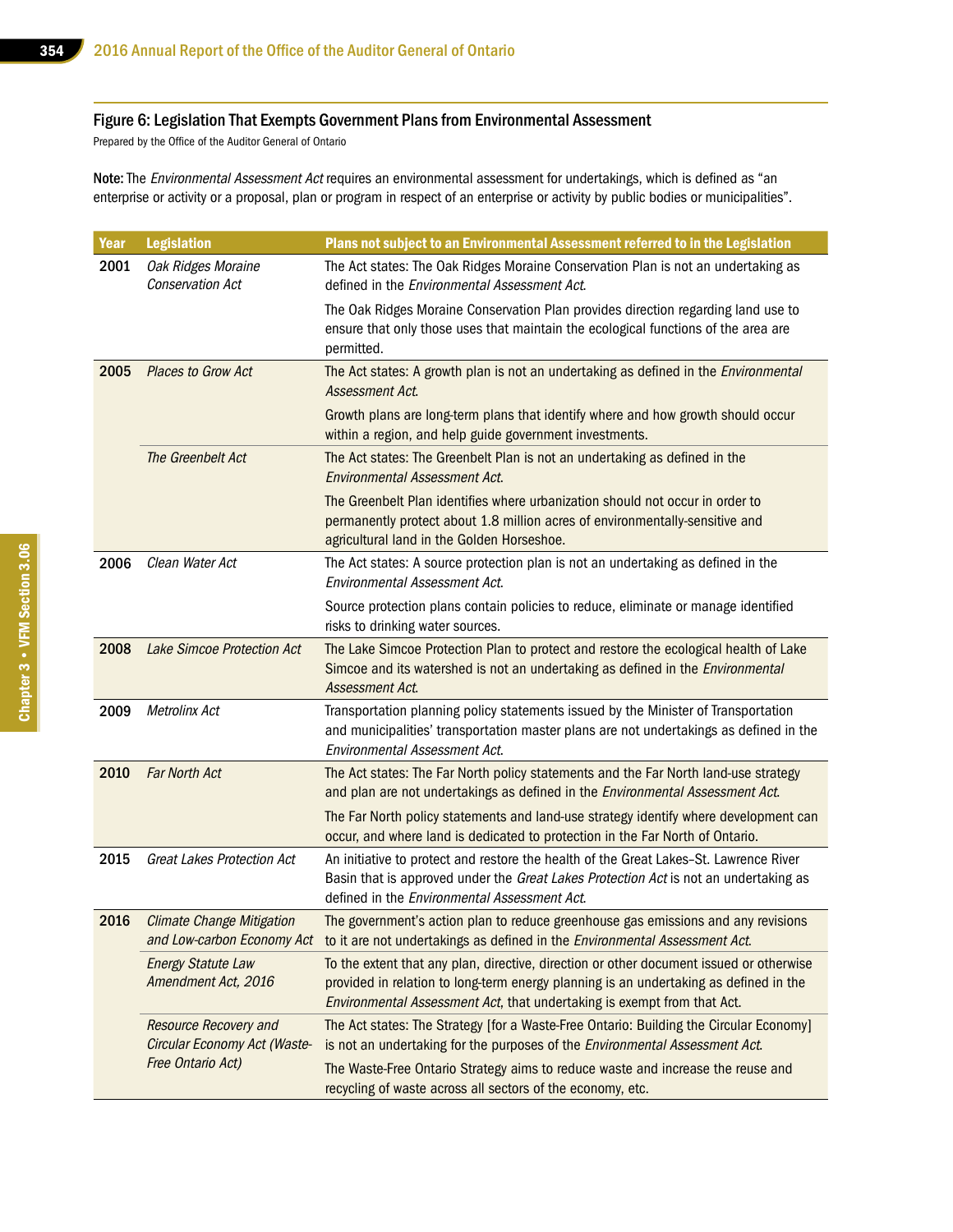## Figure 6: Legislation That Exempts Government Plans from Environmental Assessment

Prepared by the Office of the Auditor General of Ontario

**Note:** The *Environmental Assessment Act* requires an environmental assessment for undertakings, which is defined as "an enterprise or activity or a proposal, plan or program in respect of an enterprise or activity by public bodies or municipalities".

| Year | Legislation | Plans not subject to an Environmental Assessment referred to in the Legislation |
|---|---|---|
| 2001 | *Oak Ridges Moraine Conservation Act* | The Act states: The Oak Ridges Moraine Conservation Plan is not an undertaking as defined in the *Environmental Assessment Act.*<br><br>The Oak Ridges Moraine Conservation Plan provides direction regarding land use to ensure that only those uses that maintain the ecological functions of the area are permitted. |
| 2005 | *Places to Grow Act* | The Act states: A growth plan is not an undertaking as defined in the *Environmental Assessment Act.*<br><br>Growth plans are long-term plans that identify where and how growth should occur within a region, and help guide government investments. |
| | *The Greenbelt Act* | The Act states: The Greenbelt Plan is not an undertaking as defined in the *Environmental Assessment Act.*<br><br>The Greenbelt Plan identifies where urbanization should not occur in order to permanently protect about 1.8 million acres of environmentally-sensitive and agricultural land in the Golden Horseshoe. |
| 2006 | *Clean Water Act* | The Act states: A source protection plan is not an undertaking as defined in the *Environmental Assessment Act.*<br><br>Source protection plans contain policies to reduce, eliminate or manage identified risks to drinking water sources. |
| 2008 | *Lake Simcoe Protection Act* | The Lake Simcoe Protection Plan to protect and restore the ecological health of Lake Simcoe and its watershed is not an undertaking as defined in the *Environmental Assessment Act.* |
| 2009 | *Metrolinx Act* | Transportation planning policy statements issued by the Minister of Transportation and municipalities' transportation master plans are not undertakings as defined in the *Environmental Assessment Act.* |
| 2010 | *Far North Act* | The Act states: The Far North policy statements and the Far North land-use strategy and plan are not undertakings as defined in the *Environmental Assessment Act.*<br><br>The Far North policy statements and land-use strategy identify where development can occur, and where land is dedicated to protection in the Far North of Ontario. |
| 2015 | *Great Lakes Protection Act* | An initiative to protect and restore the health of the Great Lakes–St. Lawrence River Basin that is approved under the *Great Lakes Protection Act* is not an undertaking as defined in the *Environmental Assessment Act.* |
| 2016 | *Climate Change Mitigation and Low-carbon Economy Act* | The government's action plan to reduce greenhouse gas emissions and any revisions to it are not undertakings as defined in the *Environmental Assessment Act.* |
| | *Energy Statute Law Amendment Act, 2016* | To the extent that any plan, directive, direction or other document issued or otherwise provided in relation to long-term energy planning is an undertaking as defined in the *Environmental Assessment Act*, that undertaking is exempt from that Act. |
| | *Resource Recovery and Circular Economy Act (Waste-Free Ontario Act)* | The Act states: The Strategy [for a Waste-Free Ontario: Building the Circular Economy] is not an undertaking for the purposes of the *Environmental Assessment Act.*<br><br>The Waste-Free Ontario Strategy aims to reduce waste and increase the reuse and recycling of waste across all sectors of the economy, etc. |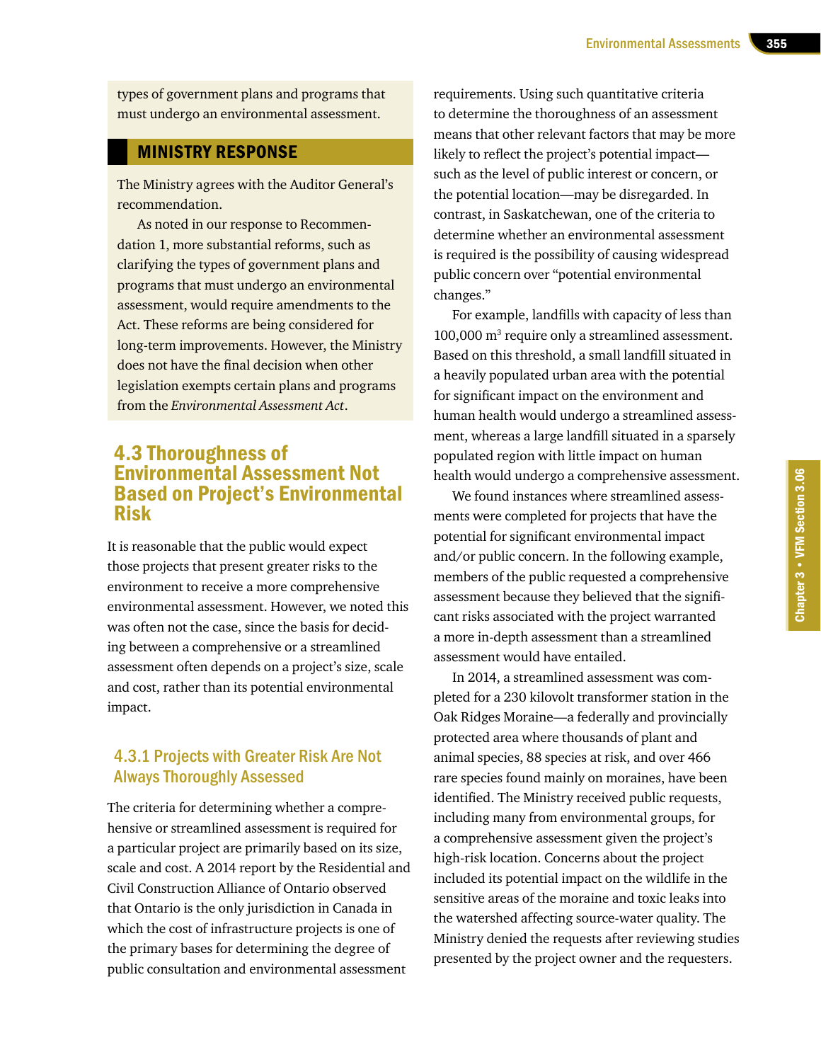types of government plans and programs that must undergo an environmental assessment.

## MINISTRY RESPONSE

The Ministry agrees with the Auditor General's recommendation.

As noted in our response to Recommendation 1, more substantial reforms, such as clarifying the types of government plans and programs that must undergo an environmental assessment, would require amendments to the Act. These reforms are being considered for long-term improvements. However, the Ministry does not have the final decision when other legislation exempts certain plans and programs from the *Environmental Assessment Act*.

## 4.3 Thoroughness of Environmental Assessment Not Based on Project's Environmental Risk

It is reasonable that the public would expect those projects that present greater risks to the environment to receive a more comprehensive environmental assessment. However, we noted this was often not the case, since the basis for deciding between a comprehensive or a streamlined assessment often depends on a project's size, scale and cost, rather than its potential environmental impact.

### 4.3.1 Projects with Greater Risk Are Not Always Thoroughly Assessed

The criteria for determining whether a comprehensive or streamlined assessment is required for a particular project are primarily based on its size, scale and cost. A 2014 report by the Residential and Civil Construction Alliance of Ontario observed that Ontario is the only jurisdiction in Canada in which the cost of infrastructure projects is one of the primary bases for determining the degree of public consultation and environmental assessment requirements. Using such quantitative criteria to determine the thoroughness of an assessment means that other relevant factors that may be more likely to reflect the project's potential impact—such as the level of public interest or concern, or the potential location—may be disregarded. In contrast, in Saskatchewan, one of the criteria to determine whether an environmental assessment is required is the possibility of causing widespread public concern over "potential environmental changes."

For example, landfills with capacity of less than 100,000 $m^3$ require only a streamlined assessment. Based on this threshold, a small landfill situated in a heavily populated urban area with the potential for significant impact on the environment and human health would undergo a streamlined assessment, whereas a large landfill situated in a sparsely populated region with little impact on human health would undergo a comprehensive assessment.

We found instances where streamlined assessments were completed for projects that have the potential for significant environmental impact and/or public concern. In the following example, members of the public requested a comprehensive assessment because they believed that the significant risks associated with the project warranted a more in-depth assessment than a streamlined assessment would have entailed.

In 2014, a streamlined assessment was completed for a 230 kilovolt transformer station in the Oak Ridges Moraine—a federally and provincially protected area where thousands of plant and animal species, 88 species at risk, and over 466 rare species found mainly on moraines, have been identified. The Ministry received public requests, including many from environmental groups, for a comprehensive assessment given the project's high-risk location. Concerns about the project included its potential impact on the wildlife in the sensitive areas of the moraine and toxic leaks into the watershed affecting source-water quality. The Ministry denied the requests after reviewing studies presented by the project owner and the requesters.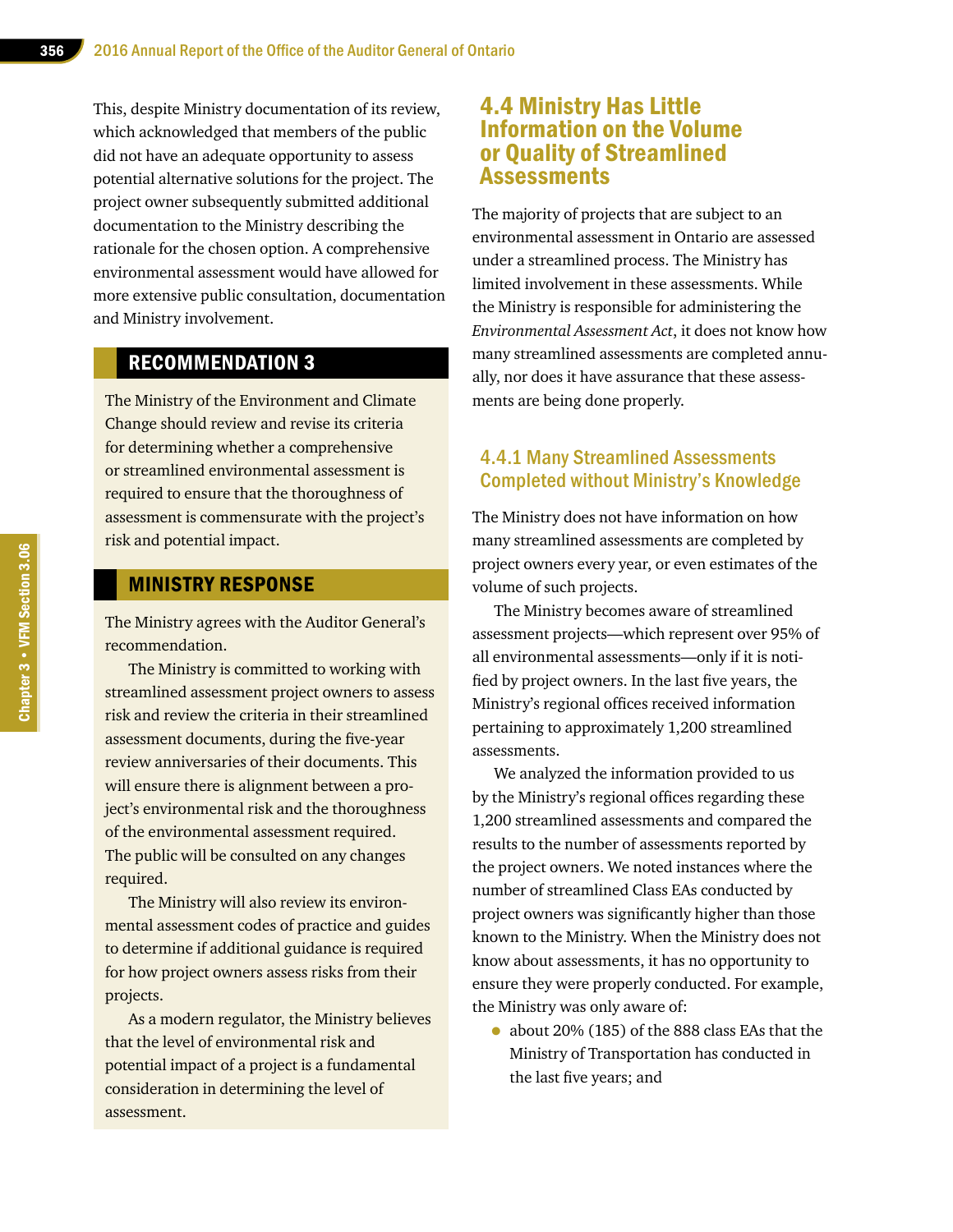This, despite Ministry documentation of its review, which acknowledged that members of the public did not have an adequate opportunity to assess potential alternative solutions for the project. The project owner subsequently submitted additional documentation to the Ministry describing the rationale for the chosen option. A comprehensive environmental assessment would have allowed for more extensive public consultation, documentation and Ministry involvement.

## RECOMMENDATION 3

The Ministry of the Environment and Climate Change should review and revise its criteria for determining whether a comprehensive or streamlined environmental assessment is required to ensure that the thoroughness of assessment is commensurate with the project's risk and potential impact.

## MINISTRY RESPONSE

The Ministry agrees with the Auditor General's recommendation.

The Ministry is committed to working with streamlined assessment project owners to assess risk and review the criteria in their streamlined assessment documents, during the five-year review anniversaries of their documents. This will ensure there is alignment between a project's environmental risk and the thoroughness of the environmental assessment required. The public will be consulted on any changes required.

The Ministry will also review its environmental assessment codes of practice and guides to determine if additional guidance is required for how project owners assess risks from their projects.

As a modern regulator, the Ministry believes that the level of environmental risk and potential impact of a project is a fundamental consideration in determining the level of assessment.

## 4.4 Ministry Has Little Information on the Volume or Quality of Streamlined Assessments

The majority of projects that are subject to an environmental assessment in Ontario are assessed under a streamlined process. The Ministry has limited involvement in these assessments. While the Ministry is responsible for administering the *Environmental Assessment Act*, it does not know how many streamlined assessments are completed annually, nor does it have assurance that these assessments are being done properly.

### 4.4.1 Many Streamlined Assessments Completed without Ministry's Knowledge

The Ministry does not have information on how many streamlined assessments are completed by project owners every year, or even estimates of the volume of such projects.

The Ministry becomes aware of streamlined assessment projects—which represent over 95% of all environmental assessments—only if it is notified by project owners. In the last five years, the Ministry's regional offices received information pertaining to approximately 1,200 streamlined assessments.

We analyzed the information provided to us by the Ministry's regional offices regarding these 1,200 streamlined assessments and compared the results to the number of assessments reported by the project owners. We noted instances where the number of streamlined Class EAs conducted by project owners was significantly higher than those known to the Ministry. When the Ministry does not know about assessments, it has no opportunity to ensure they were properly conducted. For example, the Ministry was only aware of:

- about 20% (185) of the 888 class EAs that the Ministry of Transportation has conducted in the last five years; and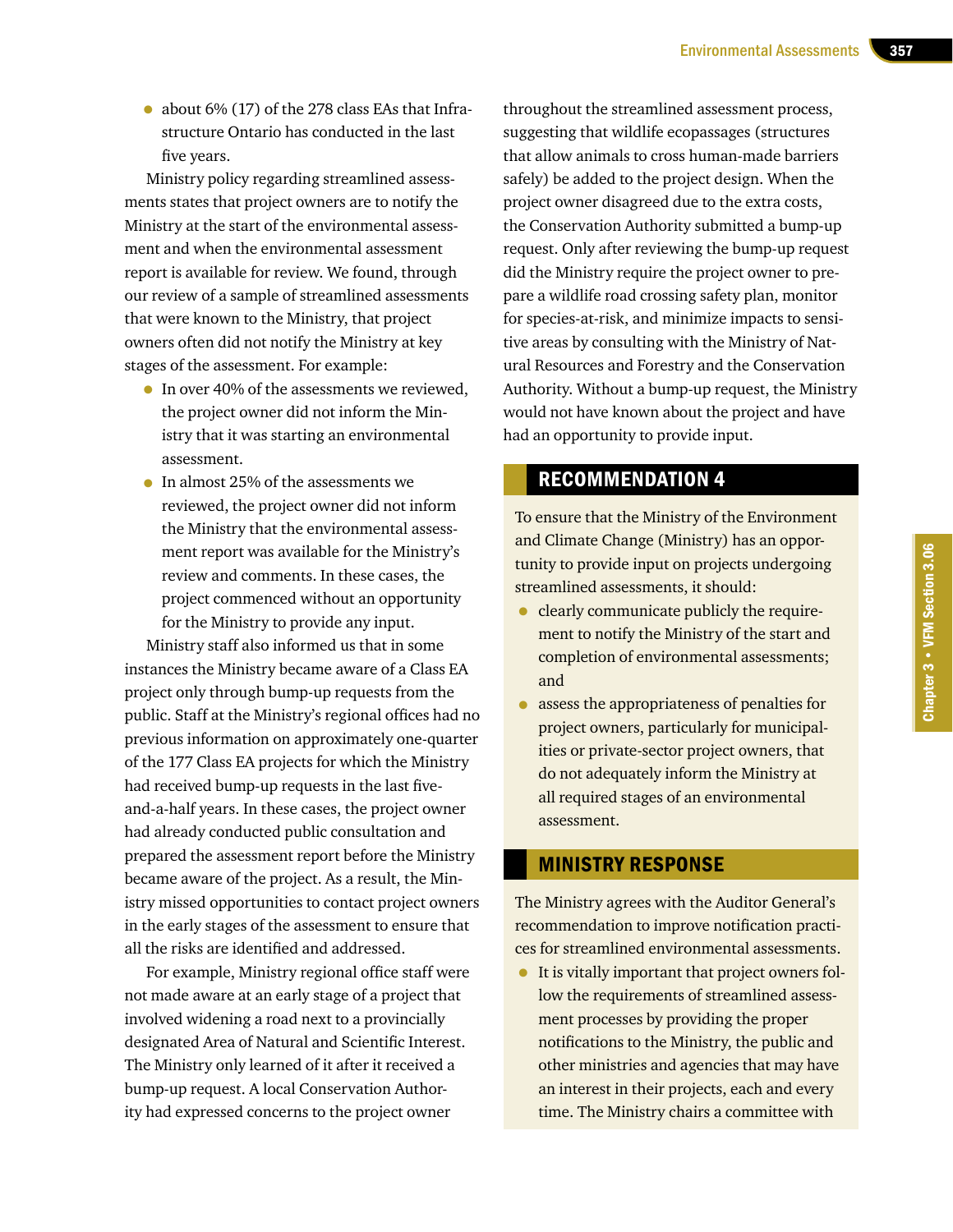- about 6% (17) of the 278 class EAs that Infrastructure Ontario has conducted in the last five years.

Ministry policy regarding streamlined assessments states that project owners are to notify the Ministry at the start of the environmental assessment and when the environmental assessment report is available for review. We found, through our review of a sample of streamlined assessments that were known to the Ministry, that project owners often did not notify the Ministry at key stages of the assessment. For example:

- In over 40% of the assessments we reviewed, the project owner did not inform the Ministry that it was starting an environmental assessment.
- In almost 25% of the assessments we reviewed, the project owner did not inform the Ministry that the environmental assessment report was available for the Ministry's review and comments. In these cases, the project commenced without an opportunity for the Ministry to provide any input.

Ministry staff also informed us that in some instances the Ministry became aware of a Class EA project only through bump-up requests from the public. Staff at the Ministry's regional offices had no previous information on approximately one-quarter of the 177 Class EA projects for which the Ministry had received bump-up requests in the last five-and-a-half years. In these cases, the project owner had already conducted public consultation and prepared the assessment report before the Ministry became aware of the project. As a result, the Ministry missed opportunities to contact project owners in the early stages of the assessment to ensure that all the risks are identified and addressed.

For example, Ministry regional office staff were not made aware at an early stage of a project that involved widening a road next to a provincially designated Area of Natural and Scientific Interest. The Ministry only learned of it after it received a bump-up request. A local Conservation Authority had expressed concerns to the project owner throughout the streamlined assessment process, suggesting that wildlife ecopassages (structures that allow animals to cross human-made barriers safely) be added to the project design. When the project owner disagreed due to the extra costs, the Conservation Authority submitted a bump-up request. Only after reviewing the bump-up request did the Ministry require the project owner to prepare a wildlife road crossing safety plan, monitor for species-at-risk, and minimize impacts to sensitive areas by consulting with the Ministry of Natural Resources and Forestry and the Conservation Authority. Without a bump-up request, the Ministry would not have known about the project and have had an opportunity to provide input.

## RECOMMENDATION 4

To ensure that the Ministry of the Environment and Climate Change (Ministry) has an opportunity to provide input on projects undergoing streamlined assessments, it should:

- clearly communicate publicly the requirement to notify the Ministry of the start and completion of environmental assessments; and
- assess the appropriateness of penalties for project owners, particularly for municipalities or private-sector project owners, that do not adequately inform the Ministry at all required stages of an environmental assessment.

## MINISTRY RESPONSE

The Ministry agrees with the Auditor General's recommendation to improve notification practices for streamlined environmental assessments.

- It is vitally important that project owners follow the requirements of streamlined assessment processes by providing the proper notifications to the Ministry, the public and other ministries and agencies that may have an interest in their projects, each and every time. The Ministry chairs a committee with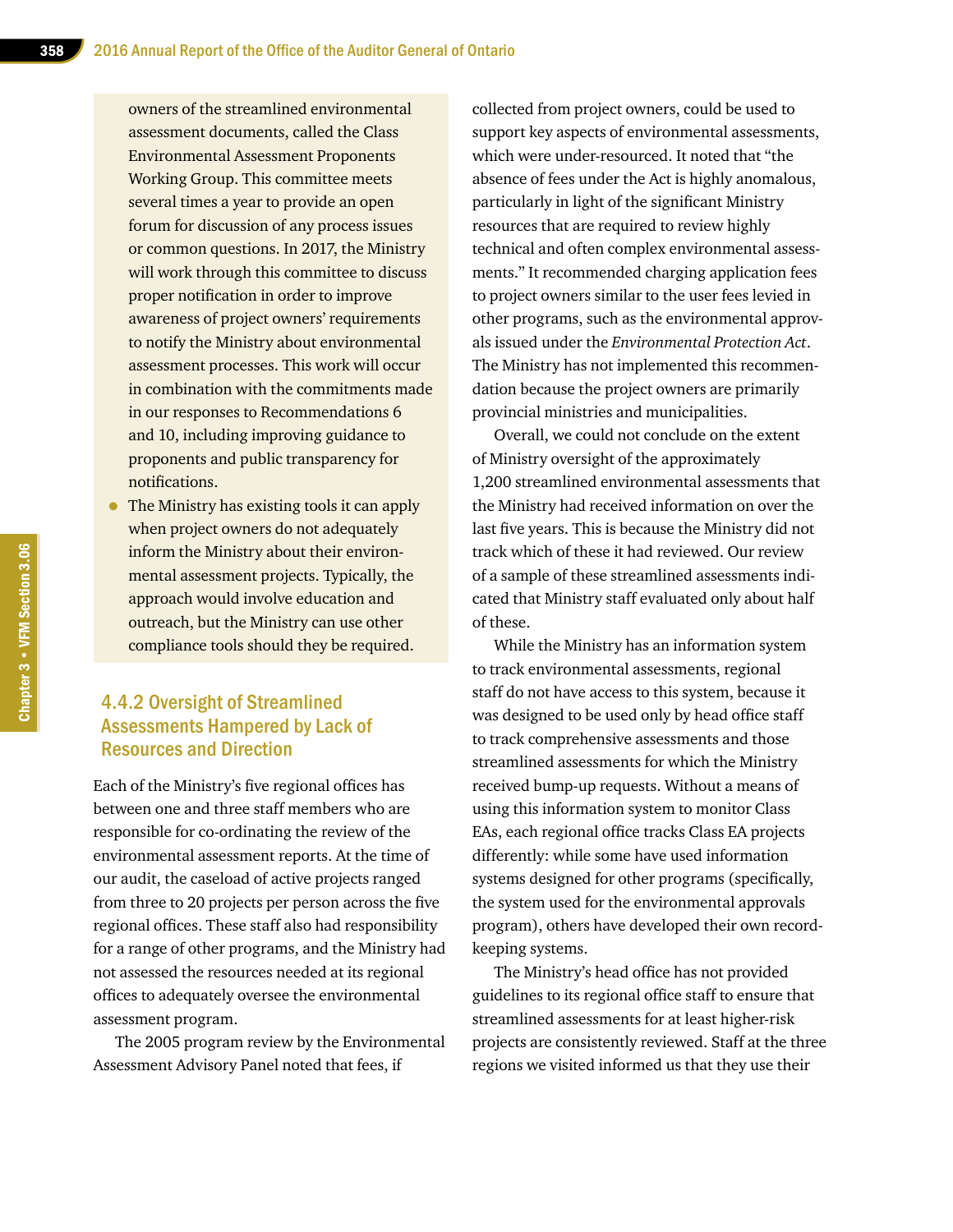owners of the streamlined environmental assessment documents, called the Class Environmental Assessment Proponents Working Group. This committee meets several times a year to provide an open forum for discussion of any process issues or common questions. In 2017, the Ministry will work through this committee to discuss proper notification in order to improve awareness of project owners' requirements to notify the Ministry about environmental assessment processes. This work will occur in combination with the commitments made in our responses to Recommendations 6 and 10, including improving guidance to proponents and public transparency for notifications.

- The Ministry has existing tools it can apply when project owners do not adequately inform the Ministry about their environmental assessment projects. Typically, the approach would involve education and outreach, but the Ministry can use other compliance tools should they be required.

### 4.4.2 Oversight of Streamlined Assessments Hampered by Lack of Resources and Direction

Each of the Ministry's five regional offices has between one and three staff members who are responsible for co-ordinating the review of the environmental assessment reports. At the time of our audit, the caseload of active projects ranged from three to 20 projects per person across the five regional offices. These staff also had responsibility for a range of other programs, and the Ministry had not assessed the resources needed at its regional offices to adequately oversee the environmental assessment program.

The 2005 program review by the Environmental Assessment Advisory Panel noted that fees, if collected from project owners, could be used to support key aspects of environmental assessments, which were under-resourced. It noted that "the absence of fees under the Act is highly anomalous, particularly in light of the significant Ministry resources that are required to review highly technical and often complex environmental assessments." It recommended charging application fees to project owners similar to the user fees levied in other programs, such as the environmental approvals issued under the *Environmental Protection Act*. The Ministry has not implemented this recommendation because the project owners are primarily provincial ministries and municipalities.

Overall, we could not conclude on the extent of Ministry oversight of the approximately 1,200 streamlined environmental assessments that the Ministry had received information on over the last five years. This is because the Ministry did not track which of these it had reviewed. Our review of a sample of these streamlined assessments indicated that Ministry staff evaluated only about half of these.

While the Ministry has an information system to track environmental assessments, regional staff do not have access to this system, because it was designed to be used only by head office staff to track comprehensive assessments and those streamlined assessments for which the Ministry received bump-up requests. Without a means of using this information system to monitor Class EAs, each regional office tracks Class EA projects differently: while some have used information systems designed for other programs (specifically, the system used for the environmental approvals program), others have developed their own record-keeping systems.

The Ministry's head office has not provided guidelines to its regional office staff to ensure that streamlined assessments for at least higher-risk projects are consistently reviewed. Staff at the three regions we visited informed us that they use their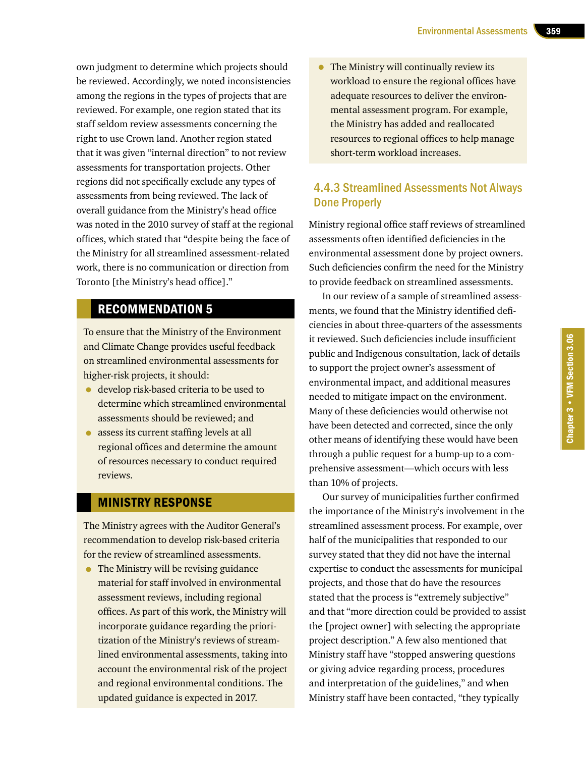own judgment to determine which projects should be reviewed. Accordingly, we noted inconsistencies among the regions in the types of projects that are reviewed. For example, one region stated that its staff seldom review assessments concerning the right to use Crown land. Another region stated that it was given "internal direction" to not review assessments for transportation projects. Other regions did not specifically exclude any types of assessments from being reviewed. The lack of overall guidance from the Ministry's head office was noted in the 2010 survey of staff at the regional offices, which stated that "despite being the face of the Ministry for all streamlined assessment-related work, there is no communication or direction from Toronto [the Ministry's head office]."

## RECOMMENDATION 5

To ensure that the Ministry of the Environment and Climate Change provides useful feedback on streamlined environmental assessments for higher-risk projects, it should:

- develop risk-based criteria to be used to determine which streamlined environmental assessments should be reviewed; and
- assess its current staffing levels at all regional offices and determine the amount of resources necessary to conduct required reviews.

## MINISTRY RESPONSE

The Ministry agrees with the Auditor General's recommendation to develop risk-based criteria for the review of streamlined assessments.

- The Ministry will be revising guidance material for staff involved in environmental assessment reviews, including regional offices. As part of this work, the Ministry will incorporate guidance regarding the prioritization of the Ministry's reviews of streamlined environmental assessments, taking into account the environmental risk of the project and regional environmental conditions. The updated guidance is expected in 2017.
- The Ministry will continually review its workload to ensure the regional offices have adequate resources to deliver the environmental assessment program. For example, the Ministry has added and reallocated resources to regional offices to help manage short-term workload increases.

### 4.4.3 Streamlined Assessments Not Always Done Properly

Ministry regional office staff reviews of streamlined assessments often identified deficiencies in the environmental assessment done by project owners. Such deficiencies confirm the need for the Ministry to provide feedback on streamlined assessments.

In our review of a sample of streamlined assessments, we found that the Ministry identified deficiencies in about three-quarters of the assessments it reviewed. Such deficiencies include insufficient public and Indigenous consultation, lack of details to support the project owner's assessment of environmental impact, and additional measures needed to mitigate impact on the environment. Many of these deficiencies would otherwise not have been detected and corrected, since the only other means of identifying these would have been through a public request for a bump-up to a comprehensive assessment—which occurs with less than 10% of projects.

Our survey of municipalities further confirmed the importance of the Ministry's involvement in the streamlined assessment process. For example, over half of the municipalities that responded to our survey stated that they did not have the internal expertise to conduct the assessments for municipal projects, and those that do have the resources stated that the process is "extremely subjective" and that "more direction could be provided to assist the [project owner] with selecting the appropriate project description." A few also mentioned that Ministry staff have "stopped answering questions or giving advice regarding process, procedures and interpretation of the guidelines," and when Ministry staff have been contacted, "they typically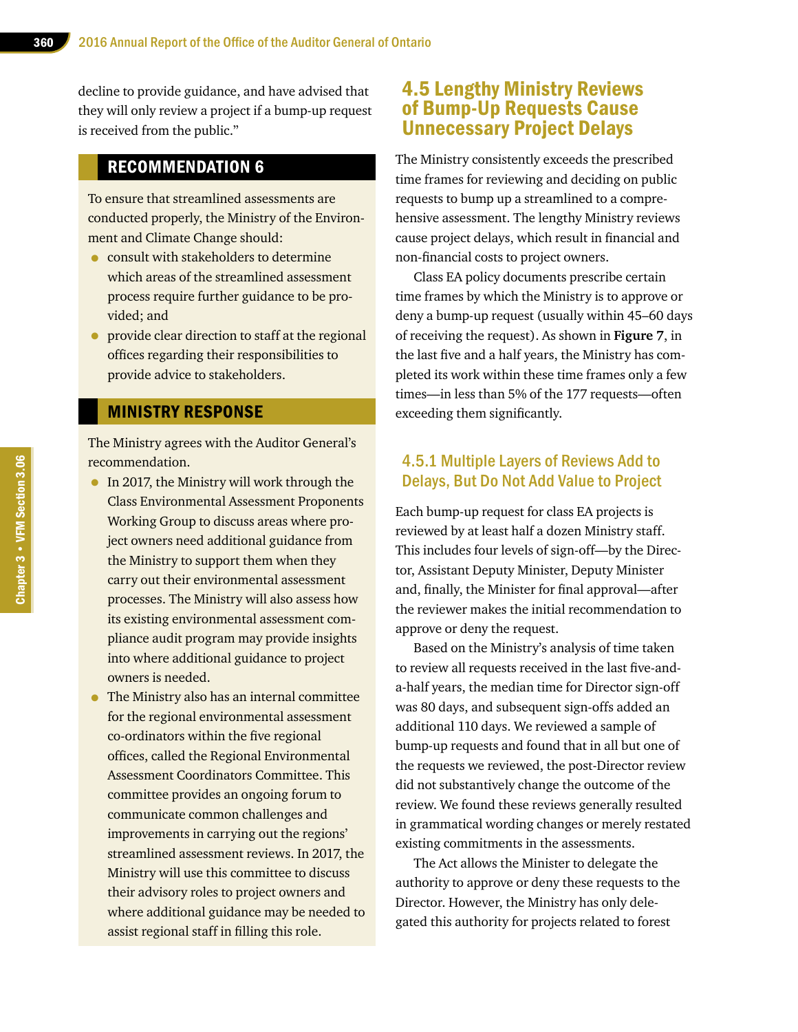decline to provide guidance, and have advised that they will only review a project if a bump-up request is received from the public."

## RECOMMENDATION 6

To ensure that streamlined assessments are conducted properly, the Ministry of the Environment and Climate Change should:

- consult with stakeholders to determine which areas of the streamlined assessment process require further guidance to be provided; and
- provide clear direction to staff at the regional offices regarding their responsibilities to provide advice to stakeholders.

## MINISTRY RESPONSE

The Ministry agrees with the Auditor General's recommendation.

- In 2017, the Ministry will work through the Class Environmental Assessment Proponents Working Group to discuss areas where project owners need additional guidance from the Ministry to support them when they carry out their environmental assessment processes. The Ministry will also assess how its existing environmental assessment compliance audit program may provide insights into where additional guidance to project owners is needed.
- The Ministry also has an internal committee for the regional environmental assessment co-ordinators within the five regional offices, called the Regional Environmental Assessment Coordinators Committee. This committee provides an ongoing forum to communicate common challenges and improvements in carrying out the regions' streamlined assessment reviews. In 2017, the Ministry will use this committee to discuss their advisory roles to project owners and where additional guidance may be needed to assist regional staff in filling this role.

## 4.5 Lengthy Ministry Reviews of Bump-Up Requests Cause Unnecessary Project Delays

The Ministry consistently exceeds the prescribed time frames for reviewing and deciding on public requests to bump up a streamlined to a comprehensive assessment. The lengthy Ministry reviews cause project delays, which result in financial and non-financial costs to project owners.

Class EA policy documents prescribe certain time frames by which the Ministry is to approve or deny a bump-up request (usually within 45–60 days of receiving the request). As shown in **Figure 7**, in the last five and a half years, the Ministry has completed its work within these time frames only a few times—in less than 5% of the 177 requests—often exceeding them significantly.

### 4.5.1 Multiple Layers of Reviews Add to Delays, But Do Not Add Value to Project

Each bump-up request for class EA projects is reviewed by at least half a dozen Ministry staff. This includes four levels of sign-off—by the Director, Assistant Deputy Minister, Deputy Minister and, finally, the Minister for final approval—after the reviewer makes the initial recommendation to approve or deny the request.

Based on the Ministry's analysis of time taken to review all requests received in the last five-and-a-half years, the median time for Director sign-off was 80 days, and subsequent sign-offs added an additional 110 days. We reviewed a sample of bump-up requests and found that in all but one of the requests we reviewed, the post-Director review did not substantively change the outcome of the review. We found these reviews generally resulted in grammatical wording changes or merely restated existing commitments in the assessments.

The Act allows the Minister to delegate the authority to approve or deny these requests to the Director. However, the Ministry has only delegated this authority for projects related to forest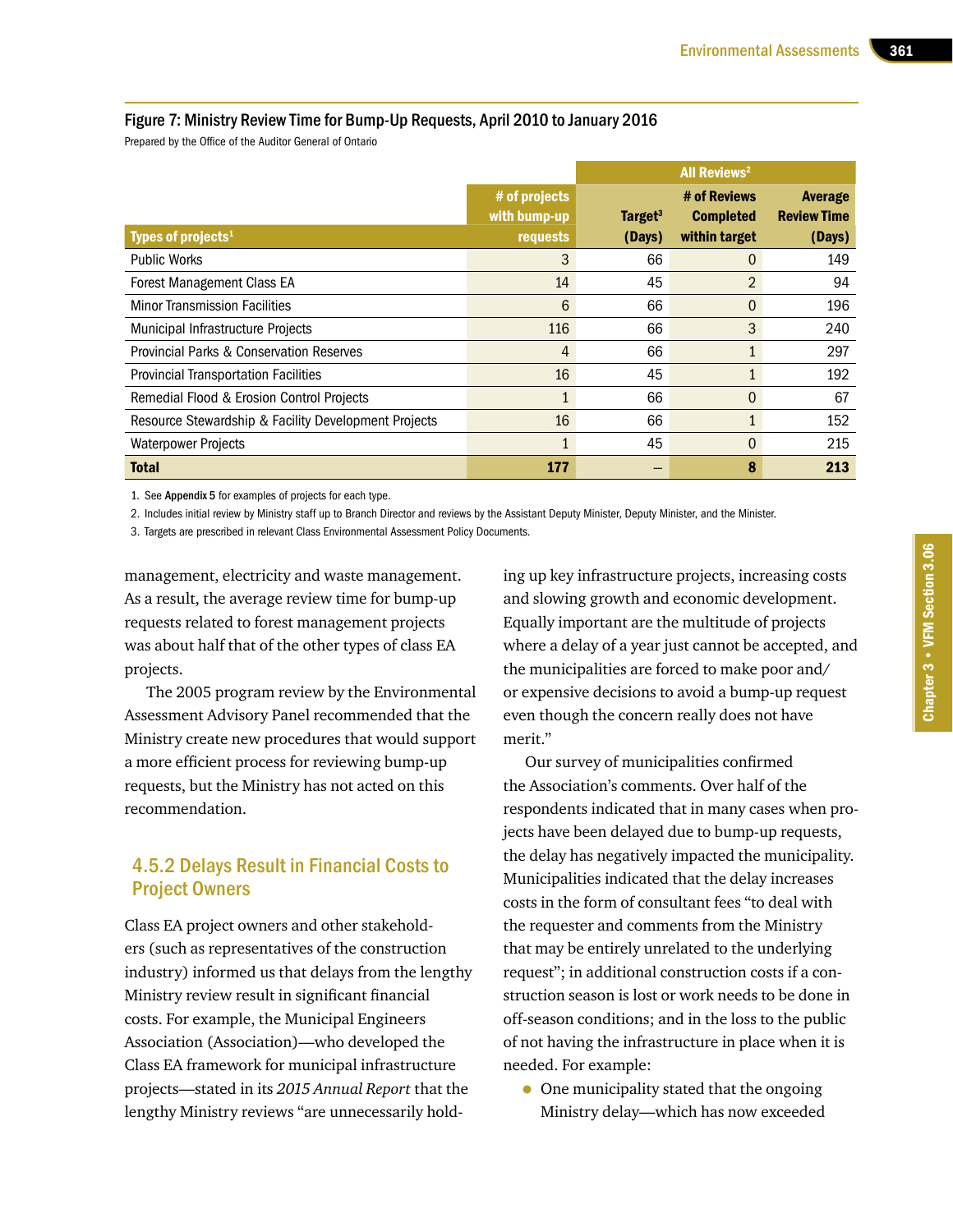**Figure 7: Ministry Review Time for Bump-Up Requests, April 2010 to January 2016**

Prepared by the Office of the Auditor General of Ontario

| | | All Reviews[2] | | |
|---|---|---|---|---|
| Types of projects[1] | # of projects with bump-up requests | Target[3] (Days) | # of Reviews Completed within target | Average Review Time (Days) |
| Public Works | 3 | 66 | 0 | 149 |
| Forest Management Class EA | 14 | 45 | 2 | 94 |
| Minor Transmission Facilities | 6 | 66 | 0 | 196 |
| Municipal Infrastructure Projects | 116 | 66 | 3 | 240 |
| Provincial Parks & Conservation Reserves | 4 | 66 | 1 | 297 |
| Provincial Transportation Facilities | 16 | 45 | 1 | 192 |
| Remedial Flood & Erosion Control Projects | 1 | 66 | 0 | 67 |
| Resource Stewardship & Facility Development Projects | 16 | 66 | 1 | 152 |
| Waterpower Projects | 1 | 45 | 0 | 215 |
| **Total** | **177** | **–** | **8** | **213** |

1. See **Appendix 5** for examples of projects for each type.
2. Includes initial review by Ministry staff up to Branch Director and reviews by the Assistant Deputy Minister, Deputy Minister, and the Minister.
3. Targets are prescribed in relevant Class Environmental Assessment Policy Documents.

management, electricity and waste management. As a result, the average review time for bump-up requests related to forest management projects was about half that of the other types of class EA projects.

The 2005 program review by the Environmental Assessment Advisory Panel recommended that the Ministry create new procedures that would support a more efficient process for reviewing bump-up requests, but the Ministry has not acted on this recommendation.

### 4.5.2 Delays Result in Financial Costs to Project Owners

Class EA project owners and other stakeholders (such as representatives of the construction industry) informed us that delays from the lengthy Ministry review result in significant financial costs. For example, the Municipal Engineers Association (Association)—who developed the Class EA framework for municipal infrastructure projects—stated in its *2015 Annual Report* that the lengthy Ministry reviews "are unnecessarily holding up key infrastructure projects, increasing costs and slowing growth and economic development. Equally important are the multitude of projects where a delay of a year just cannot be accepted, and the municipalities are forced to make poor and/or expensive decisions to avoid a bump-up request even though the concern really does not have merit."

Our survey of municipalities confirmed the Association's comments. Over half of the respondents indicated that in many cases when projects have been delayed due to bump-up requests, the delay has negatively impacted the municipality. Municipalities indicated that the delay increases costs in the form of consultant fees "to deal with the requester and comments from the Ministry that may be entirely unrelated to the underlying request"; in additional construction costs if a construction season is lost or work needs to be done in off-season conditions; and in the loss to the public of not having the infrastructure in place when it is needed. For example:

- One municipality stated that the ongoing Ministry delay—which has now exceeded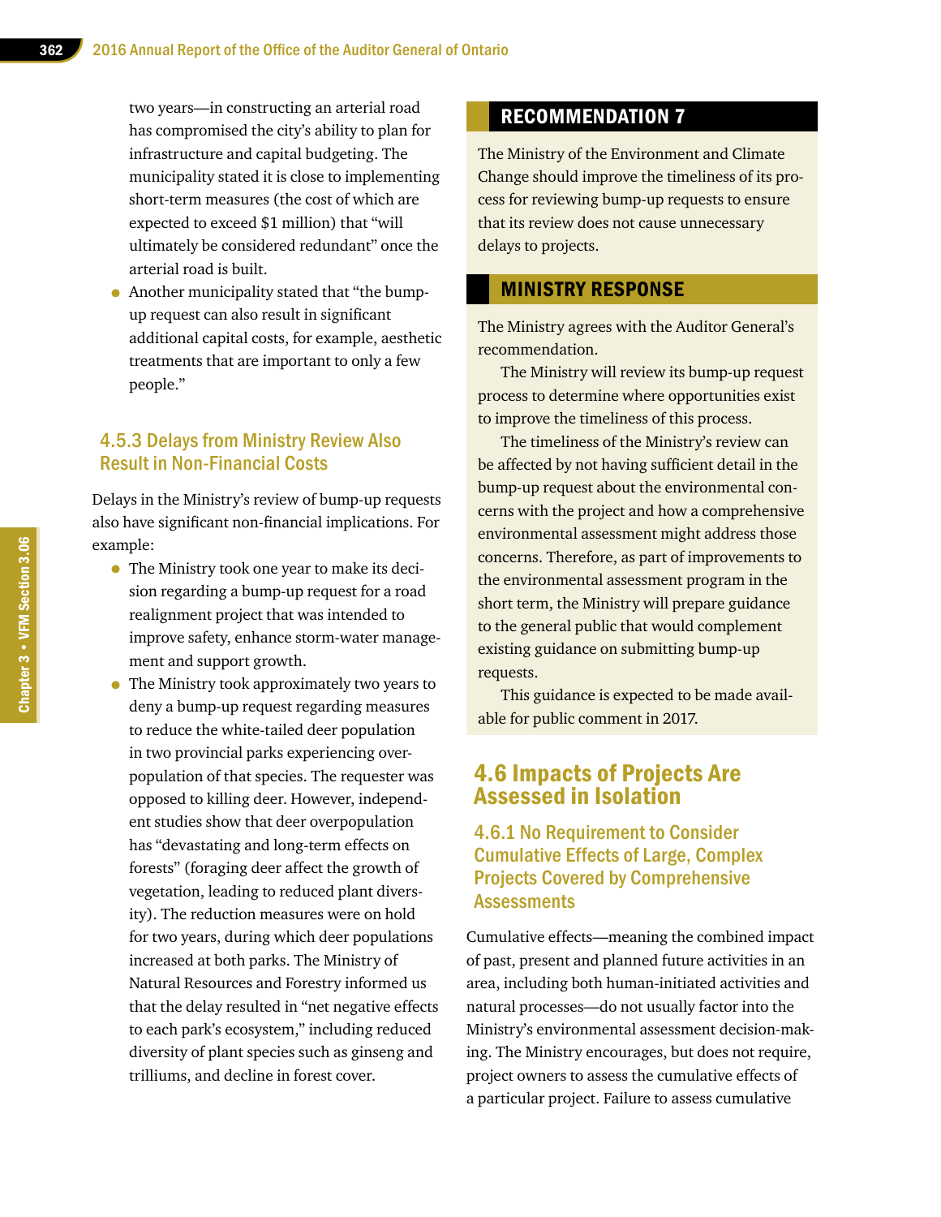two years—in constructing an arterial road has compromised the city's ability to plan for infrastructure and capital budgeting. The municipality stated it is close to implementing short-term measures (the cost of which are expected to exceed $1 million) that "will ultimately be considered redundant" once the arterial road is built.

- Another municipality stated that "the bump-up request can also result in significant additional capital costs, for example, aesthetic treatments that are important to only a few people."

### 4.5.3 Delays from Ministry Review Also Result in Non-Financial Costs

Delays in the Ministry's review of bump-up requests also have significant non-financial implications. For example:

- The Ministry took one year to make its decision regarding a bump-up request for a road realignment project that was intended to improve safety, enhance storm-water management and support growth.
- The Ministry took approximately two years to deny a bump-up request regarding measures to reduce the white-tailed deer population in two provincial parks experiencing overpopulation of that species. The requester was opposed to killing deer. However, independent studies show that deer overpopulation has "devastating and long-term effects on forests" (foraging deer affect the growth of vegetation, leading to reduced plant diversity). The reduction measures were on hold for two years, during which deer populations increased at both parks. The Ministry of Natural Resources and Forestry informed us that the delay resulted in "net negative effects to each park's ecosystem," including reduced diversity of plant species such as ginseng and trilliums, and decline in forest cover.

## RECOMMENDATION 7

The Ministry of the Environment and Climate Change should improve the timeliness of its process for reviewing bump-up requests to ensure that its review does not cause unnecessary delays to projects.

## MINISTRY RESPONSE

The Ministry agrees with the Auditor General's recommendation.

The Ministry will review its bump-up request process to determine where opportunities exist to improve the timeliness of this process.

The timeliness of the Ministry's review can be affected by not having sufficient detail in the bump-up request about the environmental concerns with the project and how a comprehensive environmental assessment might address those concerns. Therefore, as part of improvements to the environmental assessment program in the short term, the Ministry will prepare guidance to the general public that would complement existing guidance on submitting bump-up requests.

This guidance is expected to be made available for public comment in 2017.

## 4.6 Impacts of Projects Are Assessed in Isolation

### 4.6.1 No Requirement to Consider Cumulative Effects of Large, Complex Projects Covered by Comprehensive Assessments

Cumulative effects—meaning the combined impact of past, present and planned future activities in an area, including both human-initiated activities and natural processes—do not usually factor into the Ministry's environmental assessment decision-making. The Ministry encourages, but does not require, project owners to assess the cumulative effects of a particular project. Failure to assess cumulative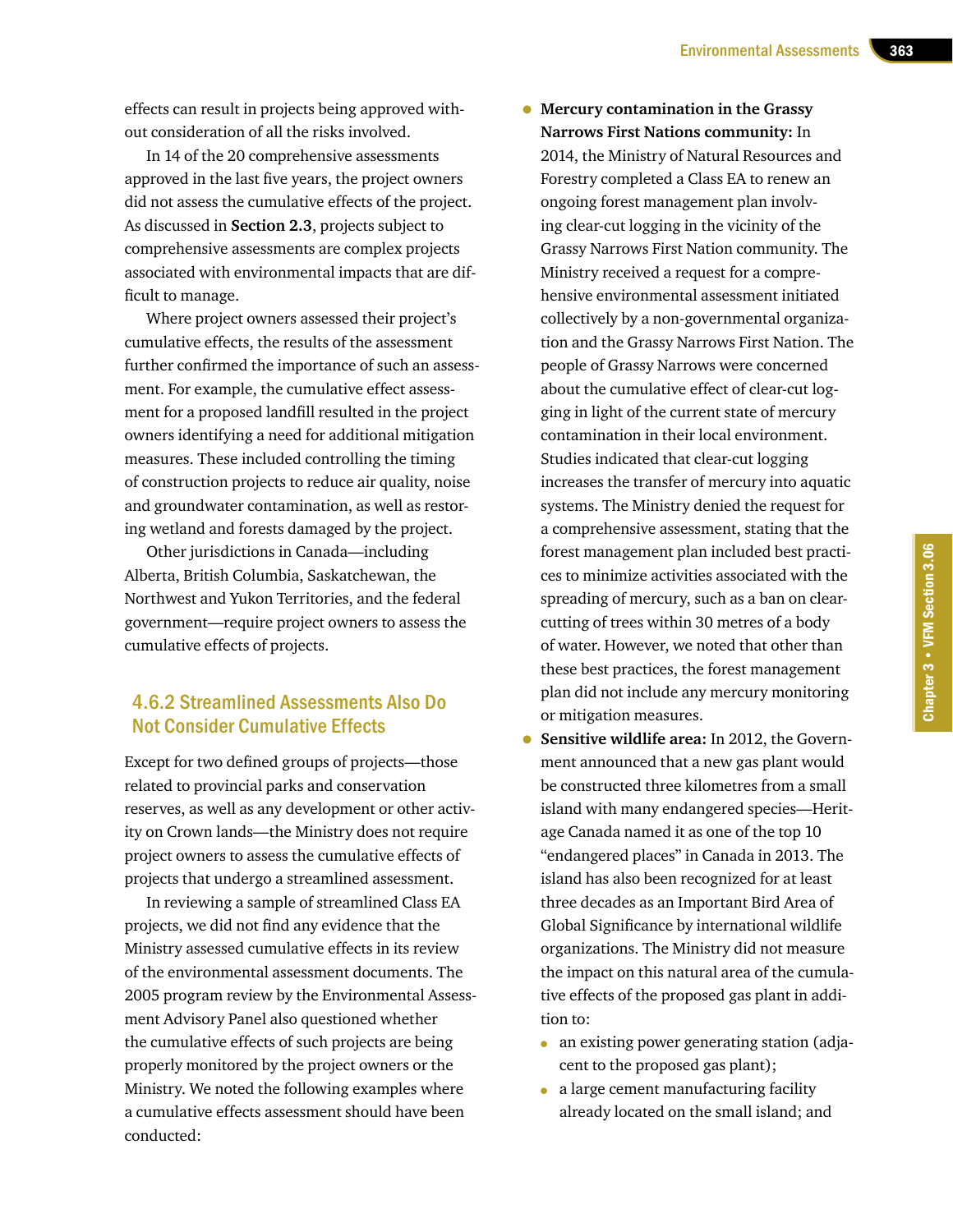effects can result in projects being approved without consideration of all the risks involved.

In 14 of the 20 comprehensive assessments approved in the last five years, the project owners did not assess the cumulative effects of the project. As discussed in **Section 2.3**, projects subject to comprehensive assessments are complex projects associated with environmental impacts that are difficult to manage.

Where project owners assessed their project's cumulative effects, the results of the assessment further confirmed the importance of such an assessment. For example, the cumulative effect assessment for a proposed landfill resulted in the project owners identifying a need for additional mitigation measures. These included controlling the timing of construction projects to reduce air quality, noise and groundwater contamination, as well as restoring wetland and forests damaged by the project.

Other jurisdictions in Canada—including Alberta, British Columbia, Saskatchewan, the Northwest and Yukon Territories, and the federal government—require project owners to assess the cumulative effects of projects.

### 4.6.2 Streamlined Assessments Also Do Not Consider Cumulative Effects

Except for two defined groups of projects—those related to provincial parks and conservation reserves, as well as any development or other activity on Crown lands—the Ministry does not require project owners to assess the cumulative effects of projects that undergo a streamlined assessment.

In reviewing a sample of streamlined Class EA projects, we did not find any evidence that the Ministry assessed cumulative effects in its review of the environmental assessment documents. The 2005 program review by the Environmental Assessment Advisory Panel also questioned whether the cumulative effects of such projects are being properly monitored by the project owners or the Ministry. We noted the following examples where a cumulative effects assessment should have been conducted:

- **Mercury contamination in the Grassy Narrows First Nations community:** In 2014, the Ministry of Natural Resources and Forestry completed a Class EA to renew an ongoing forest management plan involving clear-cut logging in the vicinity of the Grassy Narrows First Nation community. The Ministry received a request for a comprehensive environmental assessment initiated collectively by a non-governmental organization and the Grassy Narrows First Nation. The people of Grassy Narrows were concerned about the cumulative effect of clear-cut logging in light of the current state of mercury contamination in their local environment. Studies indicated that clear-cut logging increases the transfer of mercury into aquatic systems. The Ministry denied the request for a comprehensive assessment, stating that the forest management plan included best practices to minimize activities associated with the spreading of mercury, such as a ban on clear-cutting of trees within 30 metres of a body of water. However, we noted that other than these best practices, the forest management plan did not include any mercury monitoring or mitigation measures.
- **Sensitive wildlife area:** In 2012, the Government announced that a new gas plant would be constructed three kilometres from a small island with many endangered species—Heritage Canada named it as one of the top 10 "endangered places" in Canada in 2013. The island has also been recognized for at least three decades as an Important Bird Area of Global Significance by international wildlife organizations. The Ministry did not measure the impact on this natural area of the cumulative effects of the proposed gas plant in addition to:
  - an existing power generating station (adjacent to the proposed gas plant);
  - a large cement manufacturing facility already located on the small island; and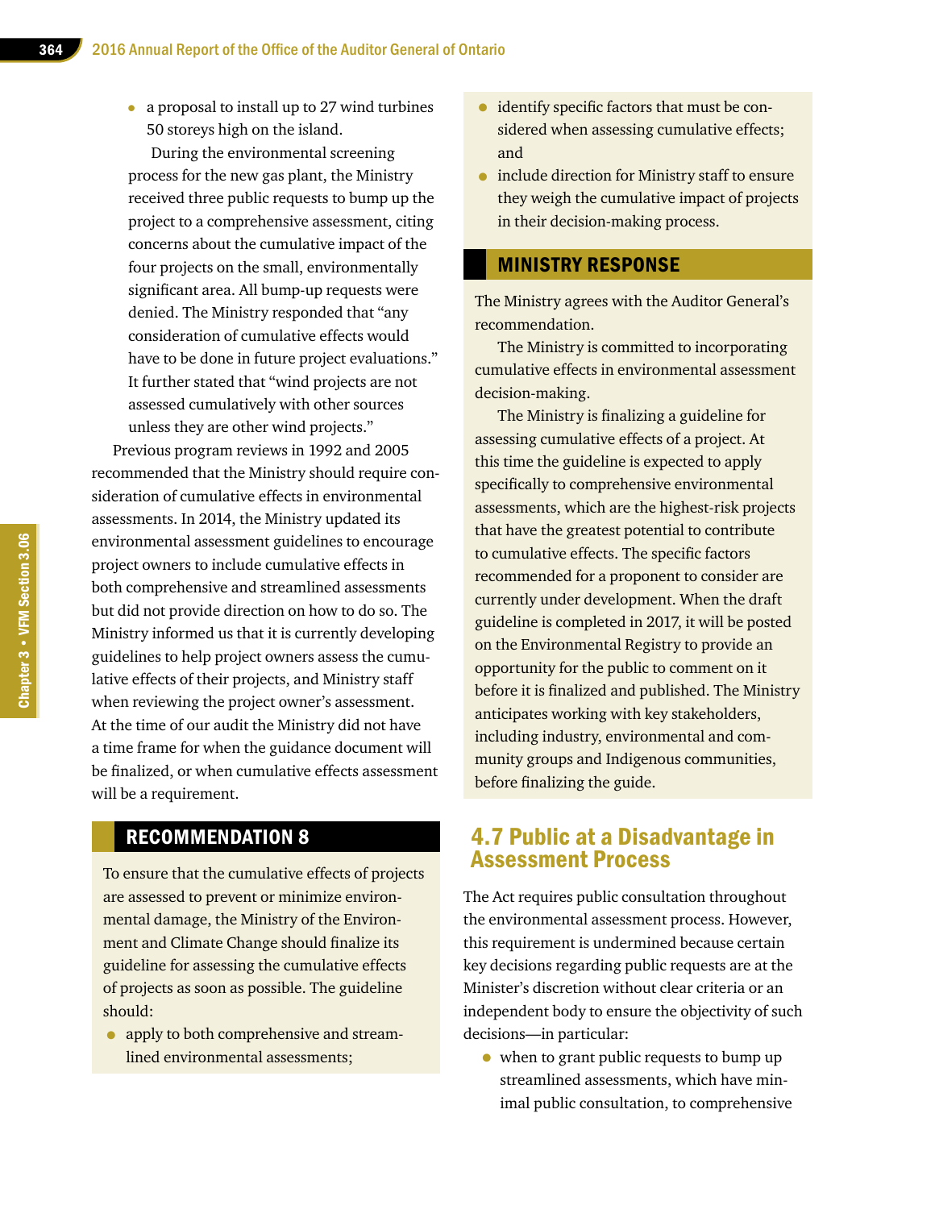- a proposal to install up to 27 wind turbines 50 storeys high on the island.

During the environmental screening process for the new gas plant, the Ministry received three public requests to bump up the project to a comprehensive assessment, citing concerns about the cumulative impact of the four projects on the small, environmentally significant area. All bump-up requests were denied. The Ministry responded that "any consideration of cumulative effects would have to be done in future project evaluations." It further stated that "wind projects are not assessed cumulatively with other sources unless they are other wind projects."

Previous program reviews in 1992 and 2005 recommended that the Ministry should require consideration of cumulative effects in environmental assessments. In 2014, the Ministry updated its environmental assessment guidelines to encourage project owners to include cumulative effects in both comprehensive and streamlined assessments but did not provide direction on how to do so. The Ministry informed us that it is currently developing guidelines to help project owners assess the cumulative effects of their projects, and Ministry staff when reviewing the project owner's assessment. At the time of our audit the Ministry did not have a time frame for when the guidance document will be finalized, or when cumulative effects assessment will be a requirement.

## RECOMMENDATION 8

To ensure that the cumulative effects of projects are assessed to prevent or minimize environmental damage, the Ministry of the Environment and Climate Change should finalize its guideline for assessing the cumulative effects of projects as soon as possible. The guideline should:

- apply to both comprehensive and streamlined environmental assessments;
- identify specific factors that must be considered when assessing cumulative effects; and
- include direction for Ministry staff to ensure they weigh the cumulative impact of projects in their decision-making process.

## MINISTRY RESPONSE

The Ministry agrees with the Auditor General's recommendation.

The Ministry is committed to incorporating cumulative effects in environmental assessment decision-making.

The Ministry is finalizing a guideline for assessing cumulative effects of a project. At this time the guideline is expected to apply specifically to comprehensive environmental assessments, which are the highest-risk projects that have the greatest potential to contribute to cumulative effects. The specific factors recommended for a proponent to consider are currently under development. When the draft guideline is completed in 2017, it will be posted on the Environmental Registry to provide an opportunity for the public to comment on it before it is finalized and published. The Ministry anticipates working with key stakeholders, including industry, environmental and community groups and Indigenous communities, before finalizing the guide.

## 4.7 Public at a Disadvantage in Assessment Process

The Act requires public consultation throughout the environmental assessment process. However, this requirement is undermined because certain key decisions regarding public requests are at the Minister's discretion without clear criteria or an independent body to ensure the objectivity of such decisions—in particular:

- when to grant public requests to bump up streamlined assessments, which have minimal public consultation, to comprehensive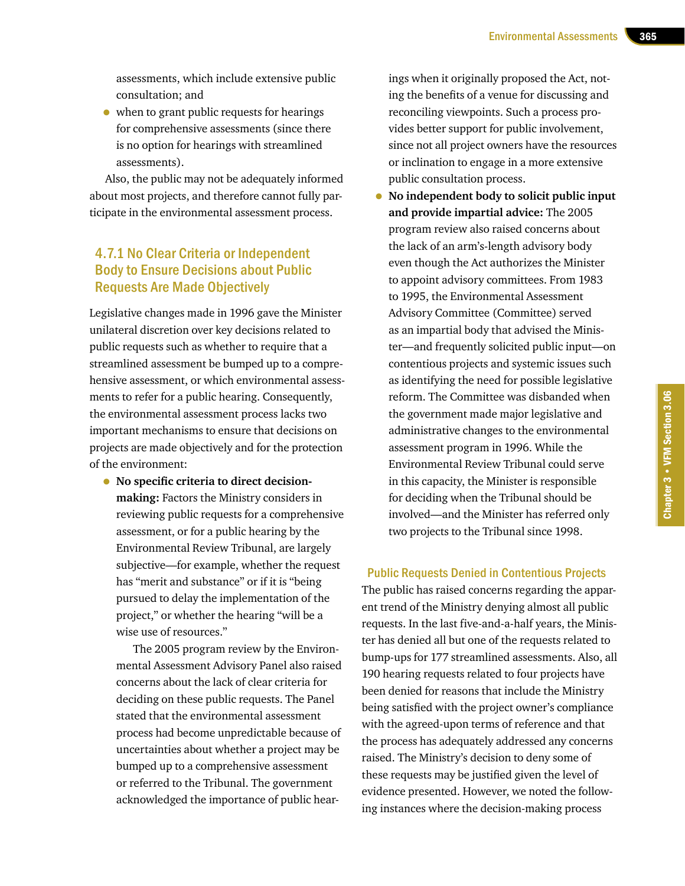assessments, which include extensive public consultation; and

- when to grant public requests for hearings for comprehensive assessments (since there is no option for hearings with streamlined assessments).

Also, the public may not be adequately informed about most projects, and therefore cannot fully participate in the environmental assessment process.

### 4.7.1 No Clear Criteria or Independent Body to Ensure Decisions about Public Requests Are Made Objectively

Legislative changes made in 1996 gave the Minister unilateral discretion over key decisions related to public requests such as whether to require that a streamlined assessment be bumped up to a comprehensive assessment, or which environmental assessments to refer for a public hearing. Consequently, the environmental assessment process lacks two important mechanisms to ensure that decisions on projects are made objectively and for the protection of the environment:

- **No specific criteria to direct decision-making:** Factors the Ministry considers in reviewing public requests for a comprehensive assessment, or for a public hearing by the Environmental Review Tribunal, are largely subjective—for example, whether the request has "merit and substance" or if it is "being pursued to delay the implementation of the project," or whether the hearing "will be a wise use of resources."

  The 2005 program review by the Environmental Assessment Advisory Panel also raised concerns about the lack of clear criteria for deciding on these public requests. The Panel stated that the environmental assessment process had become unpredictable because of uncertainties about whether a project may be bumped up to a comprehensive assessment or referred to the Tribunal. The government acknowledged the importance of public hearings when it originally proposed the Act, noting the benefits of a venue for discussing and reconciling viewpoints. Such a process provides better support for public involvement, since not all project owners have the resources or inclination to engage in a more extensive public consultation process.

- **No independent body to solicit public input and provide impartial advice:** The 2005 program review also raised concerns about the lack of an arm's-length advisory body even though the Act authorizes the Minister to appoint advisory committees. From 1983 to 1995, the Environmental Assessment Advisory Committee (Committee) served as an impartial body that advised the Minister—and frequently solicited public input—on contentious projects and systemic issues such as identifying the need for possible legislative reform. The Committee was disbanded when the government made major legislative and administrative changes to the environmental assessment program in 1996. While the Environmental Review Tribunal could serve in this capacity, the Minister is responsible for deciding when the Tribunal should be involved—and the Minister has referred only two projects to the Tribunal since 1998.

#### Public Requests Denied in Contentious Projects

The public has raised concerns regarding the apparent trend of the Ministry denying almost all public requests. In the last five-and-a-half years, the Minister has denied all but one of the requests related to bump-ups for 177 streamlined assessments. Also, all 190 hearing requests related to four projects have been denied for reasons that include the Ministry being satisfied with the project owner's compliance with the agreed-upon terms of reference and that the process has adequately addressed any concerns raised. The Ministry's decision to deny some of these requests may be justified given the level of evidence presented. However, we noted the following instances where the decision-making process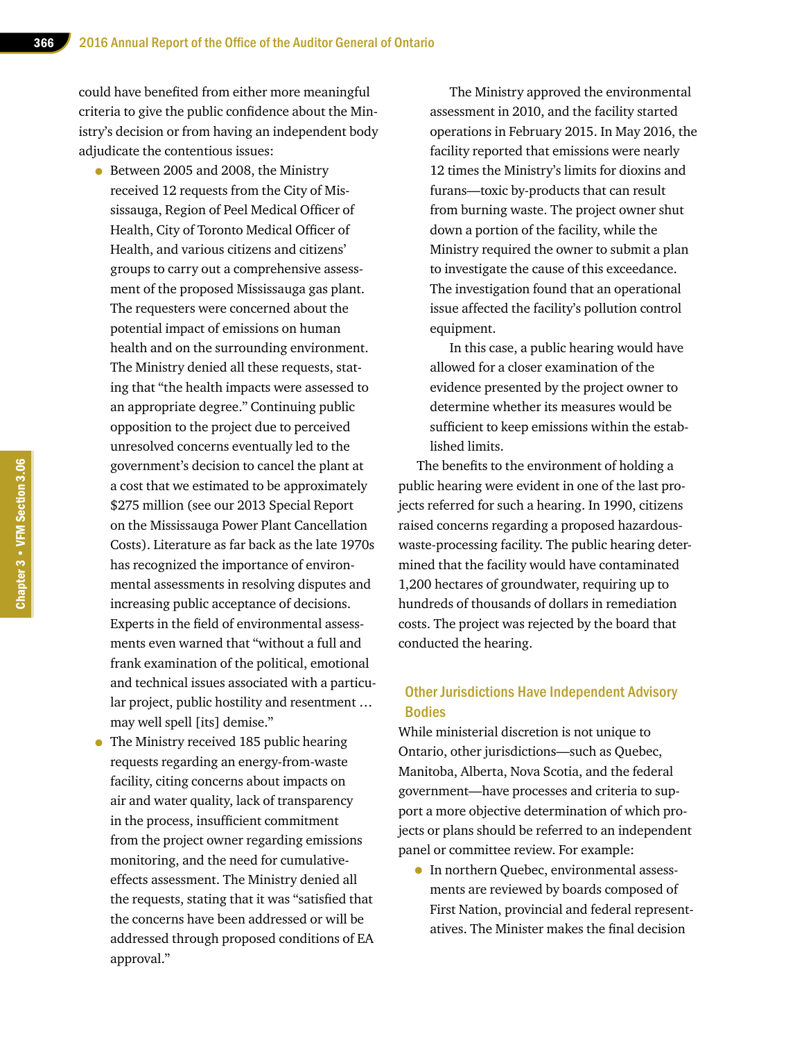could have benefited from either more meaningful criteria to give the public confidence about the Ministry's decision or from having an independent body adjudicate the contentious issues:

- Between 2005 and 2008, the Ministry received 12 requests from the City of Mississauga, Region of Peel Medical Officer of Health, City of Toronto Medical Officer of Health, and various citizens and citizens' groups to carry out a comprehensive assessment of the proposed Mississauga gas plant. The requesters were concerned about the potential impact of emissions on human health and on the surrounding environment. The Ministry denied all these requests, stating that "the health impacts were assessed to an appropriate degree." Continuing public opposition to the project due to perceived unresolved concerns eventually led to the government's decision to cancel the plant at a cost that we estimated to be approximately $275 million (see our 2013 Special Report on the Mississauga Power Plant Cancellation Costs). Literature as far back as the late 1970s has recognized the importance of environmental assessments in resolving disputes and increasing public acceptance of decisions. Experts in the field of environmental assessments even warned that "without a full and frank examination of the political, emotional and technical issues associated with a particular project, public hostility and resentment … may well spell [its] demise."
- The Ministry received 185 public hearing requests regarding an energy-from-waste facility, citing concerns about impacts on air and water quality, lack of transparency in the process, insufficient commitment from the project owner regarding emissions monitoring, and the need for cumulative-effects assessment. The Ministry denied all the requests, stating that it was "satisfied that the concerns have been addressed or will be addressed through proposed conditions of EA approval."

  The Ministry approved the environmental assessment in 2010, and the facility started operations in February 2015. In May 2016, the facility reported that emissions were nearly 12 times the Ministry's limits for dioxins and furans—toxic by-products that can result from burning waste. The project owner shut down a portion of the facility, while the Ministry required the owner to submit a plan to investigate the cause of this exceedance. The investigation found that an operational issue affected the facility's pollution control equipment.

  In this case, a public hearing would have allowed for a closer examination of the evidence presented by the project owner to determine whether its measures would be sufficient to keep emissions within the established limits.

The benefits to the environment of holding a public hearing were evident in one of the last projects referred for such a hearing. In 1990, citizens raised concerns regarding a proposed hazardous-waste-processing facility. The public hearing determined that the facility would have contaminated 1,200 hectares of groundwater, requiring up to hundreds of thousands of dollars in remediation costs. The project was rejected by the board that conducted the hearing.

### Other Jurisdictions Have Independent Advisory Bodies

While ministerial discretion is not unique to Ontario, other jurisdictions—such as Quebec, Manitoba, Alberta, Nova Scotia, and the federal government—have processes and criteria to support a more objective determination of which projects or plans should be referred to an independent panel or committee review. For example:

- In northern Quebec, environmental assessments are reviewed by boards composed of First Nation, provincial and federal representatives. The Minister makes the final decision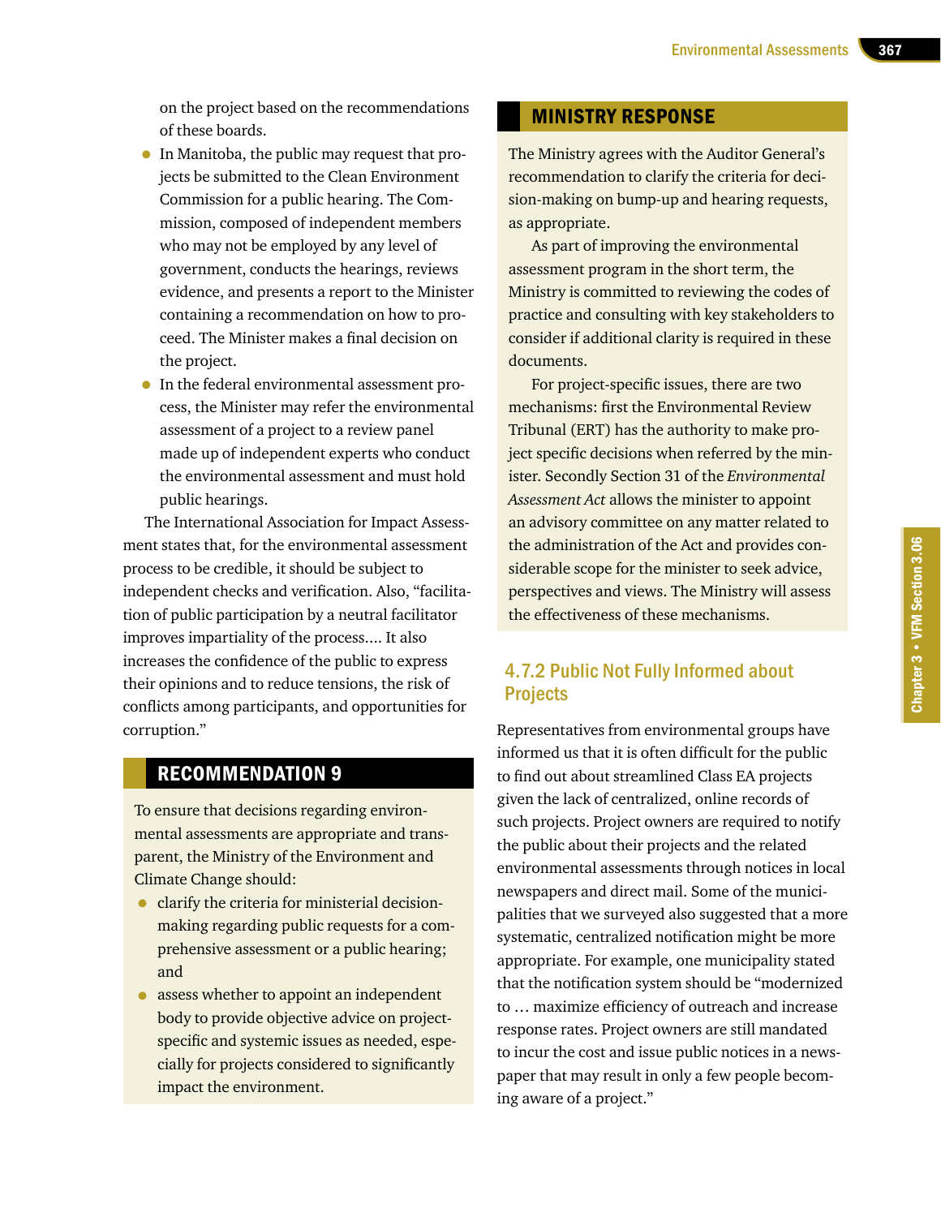on the project based on the recommendations of these boards.

- In Manitoba, the public may request that projects be submitted to the Clean Environment Commission for a public hearing. The Commission, composed of independent members who may not be employed by any level of government, conducts the hearings, reviews evidence, and presents a report to the Minister containing a recommendation on how to proceed. The Minister makes a final decision on the project.
- In the federal environmental assessment process, the Minister may refer the environmental assessment of a project to a review panel made up of independent experts who conduct the environmental assessment and must hold public hearings.

The International Association for Impact Assessment states that, for the environmental assessment process to be credible, it should be subject to independent checks and verification. Also, "facilitation of public participation by a neutral facilitator improves impartiality of the process.... It also increases the confidence of the public to express their opinions and to reduce tensions, the risk of conflicts among participants, and opportunities for corruption."

## RECOMMENDATION 9

To ensure that decisions regarding environmental assessments are appropriate and transparent, the Ministry of the Environment and Climate Change should:

- clarify the criteria for ministerial decision-making regarding public requests for a comprehensive assessment or a public hearing; and
- assess whether to appoint an independent body to provide objective advice on project-specific and systemic issues as needed, especially for projects considered to significantly impact the environment.

## MINISTRY RESPONSE

The Ministry agrees with the Auditor General's recommendation to clarify the criteria for decision-making on bump-up and hearing requests, as appropriate.

As part of improving the environmental assessment program in the short term, the Ministry is committed to reviewing the codes of practice and consulting with key stakeholders to consider if additional clarity is required in these documents.

For project-specific issues, there are two mechanisms: first the Environmental Review Tribunal (ERT) has the authority to make project specific decisions when referred by the minister. Secondly Section 31 of the *Environmental Assessment Act* allows the minister to appoint an advisory committee on any matter related to the administration of the Act and provides considerable scope for the minister to seek advice, perspectives and views. The Ministry will assess the effectiveness of these mechanisms.

### 4.7.2 Public Not Fully Informed about Projects

Representatives from environmental groups have informed us that it is often difficult for the public to find out about streamlined Class EA projects given the lack of centralized, online records of such projects. Project owners are required to notify the public about their projects and the related environmental assessments through notices in local newspapers and direct mail. Some of the municipalities that we surveyed also suggested that a more systematic, centralized notification might be more appropriate. For example, one municipality stated that the notification system should be "modernized to … maximize efficiency of outreach and increase response rates. Project owners are still mandated to incur the cost and issue public notices in a newspaper that may result in only a few people becoming aware of a project."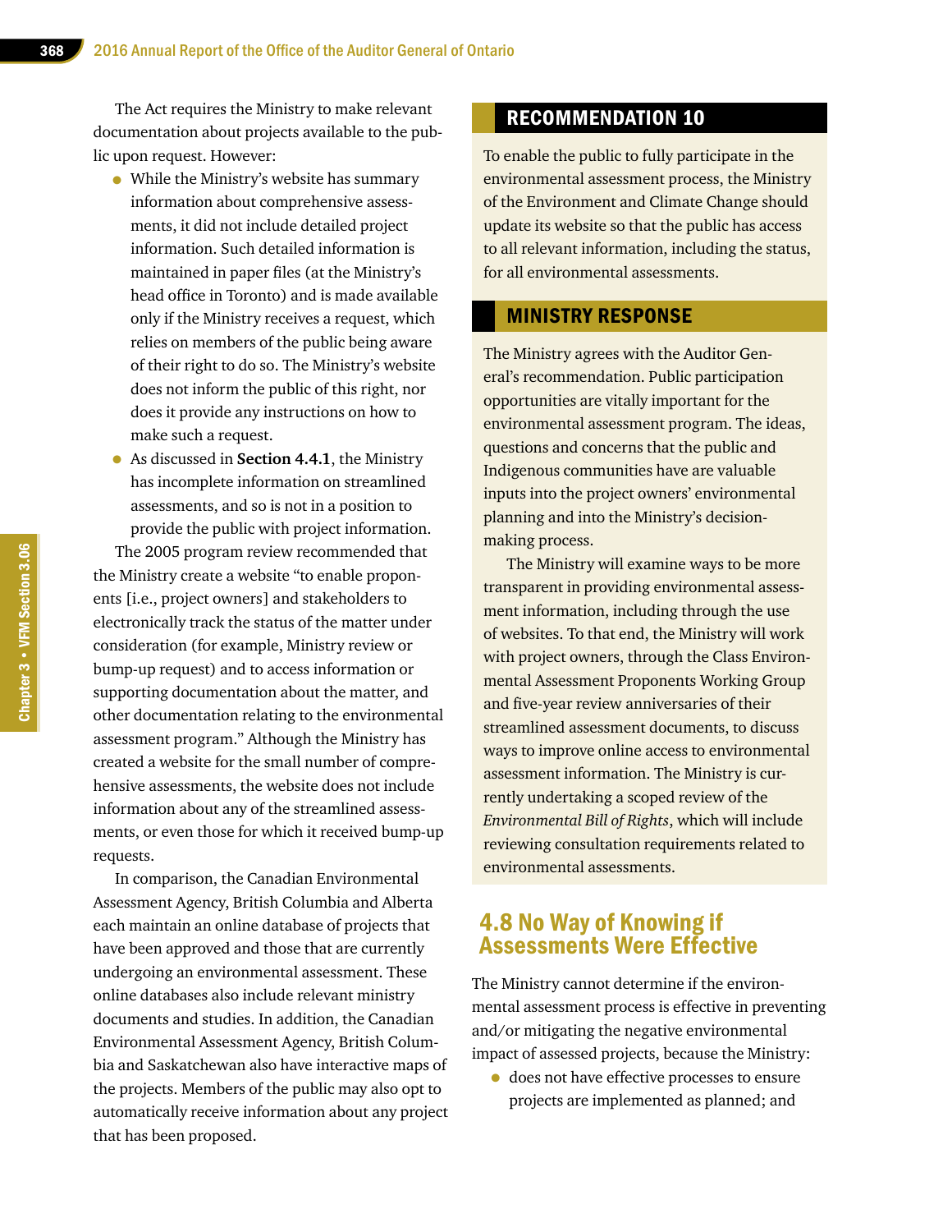The Act requires the Ministry to make relevant documentation about projects available to the public upon request. However:

- While the Ministry's website has summary information about comprehensive assessments, it did not include detailed project information. Such detailed information is maintained in paper files (at the Ministry's head office in Toronto) and is made available only if the Ministry receives a request, which relies on members of the public being aware of their right to do so. The Ministry's website does not inform the public of this right, nor does it provide any instructions on how to make such a request.
- As discussed in **Section 4.4.1**, the Ministry has incomplete information on streamlined assessments, and so is not in a position to provide the public with project information.

The 2005 program review recommended that the Ministry create a website "to enable proponents [i.e., project owners] and stakeholders to electronically track the status of the matter under consideration (for example, Ministry review or bump-up request) and to access information or supporting documentation about the matter, and other documentation relating to the environmental assessment program." Although the Ministry has created a website for the small number of comprehensive assessments, the website does not include information about any of the streamlined assessments, or even those for which it received bump-up requests.

In comparison, the Canadian Environmental Assessment Agency, British Columbia and Alberta each maintain an online database of projects that have been approved and those that are currently undergoing an environmental assessment. These online databases also include relevant ministry documents and studies. In addition, the Canadian Environmental Assessment Agency, British Columbia and Saskatchewan also have interactive maps of the projects. Members of the public may also opt to automatically receive information about any project that has been proposed.

## RECOMMENDATION 10

To enable the public to fully participate in the environmental assessment process, the Ministry of the Environment and Climate Change should update its website so that the public has access to all relevant information, including the status, for all environmental assessments.

## MINISTRY RESPONSE

The Ministry agrees with the Auditor General's recommendation. Public participation opportunities are vitally important for the environmental assessment program. The ideas, questions and concerns that the public and Indigenous communities have are valuable inputs into the project owners' environmental planning and into the Ministry's decision-making process.

The Ministry will examine ways to be more transparent in providing environmental assessment information, including through the use of websites. To that end, the Ministry will work with project owners, through the Class Environmental Assessment Proponents Working Group and five-year review anniversaries of their streamlined assessment documents, to discuss ways to improve online access to environmental assessment information. The Ministry is currently undertaking a scoped review of the *Environmental Bill of Rights*, which will include reviewing consultation requirements related to environmental assessments.

## 4.8 No Way of Knowing if Assessments Were Effective

The Ministry cannot determine if the environmental assessment process is effective in preventing and/or mitigating the negative environmental impact of assessed projects, because the Ministry:

- does not have effective processes to ensure projects are implemented as planned; and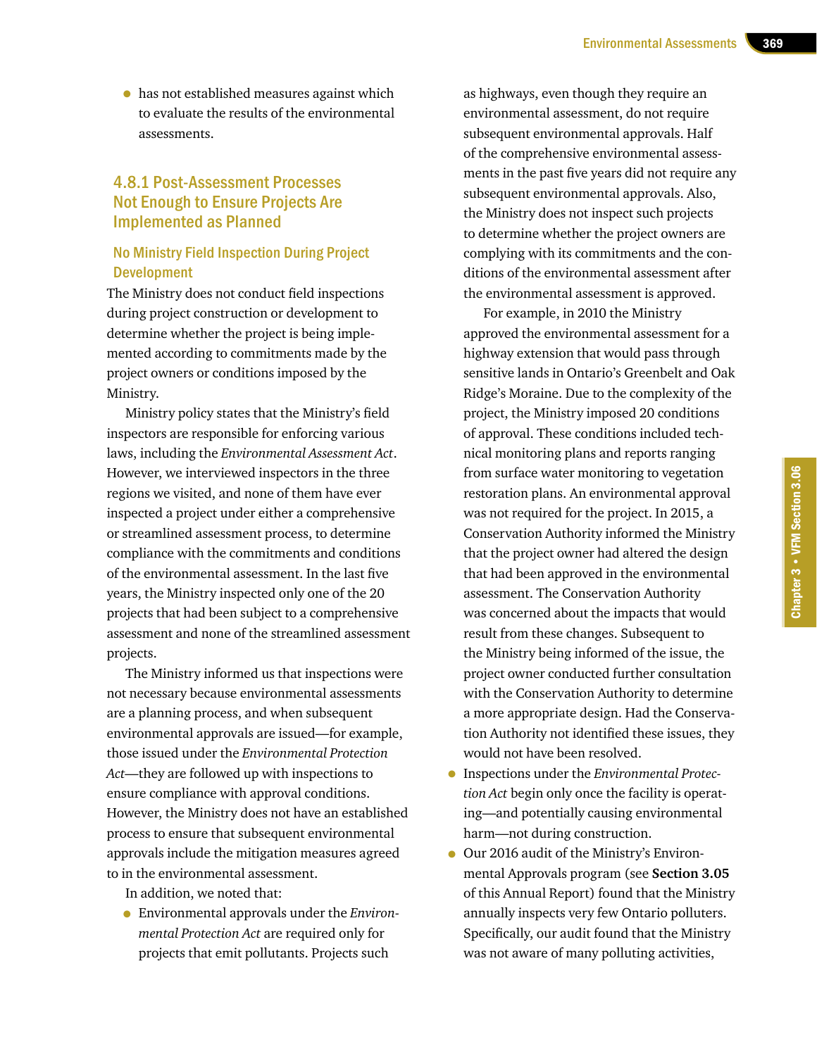- has not established measures against which to evaluate the results of the environmental assessments.

### 4.8.1 Post-Assessment Processes Not Enough to Ensure Projects Are Implemented as Planned

#### No Ministry Field Inspection During Project Development

The Ministry does not conduct field inspections during project construction or development to determine whether the project is being implemented according to commitments made by the project owners or conditions imposed by the Ministry.

Ministry policy states that the Ministry's field inspectors are responsible for enforcing various laws, including the *Environmental Assessment Act*. However, we interviewed inspectors in the three regions we visited, and none of them have ever inspected a project under either a comprehensive or streamlined assessment process, to determine compliance with the commitments and conditions of the environmental assessment. In the last five years, the Ministry inspected only one of the 20 projects that had been subject to a comprehensive assessment and none of the streamlined assessment projects.

The Ministry informed us that inspections were not necessary because environmental assessments are a planning process, and when subsequent environmental approvals are issued—for example, those issued under the *Environmental Protection Act*—they are followed up with inspections to ensure compliance with approval conditions. However, the Ministry does not have an established process to ensure that subsequent environmental approvals include the mitigation measures agreed to in the environmental assessment.

In addition, we noted that:

- Environmental approvals under the *Environmental Protection Act* are required only for projects that emit pollutants. Projects such as highways, even though they require an environmental assessment, do not require subsequent environmental approvals. Half of the comprehensive environmental assessments in the past five years did not require any subsequent environmental approvals. Also, the Ministry does not inspect such projects to determine whether the project owners are complying with its commitments and the conditions of the environmental assessment after the environmental assessment is approved.

  For example, in 2010 the Ministry approved the environmental assessment for a highway extension that would pass through sensitive lands in Ontario's Greenbelt and Oak Ridge's Moraine. Due to the complexity of the project, the Ministry imposed 20 conditions of approval. These conditions included technical monitoring plans and reports ranging from surface water monitoring to vegetation restoration plans. An environmental approval was not required for the project. In 2015, a Conservation Authority informed the Ministry that the project owner had altered the design that had been approved in the environmental assessment. The Conservation Authority was concerned about the impacts that would result from these changes. Subsequent to the Ministry being informed of the issue, the project owner conducted further consultation with the Conservation Authority to determine a more appropriate design. Had the Conservation Authority not identified these issues, they would not have been resolved.
- Inspections under the *Environmental Protection Act* begin only once the facility is operating—and potentially causing environmental harm—not during construction.
- Our 2016 audit of the Ministry's Environmental Approvals program (see **Section 3.05** of this Annual Report) found that the Ministry annually inspects very few Ontario polluters. Specifically, our audit found that the Ministry was not aware of many polluting activities,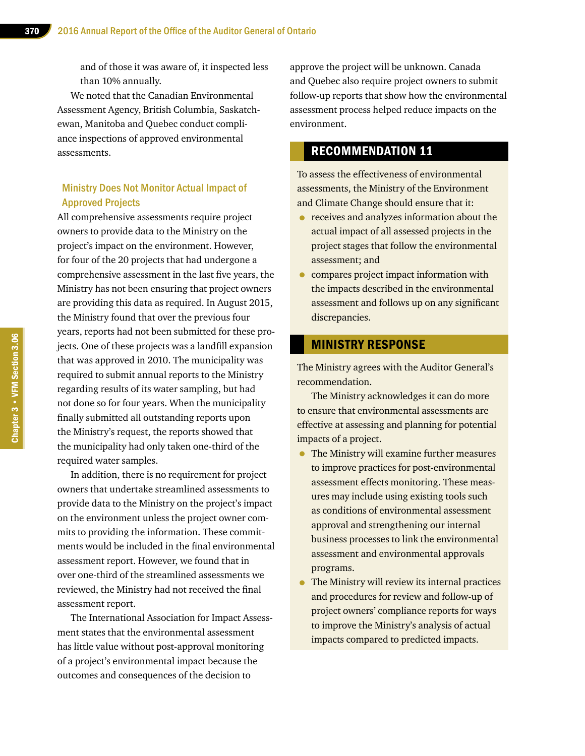and of those it was aware of, it inspected less than 10% annually.

We noted that the Canadian Environmental Assessment Agency, British Columbia, Saskatchewan, Manitoba and Quebec conduct compliance inspections of approved environmental assessments.

### Ministry Does Not Monitor Actual Impact of Approved Projects

All comprehensive assessments require project owners to provide data to the Ministry on the project's impact on the environment. However, for four of the 20 projects that had undergone a comprehensive assessment in the last five years, the Ministry has not been ensuring that project owners are providing this data as required. In August 2015, the Ministry found that over the previous four years, reports had not been submitted for these projects. One of these projects was a landfill expansion that was approved in 2010. The municipality was required to submit annual reports to the Ministry regarding results of its water sampling, but had not done so for four years. When the municipality finally submitted all outstanding reports upon the Ministry's request, the reports showed that the municipality had only taken one-third of the required water samples.

In addition, there is no requirement for project owners that undertake streamlined assessments to provide data to the Ministry on the project's impact on the environment unless the project owner commits to providing the information. These commitments would be included in the final environmental assessment report. However, we found that in over one-third of the streamlined assessments we reviewed, the Ministry had not received the final assessment report.

The International Association for Impact Assessment states that the environmental assessment has little value without post-approval monitoring of a project's environmental impact because the outcomes and consequences of the decision to approve the project will be unknown. Canada and Quebec also require project owners to submit follow-up reports that show how the environmental assessment process helped reduce impacts on the environment.

## RECOMMENDATION 11

To assess the effectiveness of environmental assessments, the Ministry of the Environment and Climate Change should ensure that it:

- receives and analyzes information about the actual impact of all assessed projects in the project stages that follow the environmental assessment; and
- compares project impact information with the impacts described in the environmental assessment and follows up on any significant discrepancies.

## MINISTRY RESPONSE

The Ministry agrees with the Auditor General's recommendation.

The Ministry acknowledges it can do more to ensure that environmental assessments are effective at assessing and planning for potential impacts of a project.

- The Ministry will examine further measures to improve practices for post-environmental assessment effects monitoring. These measures may include using existing tools such as conditions of environmental assessment approval and strengthening our internal business processes to link the environmental assessment and environmental approvals programs.
- The Ministry will review its internal practices and procedures for review and follow-up of project owners' compliance reports for ways to improve the Ministry's analysis of actual impacts compared to predicted impacts.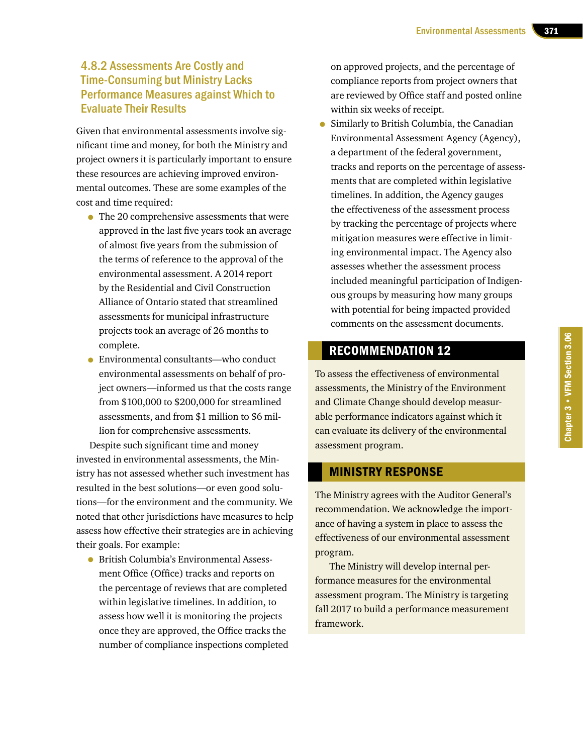### 4.8.2 Assessments Are Costly and Time-Consuming but Ministry Lacks Performance Measures against Which to Evaluate Their Results

Given that environmental assessments involve significant time and money, for both the Ministry and project owners it is particularly important to ensure these resources are achieving improved environmental outcomes. These are some examples of the cost and time required:

- The 20 comprehensive assessments that were approved in the last five years took an average of almost five years from the submission of the terms of reference to the approval of the environmental assessment. A 2014 report by the Residential and Civil Construction Alliance of Ontario stated that streamlined assessments for municipal infrastructure projects took an average of 26 months to complete.
- Environmental consultants—who conduct environmental assessments on behalf of project owners—informed us that the costs range from $100,000 to $200,000 for streamlined assessments, and from $1 million to $6 million for comprehensive assessments.

Despite such significant time and money invested in environmental assessments, the Ministry has not assessed whether such investment has resulted in the best solutions—or even good solutions—for the environment and the community. We noted that other jurisdictions have measures to help assess how effective their strategies are in achieving their goals. For example:

- British Columbia's Environmental Assessment Office (Office) tracks and reports on the percentage of reviews that are completed within legislative timelines. In addition, to assess how well it is monitoring the projects once they are approved, the Office tracks the number of compliance inspections completed on approved projects, and the percentage of compliance reports from project owners that are reviewed by Office staff and posted online within six weeks of receipt.
- Similarly to British Columbia, the Canadian Environmental Assessment Agency (Agency), a department of the federal government, tracks and reports on the percentage of assessments that are completed within legislative timelines. In addition, the Agency gauges the effectiveness of the assessment process by tracking the percentage of projects where mitigation measures were effective in limiting environmental impact. The Agency also assesses whether the assessment process included meaningful participation of Indigenous groups by measuring how many groups with potential for being impacted provided comments on the assessment documents.

## RECOMMENDATION 12

To assess the effectiveness of environmental assessments, the Ministry of the Environment and Climate Change should develop measurable performance indicators against which it can evaluate its delivery of the environmental assessment program.

## MINISTRY RESPONSE

The Ministry agrees with the Auditor General's recommendation. We acknowledge the importance of having a system in place to assess the effectiveness of our environmental assessment program.

The Ministry will develop internal performance measures for the environmental assessment program. The Ministry is targeting fall 2017 to build a performance measurement framework.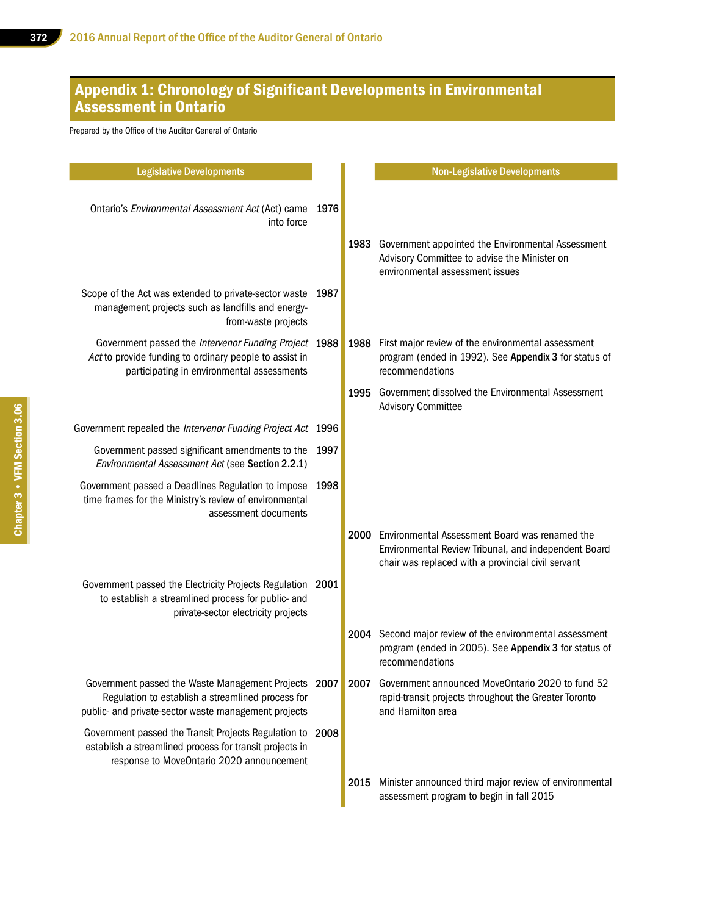## Appendix 1: Chronology of Significant Developments in Environmental Assessment in Ontario

Prepared by the Office of the Auditor General of Ontario

| Legislative Developments | Year | Non-Legislative Developments |
|---|---|---|
| Ontario's *Environmental Assessment Act* (Act) came into force | 1976 | |
| | 1983 | Government appointed the Environmental Assessment Advisory Committee to advise the Minister on environmental assessment issues |
| Scope of the Act was extended to private-sector waste management projects such as landfills and energy-from-waste projects | 1987 | |
| Government passed the *Intervenor Funding Project Act* to provide funding to ordinary people to assist in participating in environmental assessments | 1988 | First major review of the environmental assessment program (ended in 1992). See **Appendix 3** for status of recommendations |
| | 1995 | Government dissolved the Environmental Assessment Advisory Committee |
| Government repealed the *Intervenor Funding Project Act* | 1996 | |
| Government passed significant amendments to the *Environmental Assessment Act* (see **Section 2.2.1**) | 1997 | |
| Government passed a Deadlines Regulation to impose time frames for the Ministry's review of environmental assessment documents | 1998 | |
| | 2000 | Environmental Assessment Board was renamed the Environmental Review Tribunal, and independent Board chair was replaced with a provincial civil servant |
| Government passed the Electricity Projects Regulation to establish a streamlined process for public- and private-sector electricity projects | 2001 | |
| | 2004 | Second major review of the environmental assessment program (ended in 2005). See **Appendix 3** for status of recommendations |
| Government passed the Waste Management Projects Regulation to establish a streamlined process for public- and private-sector waste management projects | 2007 | Government announced MoveOntario 2020 to fund 52 rapid-transit projects throughout the Greater Toronto and Hamilton area |
| Government passed the Transit Projects Regulation to establish a streamlined process for transit projects in response to MoveOntario 2020 announcement | 2008 | |
| | 2015 | Minister announced third major review of environmental assessment program to begin in fall 2015 |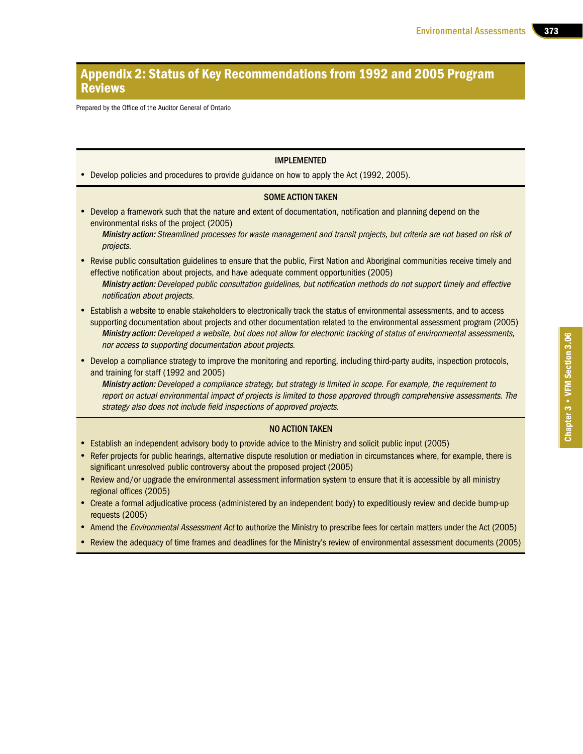## Appendix 2: Status of Key Recommendations from 1992 and 2005 Program Reviews

Prepared by the Office of the Auditor General of Ontario

**IMPLEMENTED**

- Develop policies and procedures to provide guidance on how to apply the Act (1992, 2005).

**SOME ACTION TAKEN**

- Develop a framework such that the nature and extent of documentation, notification and planning depend on the environmental risks of the project (2005)
  ***Ministry action:*** *Streamlined processes for waste management and transit projects, but criteria are not based on risk of projects.*
- Revise public consultation guidelines to ensure that the public, First Nation and Aboriginal communities receive timely and effective notification about projects, and have adequate comment opportunities (2005)
  ***Ministry action:*** *Developed public consultation guidelines, but notification methods do not support timely and effective notification about projects.*
- Establish a website to enable stakeholders to electronically track the status of environmental assessments, and to access supporting documentation about projects and other documentation related to the environmental assessment program (2005)
  ***Ministry action:*** *Developed a website, but does not allow for electronic tracking of status of environmental assessments, nor access to supporting documentation about projects.*
- Develop a compliance strategy to improve the monitoring and reporting, including third-party audits, inspection protocols, and training for staff (1992 and 2005)
  ***Ministry action:*** *Developed a compliance strategy, but strategy is limited in scope. For example, the requirement to report on actual environmental impact of projects is limited to those approved through comprehensive assessments. The strategy also does not include field inspections of approved projects.*

**NO ACTION TAKEN**

- Establish an independent advisory body to provide advice to the Ministry and solicit public input (2005)
- Refer projects for public hearings, alternative dispute resolution or mediation in circumstances where, for example, there is significant unresolved public controversy about the proposed project (2005)
- Review and/or upgrade the environmental assessment information system to ensure that it is accessible by all ministry regional offices (2005)
- Create a formal adjudicative process (administered by an independent body) to expeditiously review and decide bump-up requests (2005)
- Amend the *Environmental Assessment Act* to authorize the Ministry to prescribe fees for certain matters under the Act (2005)
- Review the adequacy of time frames and deadlines for the Ministry's review of environmental assessment documents (2005)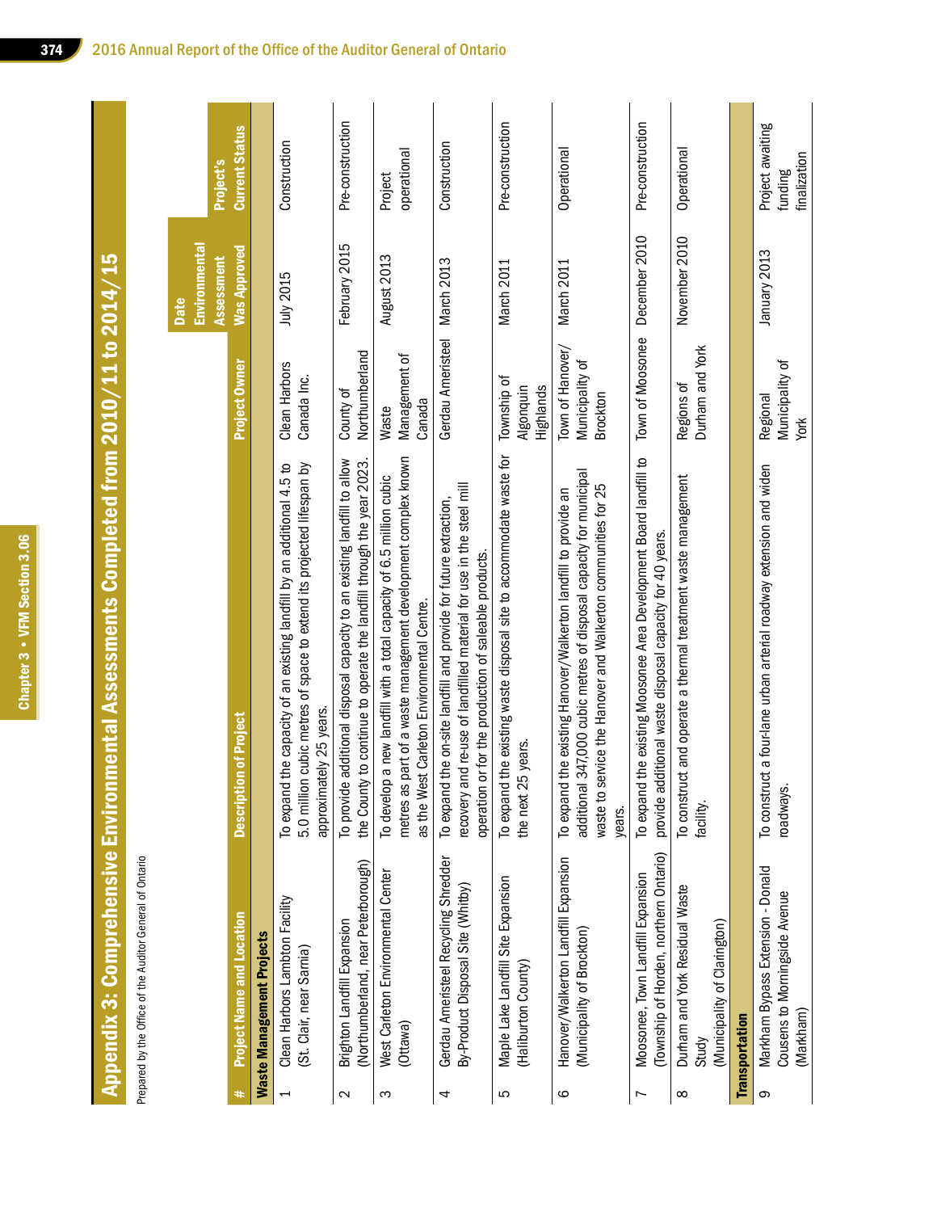## Appendix 3: Comprehensive Environmental Assessments Completed from 2010/11 to 2014/15

Prepared by the Office of the Auditor General of Ontario

| # | Project Name and Location | Description of Project | Project Owner | Date Environmental Assessment Was Approved | Project's Current Status |
|---|---|---|---|---|---|
| **Waste Management Projects** | | | | | |
| 1 | Clean Harbors Lambton Facility (St. Clair, near Sarnia) | To expand the capacity of an existing landfill by an additional 4.5 to 5.0 million cubic metres of space to extend its projected lifespan by approximately 25 years. | Clean Harbors Canada Inc. | July 2015 | Construction |
| 2 | Brighton Landfill Expansion (Northumberland, near Peterborough) | To provide additional disposal capacity to an existing landfill to allow the County to continue to operate the landfill through the year 2023. | County of Northumberland | February 2015 | Pre-construction |
| 3 | West Carleton Environmental Center (Ottawa) | To develop a new landfill with a total capacity of 6.5 million cubic metres as part of a waste management development complex known as the West Carleton Environmental Centre. | Waste Management of Canada | August 2013 | Project operational |
| 4 | Gerdau Ameristeel Recycling Shredder By-Product Disposal Site (Whitby) | To expand the on-site landfill and provide for future extraction, recovery and re-use of landfilled material for use in the steel mill operation or for the production of saleable products. | Gerdau Ameristeel | March 2013 | Construction |
| 5 | Maple Lake Landfill Site Expansion (Haliburton County) | To expand the existing waste disposal site to accommodate waste for the next 25 years. | Township of Algonquin Highlands | March 2011 | Pre-construction |
| 6 | Hanover/Walkerton Landfill Expansion (Municipality of Brockton) | To expand the existing Hanover/Walkerton landfill to provide an additional 347,000 cubic metres of disposal capacity for municipal waste to service the Hanover and Walkerton communities for 25 years. | Town of Hanover/ Municipality of Brockton | March 2011 | Operational |
| 7 | Moosonee, Town Landfill Expansion (Township of Horden, northern Ontario) | To expand the existing Moosonee Area Development Board landfill to provide additional waste disposal capacity for 40 years. | Town of Moosonee | December 2010 | Pre-construction |
| 8 | Durham and York Residual Waste Study (Municipality of Clarington) | To construct and operate a thermal treatment waste management facility. | Regions of Durham and York | November 2010 | Operational |
| **Transportation** | | | | | |
| 9 | Markham Bypass Extension - Donald Cousens to Morningside Avenue (Markham) | To construct a four-lane urban arterial roadway extension and widen roadways. | Regional Municipality of York | January 2013 | Project awaiting funding finalization |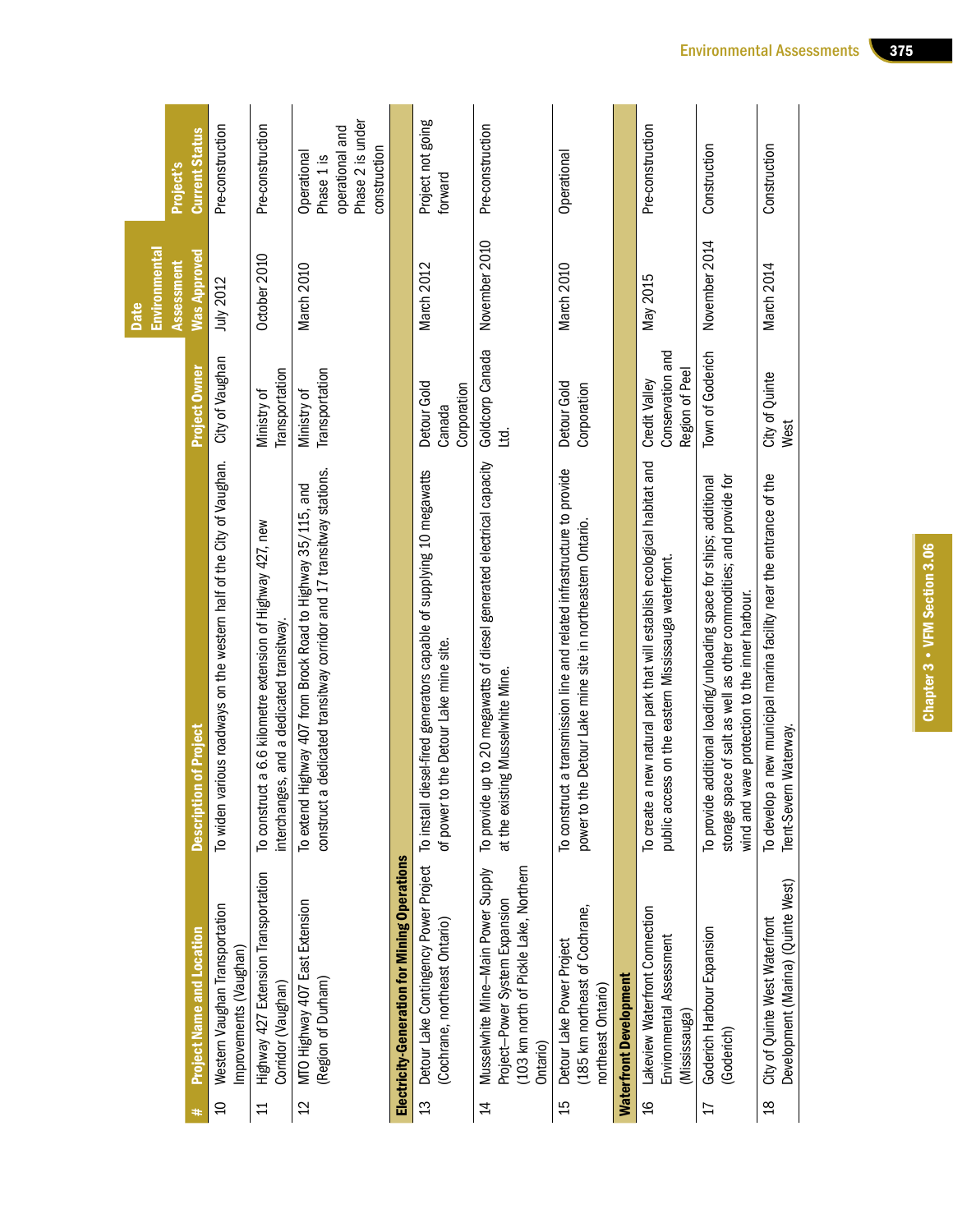| # | Project Name and Location | Description of Project | Project Owner | Date Environmental Assessment Was Approved | Project's Current Status |
|---|---|---|---|---|---|
| 10 | Western Vaughan Transportation Improvements (Vaughan) | To widen various roadways on the western half of the City of Vaughan. | City of Vaughan | July 2012 | Pre-construction |
| 11 | Highway 427 Extension Transportation Corridor (Vaughan) | To construct a 6.6 kilometre extension of Highway 427, new interchanges, and a dedicated transitway. | Ministry of Transportation | October 2010 | Pre-construction |
| 12 | MTO Highway 407 East Extension (Region of Durham) | To extend Highway 407 from Brock Road to Highway 35/115, and construct a dedicated transitway corridor and 17 transitway stations. | Ministry of Transportation | March 2010 | Operational Phase 1 is operational and Phase 2 is under construction |
| **Electricity-Generation for Mining Operations** | | | | | |
| 13 | Detour Lake Contingency Power Project (Cochrane, northeast Ontario) | To install diesel-fired generators capable of supplying 10 megawatts of power to the Detour Lake mine site. | Detour Gold Canada Corporation | March 2012 | Project not going forward |
| 14 | Musselwhite Mine—Main Power Supply Project—Power System Expansion (103 km north of Pickle Lake, Northern Ontario) | To provide up to 20 megawatts of diesel generated electrical capacity at the existing Musselwhite Mine. | Goldcorp Canada Ltd. | November 2010 | Pre-construction |
| 15 | Detour Lake Power Project (185 km northeast of Cochrane, northeast Ontario) | To construct a transmission line and related infrastructure to provide power to the Detour Lake mine site in northeastern Ontario. | Detour Gold Corporation | March 2010 | Operational |
| **Waterfront Development** | | | | | |
| 16 | Lakeview Waterfront Connection Environmental Assessment (Mississauga) | To create a new natural park that will establish ecological habitat and public access on the eastern Mississauga waterfront. | Credit Valley Conservation and Region of Peel | May 2015 | Pre-construction |
| 17 | Goderich Harbour Expansion (Goderich) | To provide additional loading/unloading space for ships; additional storage space of salt as well as other commodities; and provide for wind and wave protection to the inner harbour. | Town of Goderich | November 2014 | Construction |
| 18 | City of Quinte West Waterfront Development (Marina) (Quinte West) | To develop a new municipal marina facility near the entrance of the Trent-Severn Waterway. | City of Quinte West | March 2014 | Construction |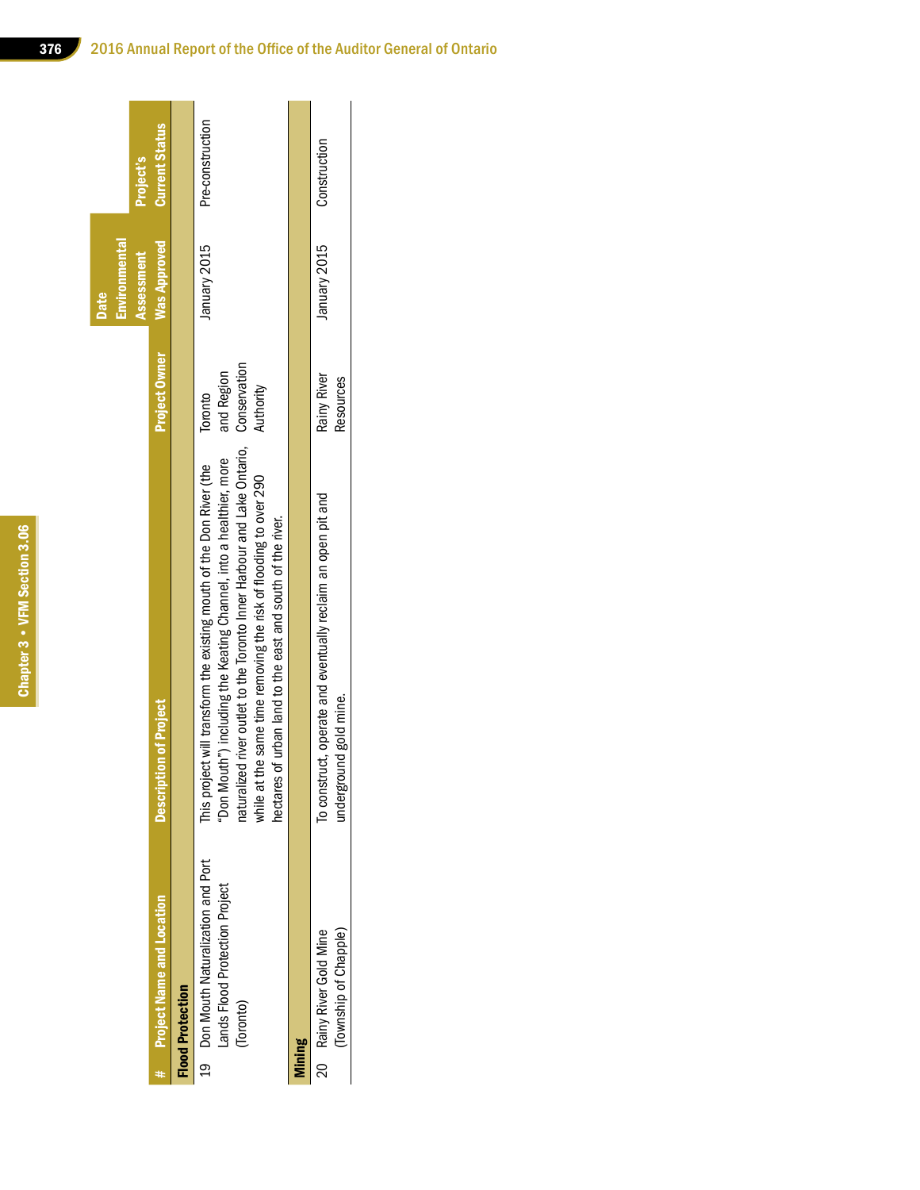| # | Project Name and Location | Description of Project | Project Owner | Date Environmental Assessment Was Approved | Project's Current Status |
|---|---|---|---|---|---|
| **Flood Protection** | | | | | |
| 19 | Don Mouth Naturalization and Port Lands Flood Protection Project (Toronto) | This project will transform the existing mouth of the Don River (the "Don Mouth") including the Keating Channel, into a healthier, more naturalized river outlet to the Toronto Inner Harbour and Lake Ontario, while at the same time removing the risk of flooding to over 290 hectares of urban land to the east and south of the river. | Toronto and Region Conservation Authority | January 2015 | Pre-construction |
| **Mining** | | | | | |
| 20 | Rainy River Gold Mine (Township of Chapple) | To construct, operate and eventually reclaim an open pit and underground gold mine. | Rainy River Resources | January 2015 | Construction |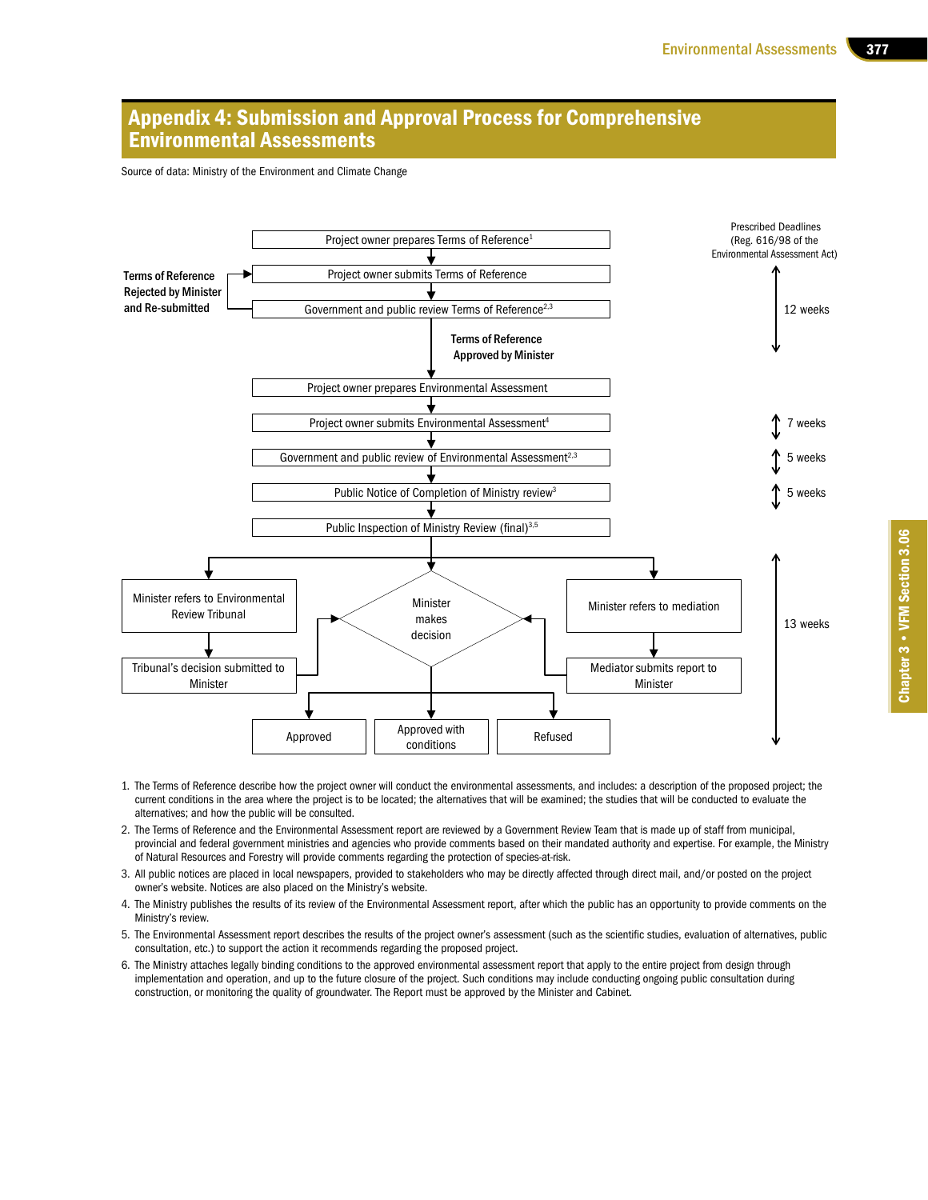## Appendix 4: Submission and Approval Process for Comprehensive Environmental Assessments

Source of data: Ministry of the Environment and Climate Change

Prescribed Deadlines (Reg. 616/98 of the Environmental Assessment Act)

Project owner prepares Terms of Reference[1]

Project owner submits Terms of Reference

Terms of Reference Rejected by Minister and Re-submitted

Government and public review Terms of Reference[2,3]

12 weeks

Terms of Reference Approved by Minister

Project owner prepares Environmental Assessment

Project owner submits Environmental Assessment[4]

7 weeks

Government and public review of Environmental Assessment[2,3]

5 weeks

Public Notice of Completion of Ministry review[3]

5 weeks

Public Inspection of Ministry Review (final)[3,5]

Minister refers to Environmental Review Tribunal

Tribunal's decision submitted to Minister

Minister makes decision

Minister refers to mediation

Mediator submits report to Minister

13 weeks

Approved

Approved with conditions

Refused

1. The Terms of Reference describe how the project owner will conduct the environmental assessments, and includes: a description of the proposed project; the current conditions in the area where the project is to be located; the alternatives that will be examined; the studies that will be conducted to evaluate the alternatives; and how the public will be consulted.
2. The Terms of Reference and the Environmental Assessment report are reviewed by a Government Review Team that is made up of staff from municipal, provincial and federal government ministries and agencies who provide comments based on their mandated authority and expertise. For example, the Ministry of Natural Resources and Forestry will provide comments regarding the protection of species-at-risk.
3. All public notices are placed in local newspapers, provided to stakeholders who may be directly affected through direct mail, and/or posted on the project owner's website. Notices are also placed on the Ministry's website.
4. The Ministry publishes the results of its review of the Environmental Assessment report, after which the public has an opportunity to provide comments on the Ministry's review.
5. The Environmental Assessment report describes the results of the project owner's assessment (such as the scientific studies, evaluation of alternatives, public consultation, etc.) to support the action it recommends regarding the proposed project.
6. The Ministry attaches legally binding conditions to the approved environmental assessment report that apply to the entire project from design through implementation and operation, and up to the future closure of the project. Such conditions may include conducting ongoing public consultation during construction, or monitoring the quality of groundwater. The Report must be approved by the Minister and Cabinet.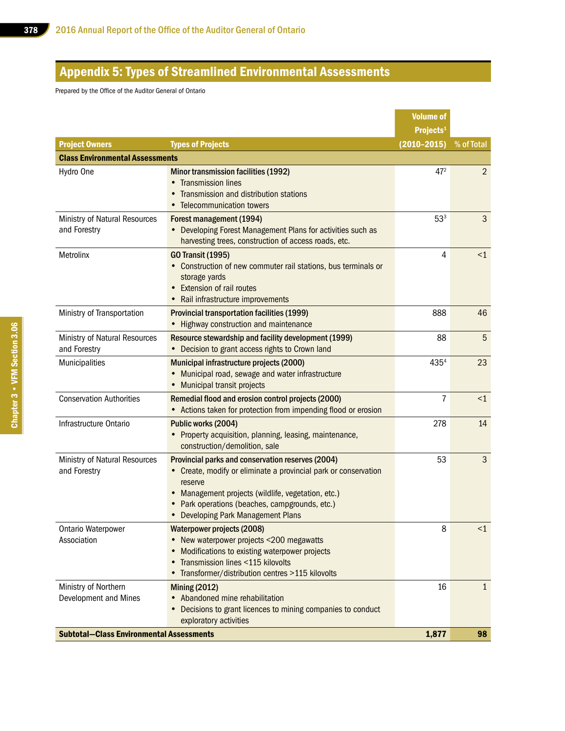## Appendix 5: Types of Streamlined Environmental Assessments

Prepared by the Office of the Auditor General of Ontario

| Project Owners | Types of Projects | Volume of Projects[1] (2010–2015) | % of Total |
|---|---|---|---|
| **Class Environmental Assessments** | | | |
| Hydro One | **Minor transmission facilities (1992)**<br>• Transmission lines<br>• Transmission and distribution stations<br>• Telecommunication towers | 47[2] | 2 |
| Ministry of Natural Resources and Forestry | **Forest management (1994)**<br>• Developing Forest Management Plans for activities such as harvesting trees, construction of access roads, etc. | 53[3] | 3 |
| Metrolinx | **GO Transit (1995)**<br>• Construction of new commuter rail stations, bus terminals or storage yards<br>• Extension of rail routes<br>• Rail infrastructure improvements | 4 | <1 |
| Ministry of Transportation | **Provincial transportation facilities (1999)**<br>• Highway construction and maintenance | 888 | 46 |
| Ministry of Natural Resources and Forestry | **Resource stewardship and facility development (1999)**<br>• Decision to grant access rights to Crown land | 88 | 5 |
| Municipalities | **Municipal infrastructure projects (2000)**<br>• Municipal road, sewage and water infrastructure<br>• Municipal transit projects | 435[4] | 23 |
| Conservation Authorities | **Remedial flood and erosion control projects (2000)**<br>• Actions taken for protection from impending flood or erosion | 7 | <1 |
| Infrastructure Ontario | **Public works (2004)**<br>• Property acquisition, planning, leasing, maintenance, construction/demolition, sale | 278 | 14 |
| Ministry of Natural Resources and Forestry | **Provincial parks and conservation reserves (2004)**<br>• Create, modify or eliminate a provincial park or conservation reserve<br>• Management projects (wildlife, vegetation, etc.)<br>• Park operations (beaches, campgrounds, etc.)<br>• Developing Park Management Plans | 53 | 3 |
| Ontario Waterpower Association | **Waterpower projects (2008)**<br>• New waterpower projects <200 megawatts<br>• Modifications to existing waterpower projects<br>• Transmission lines <115 kilovolts<br>• Transformer/distribution centres >115 kilovolts | 8 | <1 |
| Ministry of Northern Development and Mines | **Mining (2012)**<br>• Abandoned mine rehabilitation<br>• Decisions to grant licences to mining companies to conduct exploratory activities | 16 | 1 |
| **Subtotal—Class Environmental Assessments** | | **1,877** | **98** |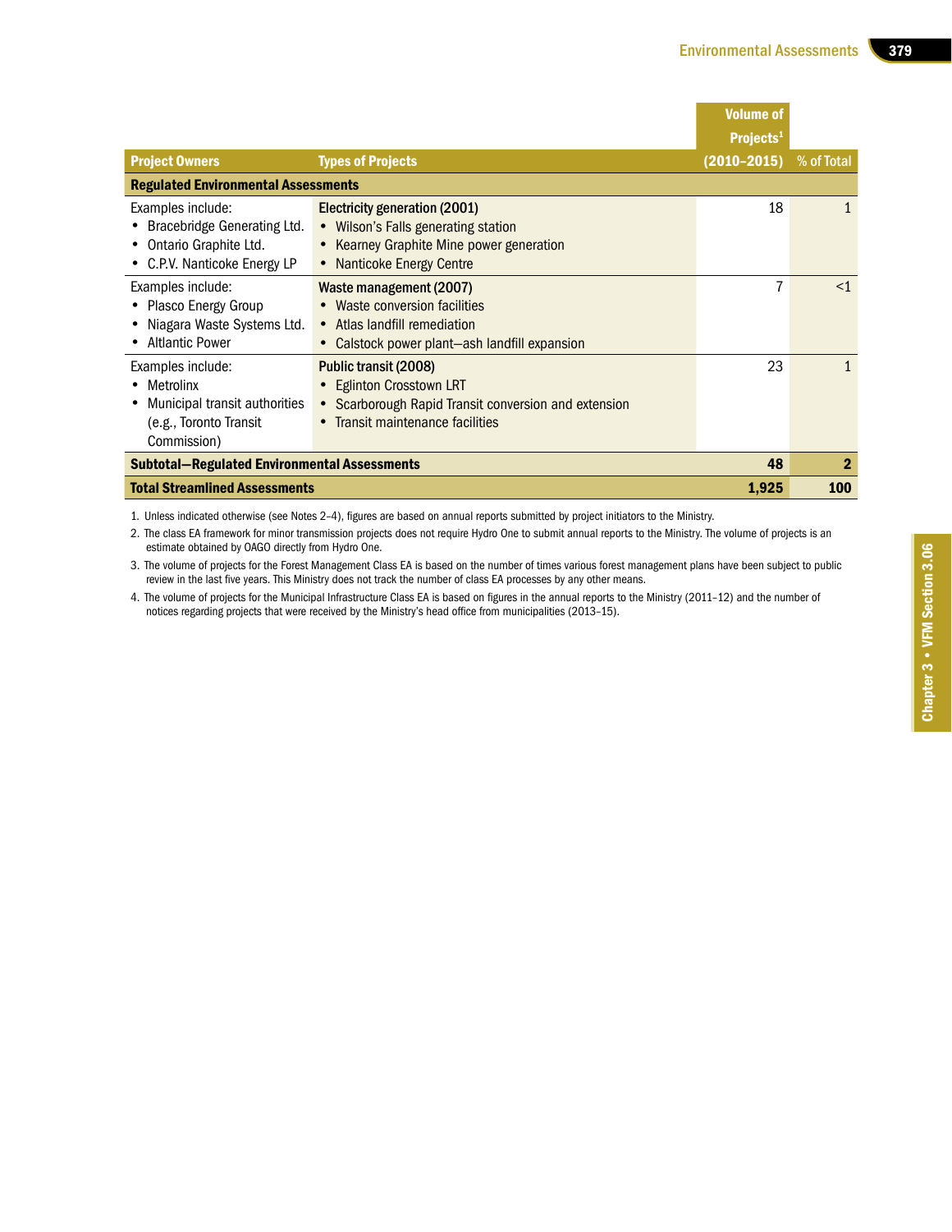| Project Owners | Types of Projects | Volume of Projects[1] (2010–2015) | % of Total |
|---|---|---|---|
| **Regulated Environmental Assessments** | | | |
| Examples include:<br>• Bracebridge Generating Ltd.<br>• Ontario Graphite Ltd.<br>• C.P.V. Nanticoke Energy LP | **Electricity generation (2001)**<br>• Wilson's Falls generating station<br>• Kearney Graphite Mine power generation<br>• Nanticoke Energy Centre | 18 | 1 |
| Examples include:<br>• Plasco Energy Group<br>• Niagara Waste Systems Ltd.<br>• Altlantic Power | **Waste management (2007)**<br>• Waste conversion facilities<br>• Atlas landfill remediation<br>• Calstock power plant—ash landfill expansion | 7 | <1 |
| Examples include:<br>• Metrolinx<br>• Municipal transit authorities (e.g., Toronto Transit Commission) | **Public transit (2008)**<br>• Eglinton Crosstown LRT<br>• Scarborough Rapid Transit conversion and extension<br>• Transit maintenance facilities | 23 | 1 |
| **Subtotal—Regulated Environmental Assessments** | | **48** | **2** |
| **Total Streamlined Assessments** | | **1,925** | **100** |

1. Unless indicated otherwise (see Notes 2–4), figures are based on annual reports submitted by project initiators to the Ministry.

2. The class EA framework for minor transmission projects does not require Hydro One to submit annual reports to the Ministry. The volume of projects is an estimate obtained by OAGO directly from Hydro One.

3. The volume of projects for the Forest Management Class EA is based on the number of times various forest management plans have been subject to public review in the last five years. This Ministry does not track the number of class EA processes by any other means.

4. The volume of projects for the Municipal Infrastructure Class EA is based on figures in the annual reports to the Ministry (2011–12) and the number of notices regarding projects that were received by the Ministry's head office from municipalities (2013–15).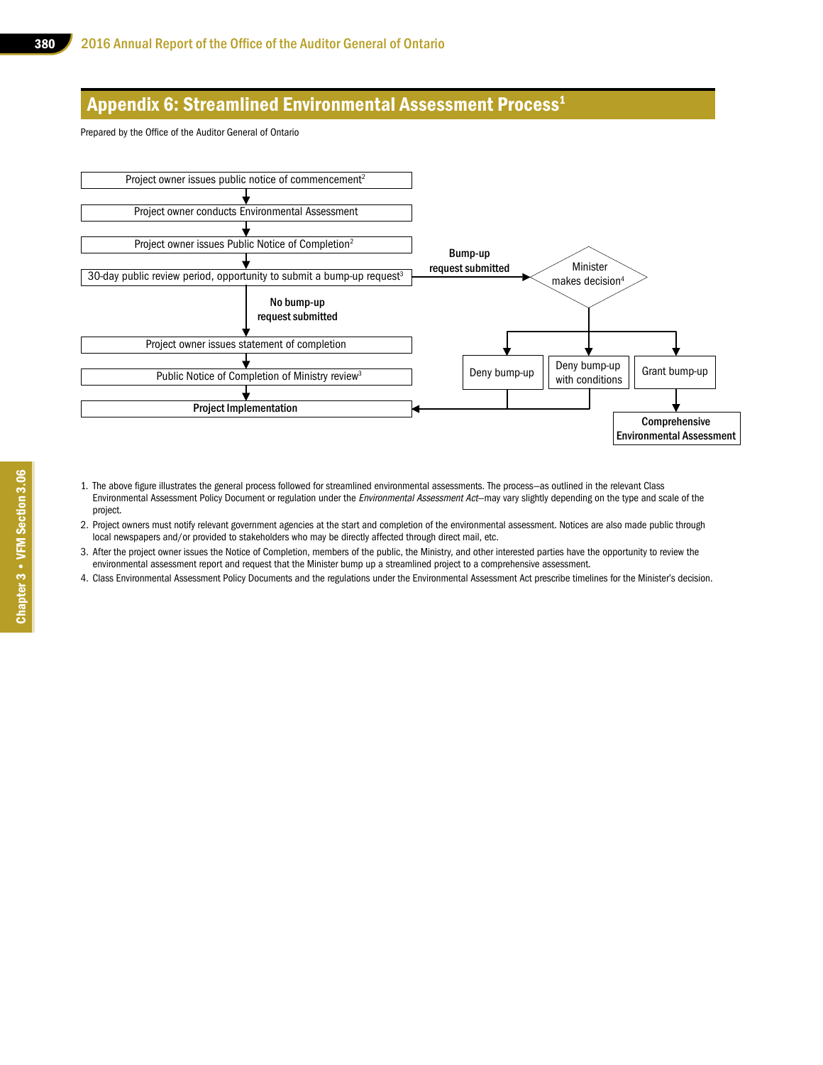## Appendix 6: Streamlined Environmental Assessment Process[1]

Prepared by the Office of the Auditor General of Ontario

Project owner issues public notice of commencement[2]

Project owner conducts Environmental Assessment

Project owner issues Public Notice of Completion[2]

30-day public review period, opportunity to submit a bump-up request[3]

Bump-up request submitted

Minister makes decision[4]

No bump-up request submitted

Project owner issues statement of completion

Public Notice of Completion of Ministry review[3]

Project Implementation

Deny bump-up

Deny bump-up with conditions

Grant bump-up

Comprehensive Environmental Assessment

1. The above figure illustrates the general process followed for streamlined environmental assessments. The process—as outlined in the relevant Class Environmental Assessment Policy Document or regulation under the *Environmental Assessment Act*—may vary slightly depending on the type and scale of the project.
2. Project owners must notify relevant government agencies at the start and completion of the environmental assessment. Notices are also made public through local newspapers and/or provided to stakeholders who may be directly affected through direct mail, etc.
3. After the project owner issues the Notice of Completion, members of the public, the Ministry, and other interested parties have the opportunity to review the environmental assessment report and request that the Minister bump up a streamlined project to a comprehensive assessment.
4. Class Environmental Assessment Policy Documents and the regulations under the Environmental Assessment Act prescribe timelines for the Minister's decision.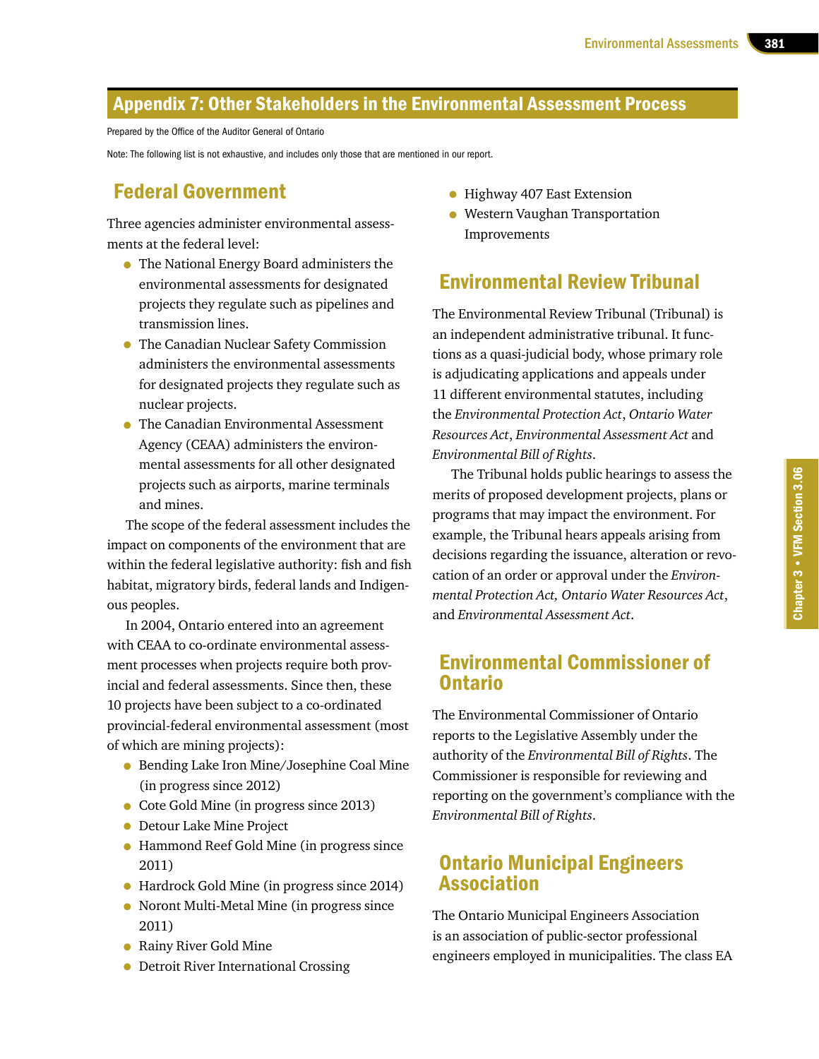## Appendix 7: Other Stakeholders in the Environmental Assessment Process

Prepared by the Office of the Auditor General of Ontario

Note: The following list is not exhaustive, and includes only those that are mentioned in our report.

### Federal Government

Three agencies administer environmental assessments at the federal level:

- The National Energy Board administers the environmental assessments for designated projects they regulate such as pipelines and transmission lines.
- The Canadian Nuclear Safety Commission administers the environmental assessments for designated projects they regulate such as nuclear projects.
- The Canadian Environmental Assessment Agency (CEAA) administers the environmental assessments for all other designated projects such as airports, marine terminals and mines.

The scope of the federal assessment includes the impact on components of the environment that are within the federal legislative authority: fish and fish habitat, migratory birds, federal lands and Indigenous peoples.

In 2004, Ontario entered into an agreement with CEAA to co-ordinate environmental assessment processes when projects require both provincial and federal assessments. Since then, these 10 projects have been subject to a co-ordinated provincial-federal environmental assessment (most of which are mining projects):

- Bending Lake Iron Mine/Josephine Coal Mine (in progress since 2012)
- Cote Gold Mine (in progress since 2013)
- Detour Lake Mine Project
- Hammond Reef Gold Mine (in progress since 2011)
- Hardrock Gold Mine (in progress since 2014)
- Noront Multi-Metal Mine (in progress since 2011)
- Rainy River Gold Mine
- Detroit River International Crossing
- Highway 407 East Extension
- Western Vaughan Transportation Improvements

### Environmental Review Tribunal

The Environmental Review Tribunal (Tribunal) is an independent administrative tribunal. It functions as a quasi-judicial body, whose primary role is adjudicating applications and appeals under 11 different environmental statutes, including the *Environmental Protection Act*, *Ontario Water Resources Act*, *Environmental Assessment Act* and *Environmental Bill of Rights*.

The Tribunal holds public hearings to assess the merits of proposed development projects, plans or programs that may impact the environment. For example, the Tribunal hears appeals arising from decisions regarding the issuance, alteration or revocation of an order or approval under the *Environmental Protection Act, Ontario Water Resources Act*, and *Environmental Assessment Act*.

### Environmental Commissioner of Ontario

The Environmental Commissioner of Ontario reports to the Legislative Assembly under the authority of the *Environmental Bill of Rights*. The Commissioner is responsible for reviewing and reporting on the government's compliance with the *Environmental Bill of Rights*.

### Ontario Municipal Engineers Association

The Ontario Municipal Engineers Association is an association of public-sector professional engineers employed in municipalities. The class EA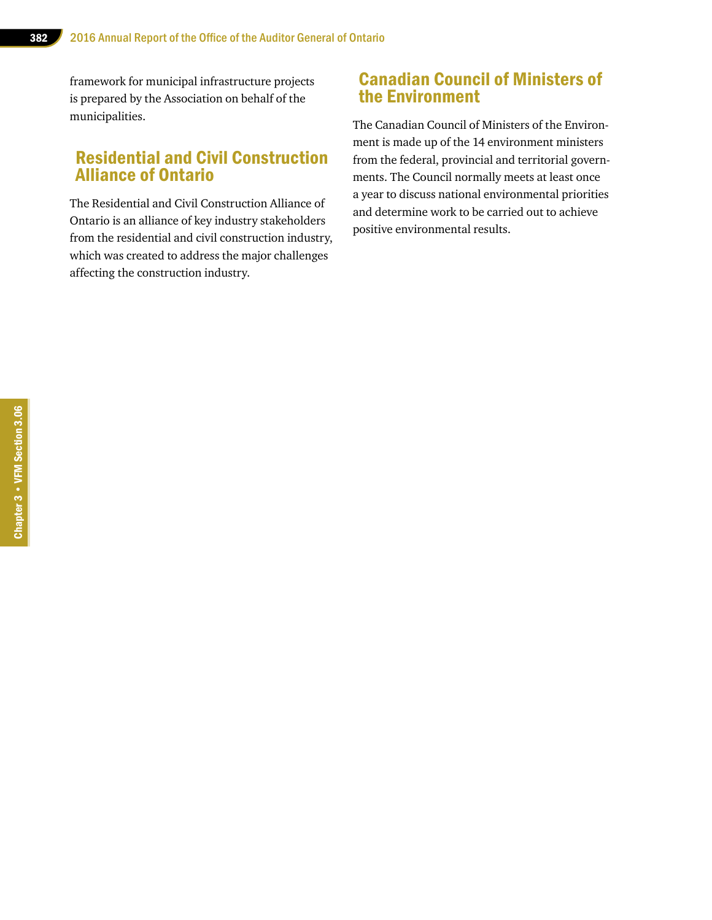framework for municipal infrastructure projects is prepared by the Association on behalf of the municipalities.

## Residential and Civil Construction Alliance of Ontario

The Residential and Civil Construction Alliance of Ontario is an alliance of key industry stakeholders from the residential and civil construction industry, which was created to address the major challenges affecting the construction industry.

## Canadian Council of Ministers of the Environment

The Canadian Council of Ministers of the Environment is made up of the 14 environment ministers from the federal, provincial and territorial governments. The Council normally meets at least once a year to discuss national environmental priorities and determine work to be carried out to achieve positive environmental results.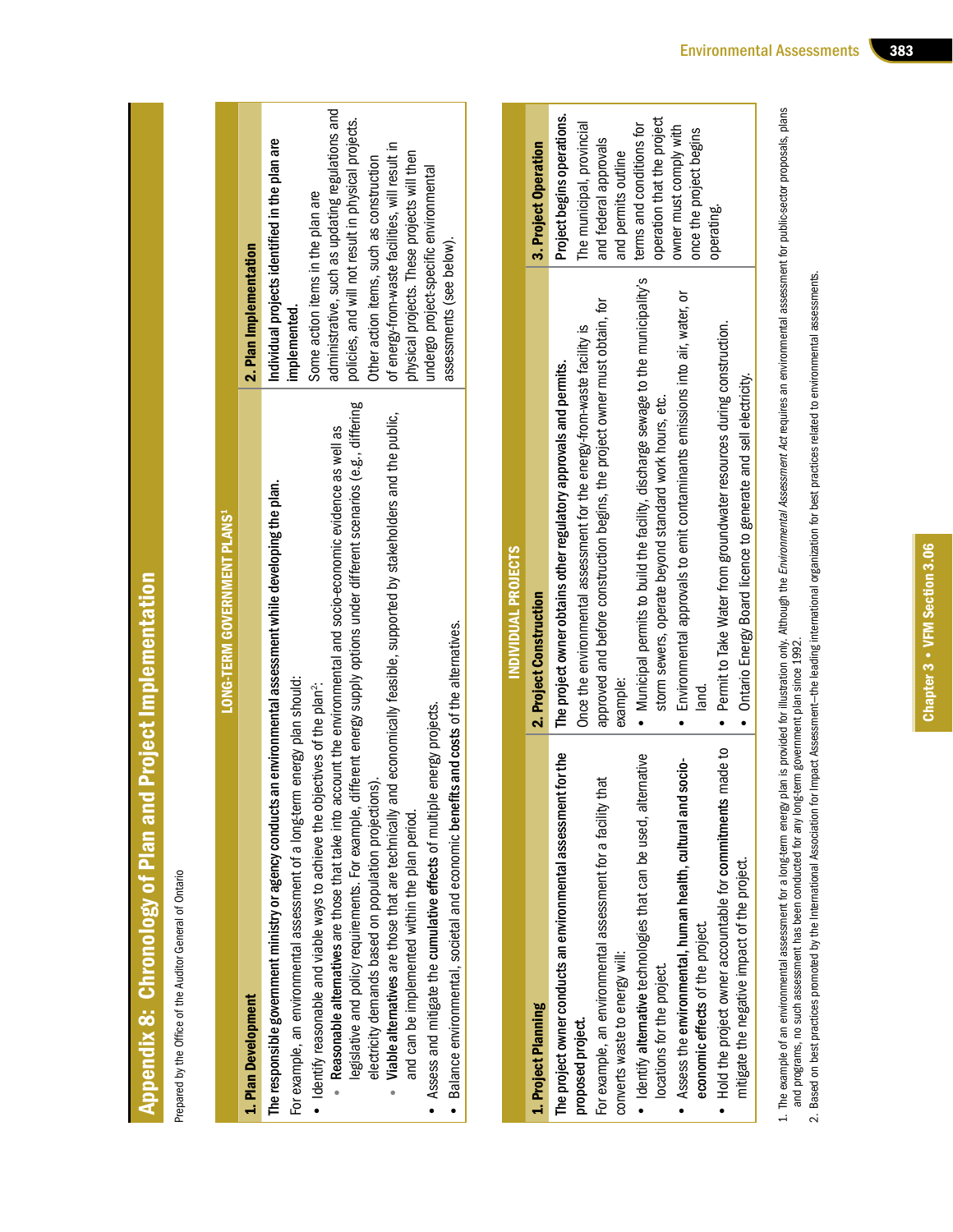## Appendix 8: Chronology of Plan and Project Implementation

Prepared by the Office of the Auditor General of Ontario

| LONG-TERM GOVERNMENT PLANS[1] | |
|---|---|
| **1. Plan Development** | **2. Plan Implementation** |
| **The responsible government ministry or agency conducts an environmental assessment while developing the plan.**<br>For example, an environmental assessment of a long-term energy plan should:<br>• Identify reasonable and viable ways to achieve the objectives of the plan[2]:<br>◦ **Reasonable alternatives** are those that take into account the environmental and socio-economic evidence as well as legislative and policy requirements. For example, different energy supply options under different scenarios (e.g., differing electricity demands based on population projections).<br>◦ **Viable alternatives** are those that are technically and economically feasible, supported by stakeholders and the public, and can be implemented within the plan period.<br>• Assess and mitigate the **cumulative effects** of multiple energy projects.<br>• Balance environmental, societal and economic **benefits and costs** of the alternatives. | **Individual projects identified in the plan are implemented.**<br>Some action items in the plan are administrative, such as updating regulations and policies, and will not result in physical projects. Other action items, such as construction of energy-from-waste facilities, will result in physical projects. These projects will then undergo project-specific environmental assessments (see below). |

| INDIVIDUAL PROJECTS | | |
|---|---|---|
| **1. Project Planning** | **2. Project Construction** | **3. Project Operation** |
| **The project owner conducts an environmental assessment for the proposed project.**<br>For example, an environmental assessment for a facility that converts waste to energy will:<br>• Identify **alternative** technologies that can be used, alternative locations for the project.<br>• Assess the **environmental, human health, cultural and socio-economic effects** of the project.<br>• Hold the project owner accountable for **commitments** made to mitigate the negative impact of the project. | **The project owner obtains other regulatory approvals and permits.**<br>Once the environmental assessment for the energy-from-waste facility is approved and before construction begins, the project owner must obtain, for example:<br>• Municipal permits to build the facility, discharge sewage to the municipality's storm sewers, operate beyond standard work hours, etc.<br>• Environmental approvals to emit contaminants emissions into air, water, or land.<br>• Permit to Take Water from groundwater resources during construction.<br>• Ontario Energy Board licence to generate and sell electricity. | **Project begins operations.**<br>The municipal, provincial and federal approvals and permits outline terms and conditions for operation that the project owner must comply with once the project begins operating. |

1. The example of an environmental assessment for a long-term energy plan is provided for illustration only. Although the *Environmental Assessment Act* requires an environmental assessment for public-sector proposals, plans and programs, no such assessment has been conducted for any long-term government plan since 1992.
2. Based on best practices promoted by the International Association for Impact Assessment—the leading international organization for best practices related to environmental assessments.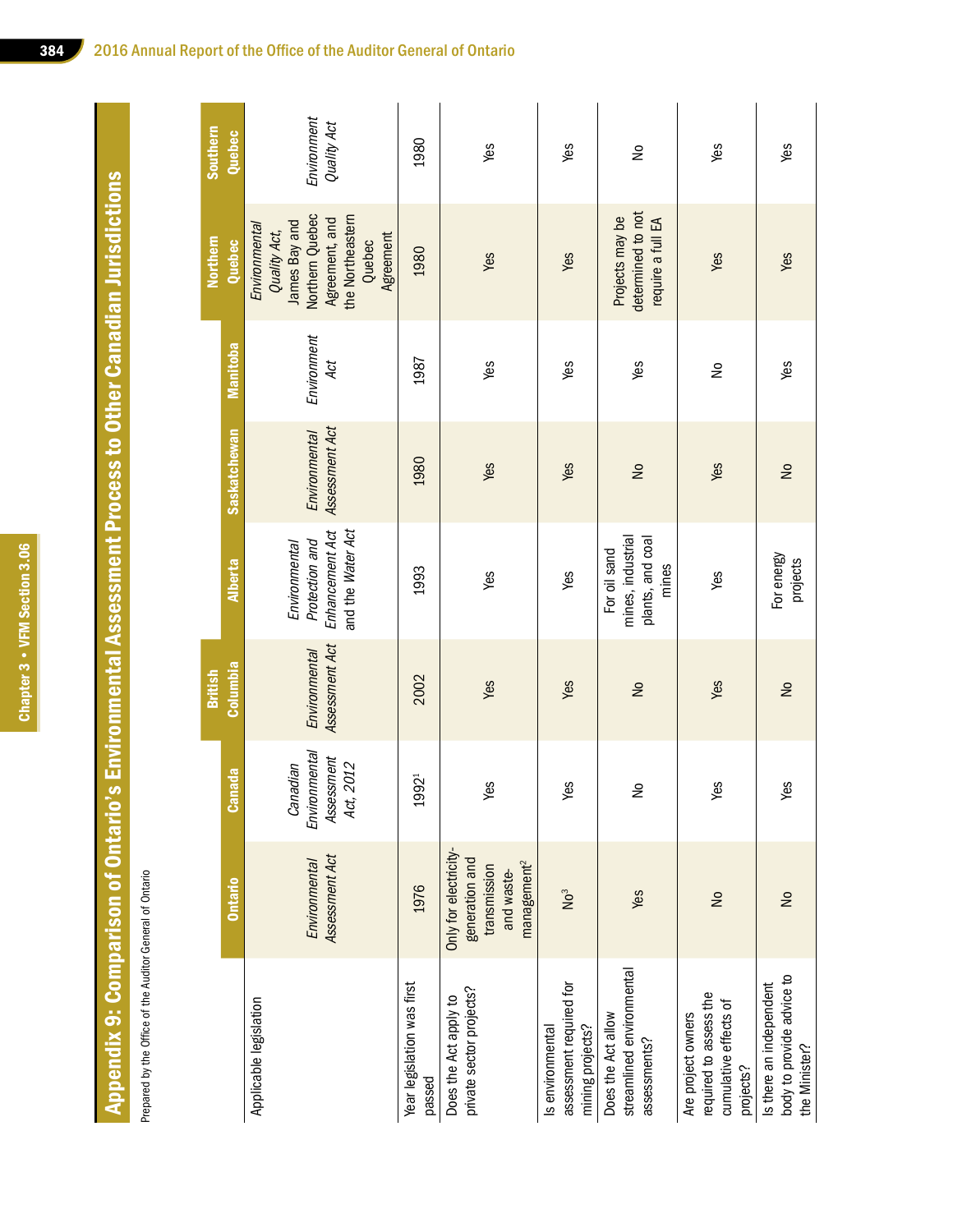## Appendix 9: Comparison of Ontario's Environmental Assessment Process to Other Canadian Jurisdictions

Prepared by the Office of the Auditor General of Ontario

| | Ontario | Canada | British Columbia | Alberta | Saskatchewan | Manitoba | Northern Quebec | Southern Quebec |
|---|---|---|---|---|---|---|---|---|
| Applicable legislation | *Environmental Assessment Act* | *Canadian Environmental Assessment Act, 2012* | *Environmental Assessment Act* | *Environmental Protection and Enhancement Act* and the *Water Act* | *Environmental Assessment Act* | *Environment Act* | *Environmental Quality Act*, James Bay and Northern Quebec Agreement, and the Northeastern Quebec Agreement | *Environment Quality Act* |
| Year legislation was first passed | 1976 | 1992[1] | 2002 | 1993 | 1980 | 1987 | 1980 | 1980 |
| Does the Act apply to private sector projects? | Only for electricity-generation and transmission and waste-management[2] | Yes | Yes | Yes | Yes | Yes | Yes | Yes |
| Is environmental assessment required for mining projects? | No[3] | Yes | Yes | Yes | Yes | Yes | Yes | Yes |
| Does the Act allow streamlined environmental assessments? | Yes | No | No | For oil sand mines, industrial plants, and coal mines | No | Yes | Projects may be determined to not require a full EA | No |
| Are project owners required to assess the cumulative effects of projects? | No | Yes | Yes | Yes | Yes | No | Yes | Yes |
| Is there an independent body to provide advice to the Minister? | No | Yes | No | For energy projects | No | Yes | Yes | Yes |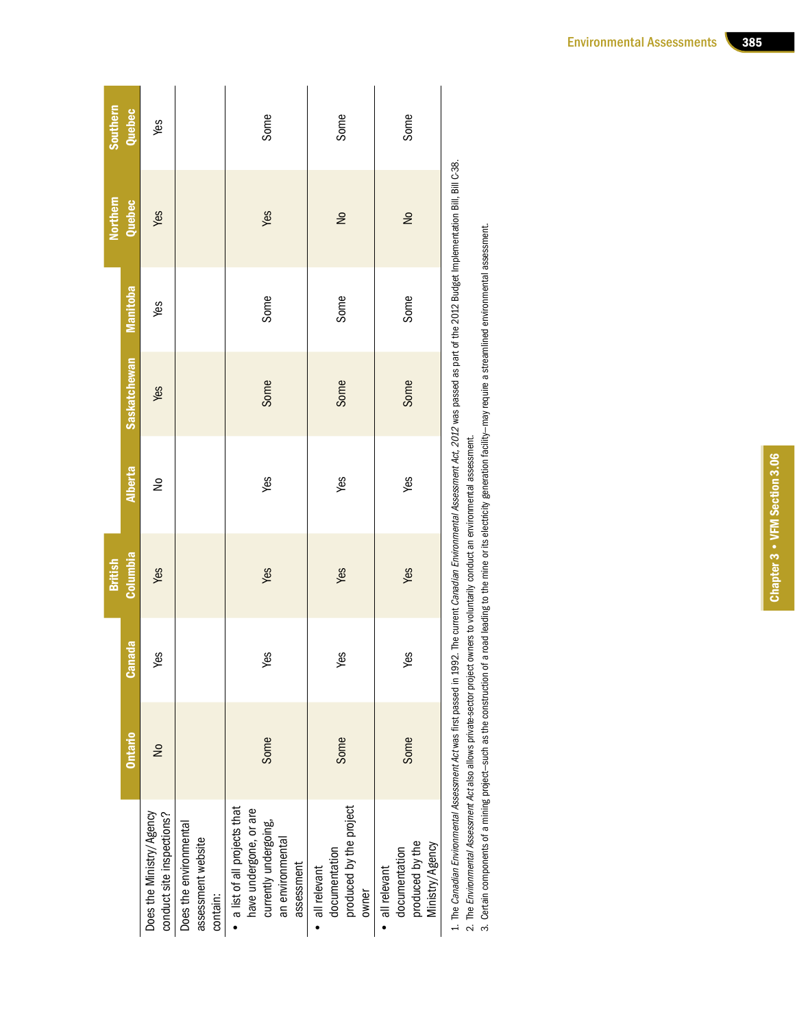| | Ontario | Canada | British Columbia | Alberta | Saskatchewan | Manitoba | Northern Quebec | Southern Quebec |
|---|---|---|---|---|---|---|---|---|
| Does the Ministry/Agency conduct site inspections? | No | Yes | Yes | No | Yes | Yes | Yes | Yes |
| Does the environmental assessment website contain: | | | | | | | | |
| • a list of all projects that have undergone, or are currently undergoing, an environmental assessment | Some | Yes | Yes | Yes | Some | Some | Yes | Some |
| • all relevant documentation produced by the project owner | Some | Yes | Yes | Yes | Some | Some | No | Some |
| • all relevant documentation produced by the Ministry/Agency | Some | Yes | Yes | Yes | Some | Some | No | Some |

1. The *Canadian Environmental Assessment Act* was first passed in 1992. The current *Canadian Environmental Assessment Act, 2012* was passed as part of the 2012 Budget Implementation Bill, Bill C-38.

2. The *Environmental Assessment Act* also allows private-sector project owners to voluntarily conduct an environmental assessment.

3. Certain components of a mining project—such as the construction of a road leading to the mine or its electricity generation facility—may require a streamlined environmental assessment.